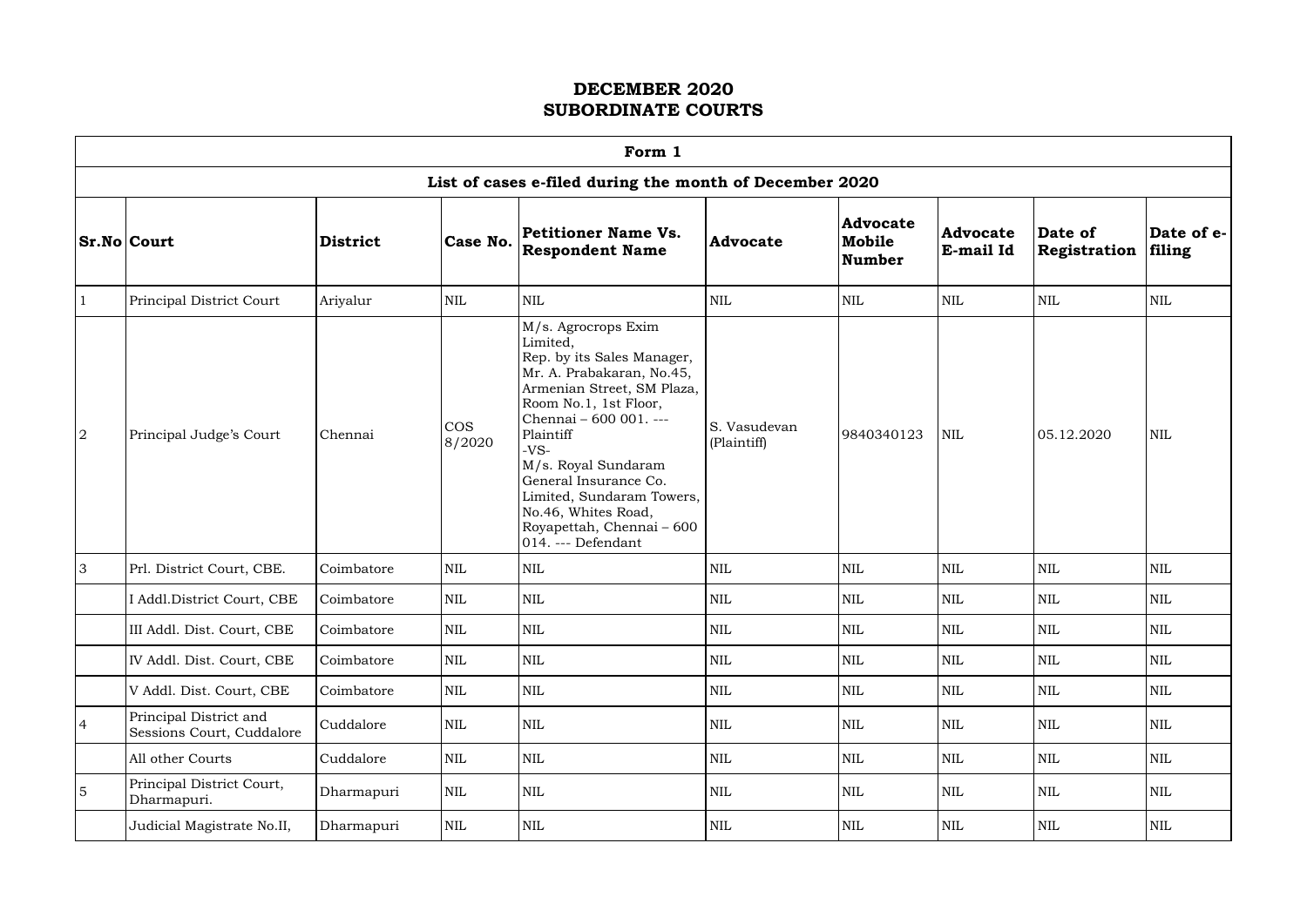# DECEMBER 2020
# SUBORDINATE COURTS

| Form 1 | | | | | | | | | |
|---|---|---|---|---|---|---|---|---|---|
| **List of cases e-filed during the month of December 2020** | | | | | | | | | |
| **Sr.No** | **Court** | **District** | **Case No.** | **Petitioner Name Vs. Respondent Name** | **Advocate** | **Advocate Mobile Number** | **Advocate E-mail Id** | **Date of Registration** | **Date of e-filing** |
| 1 | Principal District Court | Ariyalur | NIL | NIL | NIL | NIL | NIL | NIL | NIL |
| 2 | Principal Judge's Court | Chennai | COS 8/2020 | M/s. Agrocrops Exim Limited, Rep. by its Sales Manager, Mr. A. Prabakaran, No.45, Armenian Street, SM Plaza, Room No.1, 1st Floor, Chennai – 600 001. --- Plaintiff -VS- M/s. Royal Sundaram General Insurance Co. Limited, Sundaram Towers, No.46, Whites Road, Royapettah, Chennai – 600 014. --- Defendant | S. Vasudevan (Plaintiff) | 9840340123 | NIL | 05.12.2020 | NIL |
| 3 | Prl. District Court, CBE. | Coimbatore | NIL | NIL | NIL | NIL | NIL | NIL | NIL |
| | I Addl.District Court, CBE | Coimbatore | NIL | NIL | NIL | NIL | NIL | NIL | NIL |
| | III Addl. Dist. Court, CBE | Coimbatore | NIL | NIL | NIL | NIL | NIL | NIL | NIL |
| | IV Addl. Dist. Court, CBE | Coimbatore | NIL | NIL | NIL | NIL | NIL | NIL | NIL |
| | V Addl. Dist. Court, CBE | Coimbatore | NIL | NIL | NIL | NIL | NIL | NIL | NIL |
| 4 | Principal District and Sessions Court, Cuddalore | Cuddalore | NIL | NIL | NIL | NIL | NIL | NIL | NIL |
| | All other Courts | Cuddalore | NIL | NIL | NIL | NIL | NIL | NIL | NIL |
| 5 | Principal District Court, Dharmapuri. | Dharmapuri | NIL | NIL | NIL | NIL | NIL | NIL | NIL |
| | Judicial Magistrate No.II, | Dharmapuri | NIL | NIL | NIL | NIL | NIL | NIL | NIL |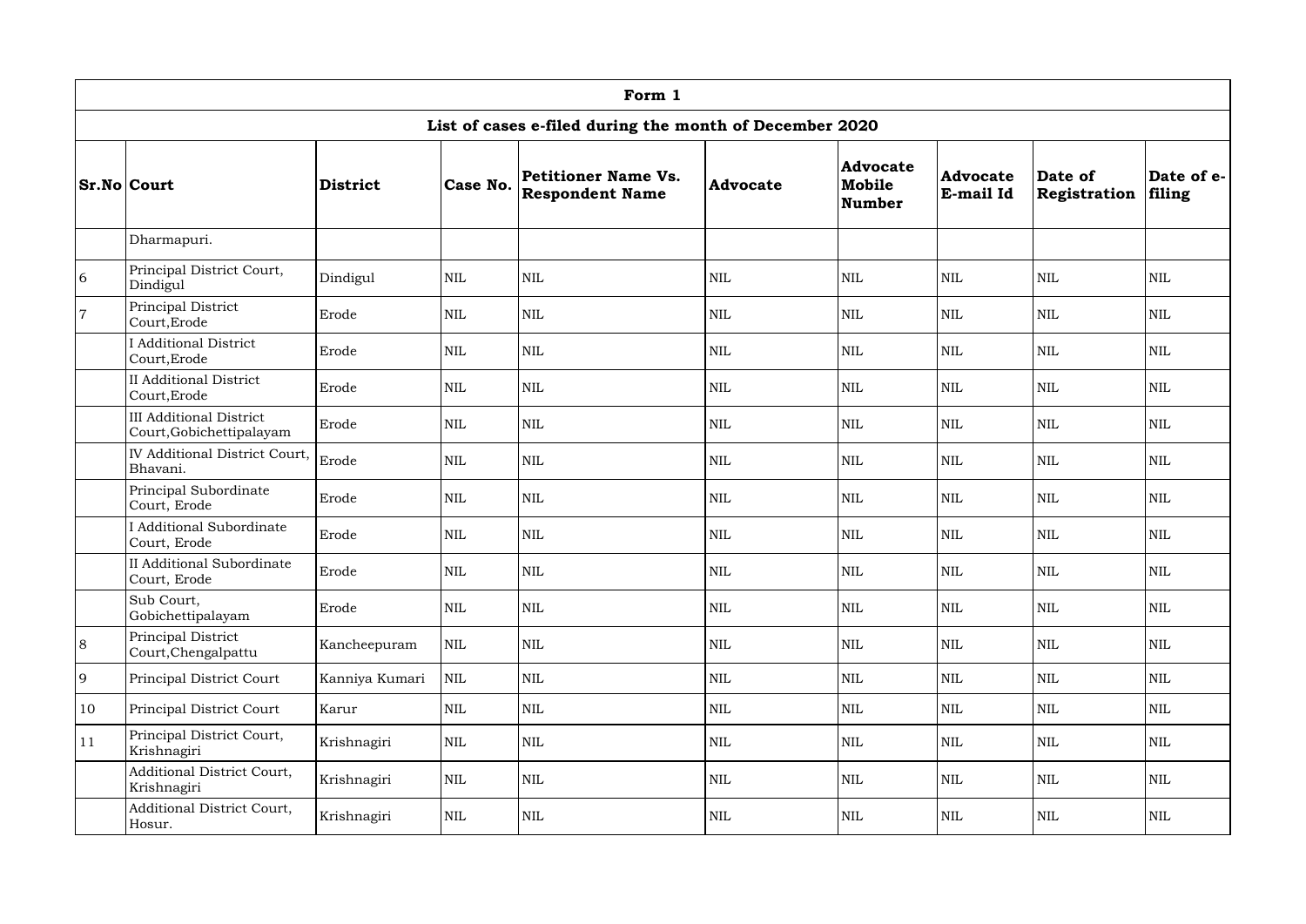| Form 1 | | | | | | | | | |
|---|---|---|---|---|---|---|---|---|---|
| **List of cases e-filed during the month of December 2020** | | | | | | | | | |
| **Sr.No** | **Court** | **District** | **Case No.** | **Petitioner Name Vs. Respondent Name** | **Advocate** | **Advocate Mobile Number** | **Advocate E-mail Id** | **Date of Registration** | **Date of e-filing** |
| | Dharmapuri. | | | | | | | | |
| 6 | Principal District Court, Dindigul | Dindigul | NIL | NIL | NIL | NIL | NIL | NIL | NIL |
| 7 | Principal District Court,Erode | Erode | NIL | NIL | NIL | NIL | NIL | NIL | NIL |
| | I Additional District Court,Erode | Erode | NIL | NIL | NIL | NIL | NIL | NIL | NIL |
| | II Additional District Court,Erode | Erode | NIL | NIL | NIL | NIL | NIL | NIL | NIL |
| | III Additional District Court,Gobichettipalayam | Erode | NIL | NIL | NIL | NIL | NIL | NIL | NIL |
| | IV Additional District Court, Bhavani. | Erode | NIL | NIL | NIL | NIL | NIL | NIL | NIL |
| | Principal Subordinate Court, Erode | Erode | NIL | NIL | NIL | NIL | NIL | NIL | NIL |
| | I Additional Subordinate Court, Erode | Erode | NIL | NIL | NIL | NIL | NIL | NIL | NIL |
| | II Additional Subordinate Court, Erode | Erode | NIL | NIL | NIL | NIL | NIL | NIL | NIL |
| | Sub Court, Gobichettipalayam | Erode | NIL | NIL | NIL | NIL | NIL | NIL | NIL |
| 8 | Principal District Court,Chengalpattu | Kancheepuram | NIL | NIL | NIL | NIL | NIL | NIL | NIL |
| 9 | Principal District Court | Kanniya Kumari | NIL | NIL | NIL | NIL | NIL | NIL | NIL |
| 10 | Principal District Court | Karur | NIL | NIL | NIL | NIL | NIL | NIL | NIL |
| 11 | Principal District Court, Krishnagiri | Krishnagiri | NIL | NIL | NIL | NIL | NIL | NIL | NIL |
| | Additional District Court, Krishnagiri | Krishnagiri | NIL | NIL | NIL | NIL | NIL | NIL | NIL |
| | Additional District Court, Hosur. | Krishnagiri | NIL | NIL | NIL | NIL | NIL | NIL | NIL |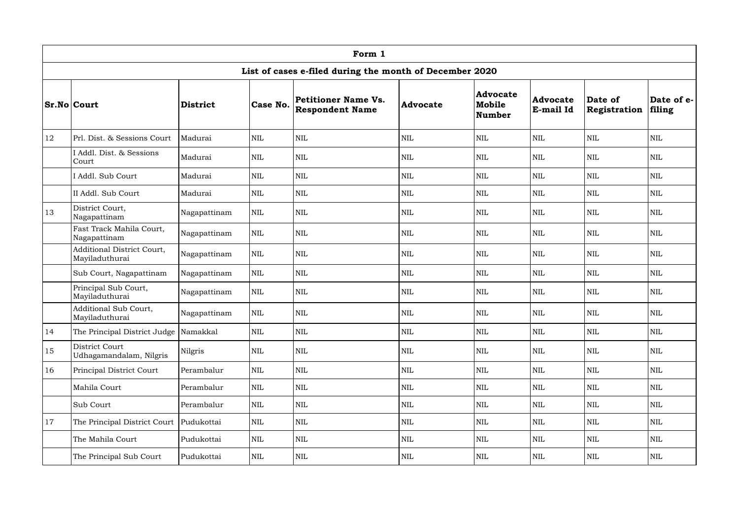| Form 1 | | | | | | | | | |
|---|---|---|---|---|---|---|---|---|---|
| **List of cases e-filed during the month of December 2020** | | | | | | | | | |
| **Sr.No** | **Court** | **District** | **Case No.** | **Petitioner Name Vs. Respondent Name** | **Advocate** | **Advocate Mobile Number** | **Advocate E-mail Id** | **Date of Registration** | **Date of e-filing** |
| 12 | Prl. Dist. & Sessions Court | Madurai | NIL | NIL | NIL | NIL | NIL | NIL | NIL |
| | I Addl. Dist. & Sessions Court | Madurai | NIL | NIL | NIL | NIL | NIL | NIL | NIL |
| | I Addl. Sub Court | Madurai | NIL | NIL | NIL | NIL | NIL | NIL | NIL |
| | II Addl. Sub Court | Madurai | NIL | NIL | NIL | NIL | NIL | NIL | NIL |
| 13 | District Court, Nagapattinam | Nagapattinam | NIL | NIL | NIL | NIL | NIL | NIL | NIL |
| | Fast Track Mahila Court, Nagapattinam | Nagapattinam | NIL | NIL | NIL | NIL | NIL | NIL | NIL |
| | Additional District Court, Mayiladuthurai | Nagapattinam | NIL | NIL | NIL | NIL | NIL | NIL | NIL |
| | Sub Court, Nagapattinam | Nagapattinam | NIL | NIL | NIL | NIL | NIL | NIL | NIL |
| | Principal Sub Court, Mayiladuthurai | Nagapattinam | NIL | NIL | NIL | NIL | NIL | NIL | NIL |
| | Additional Sub Court, Mayiladuthurai | Nagapattinam | NIL | NIL | NIL | NIL | NIL | NIL | NIL |
| 14 | The Principal District Judge | Namakkal | NIL | NIL | NIL | NIL | NIL | NIL | NIL |
| 15 | District Court Udhagamandalam, Nilgris | Nilgris | NIL | NIL | NIL | NIL | NIL | NIL | NIL |
| 16 | Principal District Court | Perambalur | NIL | NIL | NIL | NIL | NIL | NIL | NIL |
| | Mahila Court | Perambalur | NIL | NIL | NIL | NIL | NIL | NIL | NIL |
| | Sub Court | Perambalur | NIL | NIL | NIL | NIL | NIL | NIL | NIL |
| 17 | The Principal District Court | Pudukottai | NIL | NIL | NIL | NIL | NIL | NIL | NIL |
| | The Mahila Court | Pudukottai | NIL | NIL | NIL | NIL | NIL | NIL | NIL |
| | The Principal Sub Court | Pudukottai | NIL | NIL | NIL | NIL | NIL | NIL | NIL |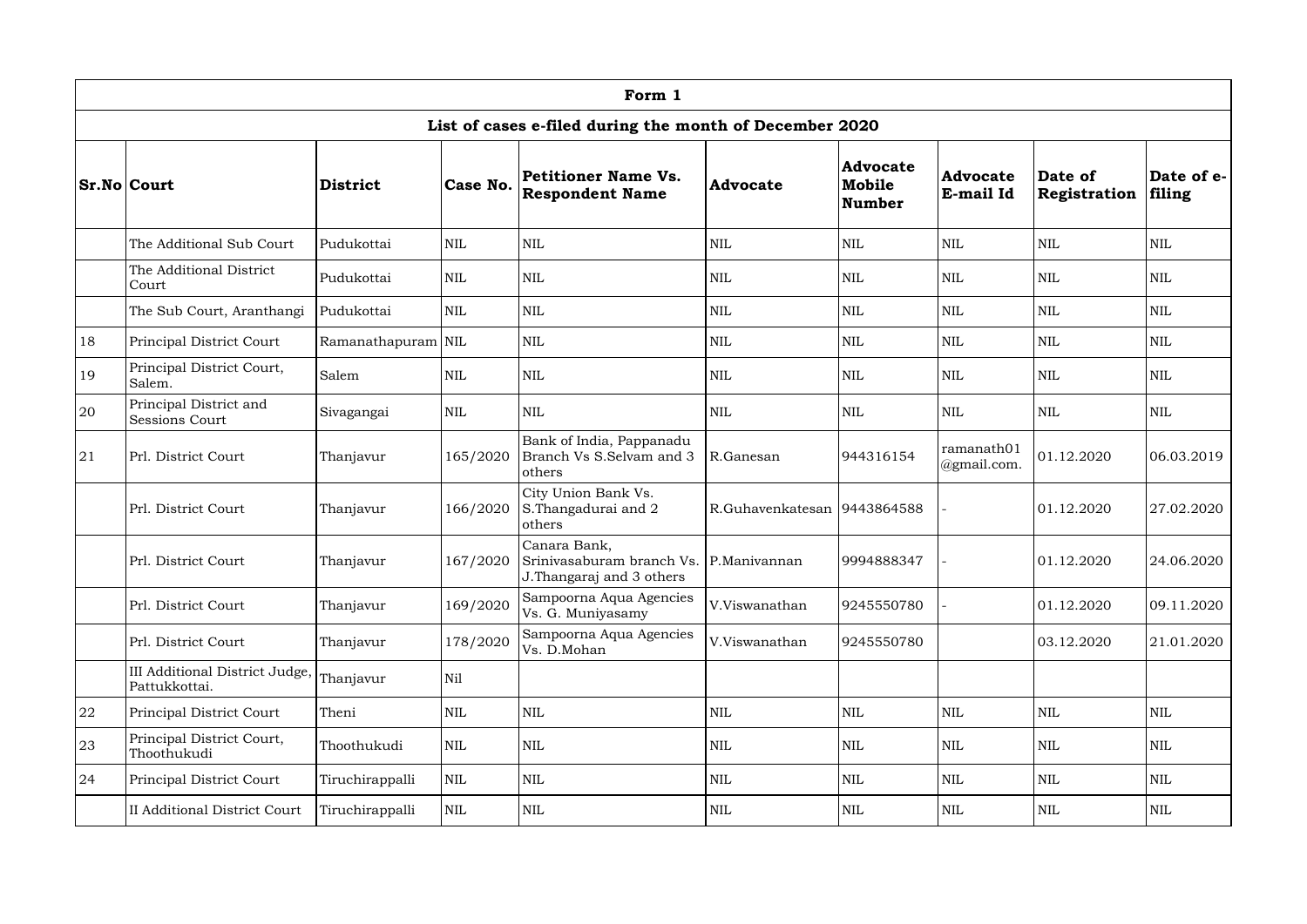| Form 1 | | | | | | | | | |
|---|---|---|---|---|---|---|---|---|---|
| List of cases e-filed during the month of December 2020 | | | | | | | | | |
| **Sr.No** | **Court** | **District** | **Case No.** | **Petitioner Name Vs. Respondent Name** | **Advocate** | **Advocate Mobile Number** | **Advocate E-mail Id** | **Date of Registration** | **Date of e-filing** |
| | The Additional Sub Court | Pudukottai | NIL | NIL | NIL | NIL | NIL | NIL | NIL |
| | The Additional District Court | Pudukottai | NIL | NIL | NIL | NIL | NIL | NIL | NIL |
| | The Sub Court, Aranthangi | Pudukottai | NIL | NIL | NIL | NIL | NIL | NIL | NIL |
| 18 | Principal District Court | Ramanathapuram | NIL | NIL | NIL | NIL | NIL | NIL | NIL |
| 19 | Principal District Court, Salem. | Salem | NIL | NIL | NIL | NIL | NIL | NIL | NIL |
| 20 | Principal District and Sessions Court | Sivagangai | NIL | NIL | NIL | NIL | NIL | NIL | NIL |
| 21 | Prl. District Court | Thanjavur | 165/2020 | Bank of India, Pappanadu Branch Vs S.Selvam and 3 others | R.Ganesan | 944316154 | ramanath01 @gmail.com. | 01.12.2020 | 06.03.2019 |
| | Prl. District Court | Thanjavur | 166/2020 | City Union Bank Vs. S.Thangadurai and 2 others | R.Guhavenkatesan | 9443864588 | - | 01.12.2020 | 27.02.2020 |
| | Prl. District Court | Thanjavur | 167/2020 | Canara Bank, Srinivasaburam branch Vs. J.Thangaraj and 3 others | P.Manivannan | 9994888347 | - | 01.12.2020 | 24.06.2020 |
| | Prl. District Court | Thanjavur | 169/2020 | Sampoorna Aqua Agencies Vs. G. Muniyasamy | V.Viswanathan | 9245550780 | - | 01.12.2020 | 09.11.2020 |
| | Prl. District Court | Thanjavur | 178/2020 | Sampoorna Aqua Agencies Vs. D.Mohan | V.Viswanathan | 9245550780 | | 03.12.2020 | 21.01.2020 |
| | III Additional District Judge, Pattukkottai. | Thanjavur | Nil | | | | | | |
| 22 | Principal District Court | Theni | NIL | NIL | NIL | NIL | NIL | NIL | NIL |
| 23 | Principal District Court, Thoothukudi | Thoothukudi | NIL | NIL | NIL | NIL | NIL | NIL | NIL |
| 24 | Principal District Court | Tiruchirappalli | NIL | NIL | NIL | NIL | NIL | NIL | NIL |
| | II Additional District Court | Tiruchirappalli | NIL | NIL | NIL | NIL | NIL | NIL | NIL |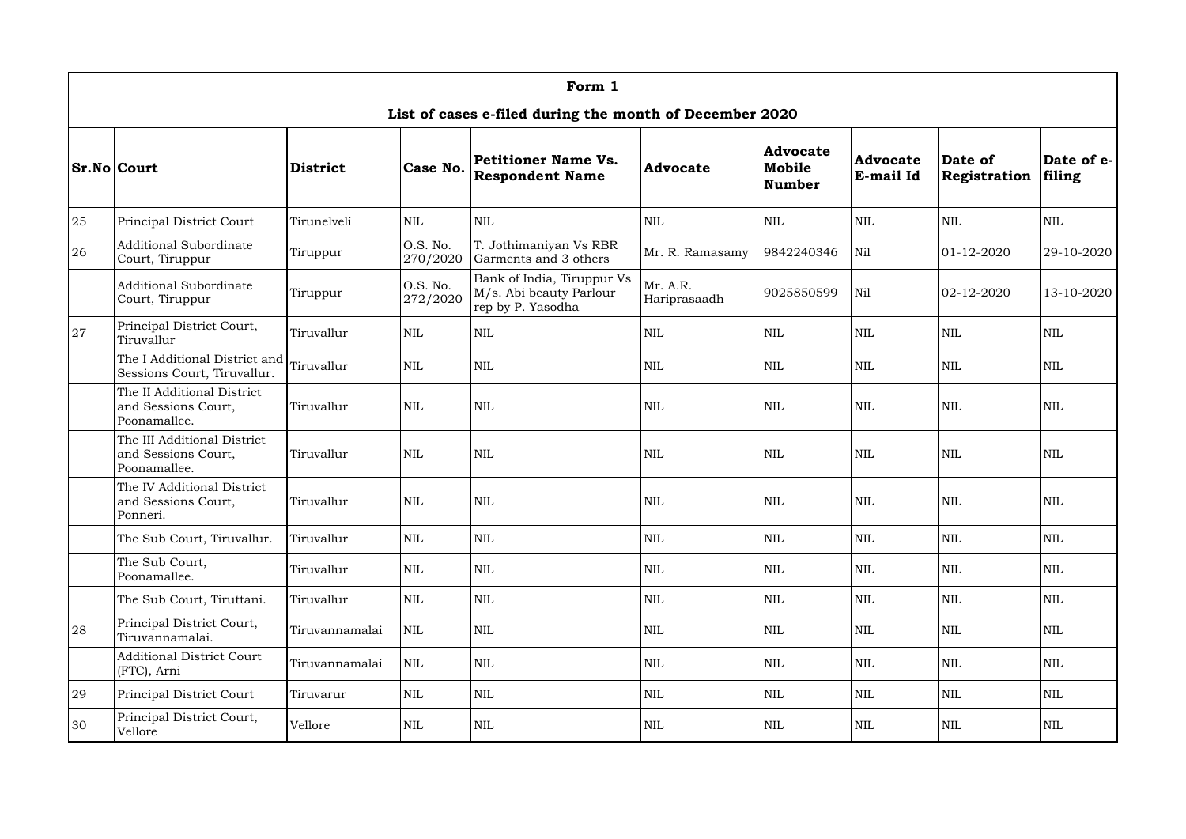| Form 1 | | | | | | | | | |
|---|---|---|---|---|---|---|---|---|---|
| List of cases e-filed during the month of December 2020 | | | | | | | | | |
| **Sr.No** | **Court** | **District** | **Case No.** | **Petitioner Name Vs. Respondent Name** | **Advocate** | **Advocate Mobile Number** | **Advocate E-mail Id** | **Date of Registration** | **Date of e-filing** |
| 25 | Principal District Court | Tirunelveli | NIL | NIL | NIL | NIL | NIL | NIL | NIL |
| 26 | Additional Subordinate Court, Tiruppur | Tiruppur | O.S. No. 270/2020 | T. Jothimaniyan Vs RBR Garments and 3 others | Mr. R. Ramasamy | 9842240346 | Nil | 01-12-2020 | 29-10-2020 |
| | Additional Subordinate Court, Tiruppur | Tiruppur | O.S. No. 272/2020 | Bank of India, Tiruppur Vs M/s. Abi beauty Parlour rep by P. Yasodha | Mr. A.R. Hariprasaadh | 9025850599 | Nil | 02-12-2020 | 13-10-2020 |
| 27 | Principal District Court, Tiruvallur | Tiruvallur | NIL | NIL | NIL | NIL | NIL | NIL | NIL |
| | The I Additional District and Sessions Court, Tiruvallur. | Tiruvallur | NIL | NIL | NIL | NIL | NIL | NIL | NIL |
| | The II Additional District and Sessions Court, Poonamallee. | Tiruvallur | NIL | NIL | NIL | NIL | NIL | NIL | NIL |
| | The III Additional District and Sessions Court, Poonamallee. | Tiruvallur | NIL | NIL | NIL | NIL | NIL | NIL | NIL |
| | The IV Additional District and Sessions Court, Ponneri. | Tiruvallur | NIL | NIL | NIL | NIL | NIL | NIL | NIL |
| | The Sub Court, Tiruvallur. | Tiruvallur | NIL | NIL | NIL | NIL | NIL | NIL | NIL |
| | The Sub Court, Poonamallee. | Tiruvallur | NIL | NIL | NIL | NIL | NIL | NIL | NIL |
| | The Sub Court, Tiruttani. | Tiruvallur | NIL | NIL | NIL | NIL | NIL | NIL | NIL |
| 28 | Principal District Court, Tiruvannamalai. | Tiruvannamalai | NIL | NIL | NIL | NIL | NIL | NIL | NIL |
| | Additional District Court (FTC), Arni | Tiruvannamalai | NIL | NIL | NIL | NIL | NIL | NIL | NIL |
| 29 | Principal District Court | Tiruvarur | NIL | NIL | NIL | NIL | NIL | NIL | NIL |
| 30 | Principal District Court, Vellore | Vellore | NIL | NIL | NIL | NIL | NIL | NIL | NIL |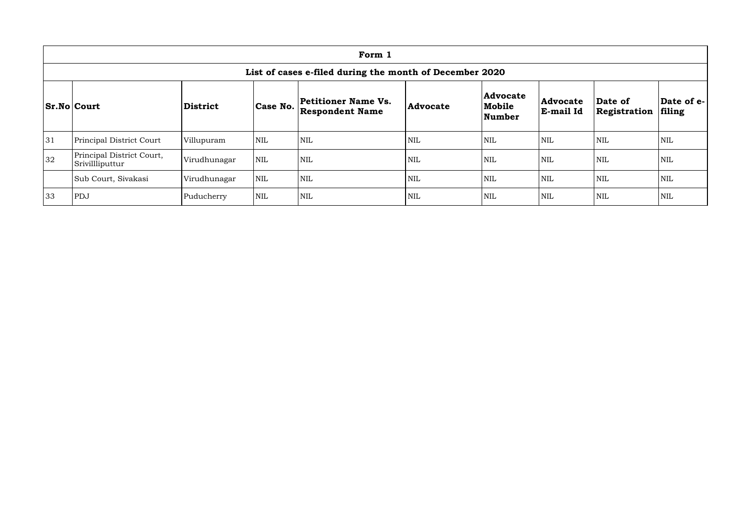| Form 1 | | | | | | | | | |
|---|---|---|---|---|---|---|---|---|---|
| List of cases e-filed during the month of December 2020 | | | | | | | | | |
| **Sr.No** | **Court** | **District** | **Case No.** | **Petitioner Name Vs. Respondent Name** | **Advocate** | **Advocate Mobile Number** | **Advocate E-mail Id** | **Date of Registration** | **Date of e-filing** |
| 31 | Principal District Court | Villupuram | NIL | NIL | NIL | NIL | NIL | NIL | NIL |
| 32 | Principal District Court, Srivillliputtur | Virudhunagar | NIL | NIL | NIL | NIL | NIL | NIL | NIL |
| | Sub Court, Sivakasi | Virudhunagar | NIL | NIL | NIL | NIL | NIL | NIL | NIL |
| 33 | PDJ | Puducherry | NIL | NIL | NIL | NIL | NIL | NIL | NIL |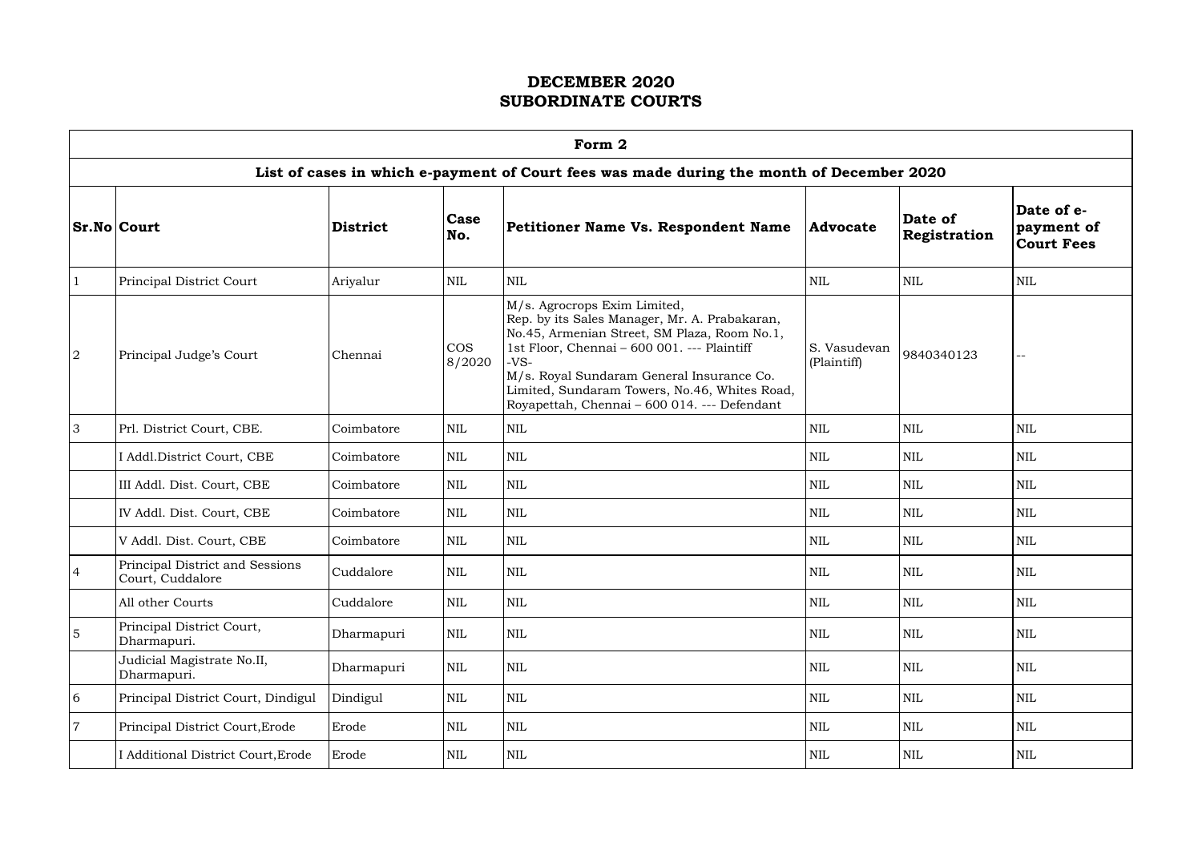# DECEMBER 2020
# SUBORDINATE COURTS

| Form 2 | | | | | | | |
|---|---|---|---|---|---|---|---|
| **List of cases in which e-payment of Court fees was made during the month of December 2020** | | | | | | | |
| **Sr.No** | **Court** | **District** | **Case No.** | **Petitioner Name Vs. Respondent Name** | **Advocate** | **Date of Registration** | **Date of e-payment of Court Fees** |
| 1 | Principal District Court | Ariyalur | NIL | NIL | NIL | NIL | NIL |
| 2 | Principal Judge's Court | Chennai | COS 8/2020 | M/s. Agrocrops Exim Limited, Rep. by its Sales Manager, Mr. A. Prabakaran, No.45, Armenian Street, SM Plaza, Room No.1, 1st Floor, Chennai – 600 001. --- Plaintiff -VS- M/s. Royal Sundaram General Insurance Co. Limited, Sundaram Towers, No.46, Whites Road, Royapettah, Chennai – 600 014. --- Defendant | S. Vasudevan (Plaintiff) | 9840340123 | -- |
| 3 | Prl. District Court, CBE. | Coimbatore | NIL | NIL | NIL | NIL | NIL |
| | I Addl.District Court, CBE | Coimbatore | NIL | NIL | NIL | NIL | NIL |
| | III Addl. Dist. Court, CBE | Coimbatore | NIL | NIL | NIL | NIL | NIL |
| | IV Addl. Dist. Court, CBE | Coimbatore | NIL | NIL | NIL | NIL | NIL |
| | V Addl. Dist. Court, CBE | Coimbatore | NIL | NIL | NIL | NIL | NIL |
| 4 | Principal District and Sessions Court, Cuddalore | Cuddalore | NIL | NIL | NIL | NIL | NIL |
| | All other Courts | Cuddalore | NIL | NIL | NIL | NIL | NIL |
| 5 | Principal District Court, Dharmapuri. | Dharmapuri | NIL | NIL | NIL | NIL | NIL |
| | Judicial Magistrate No.II, Dharmapuri. | Dharmapuri | NIL | NIL | NIL | NIL | NIL |
| 6 | Principal District Court, Dindigul | Dindigul | NIL | NIL | NIL | NIL | NIL |
| 7 | Principal District Court,Erode | Erode | NIL | NIL | NIL | NIL | NIL |
| | I Additional District Court,Erode | Erode | NIL | NIL | NIL | NIL | NIL |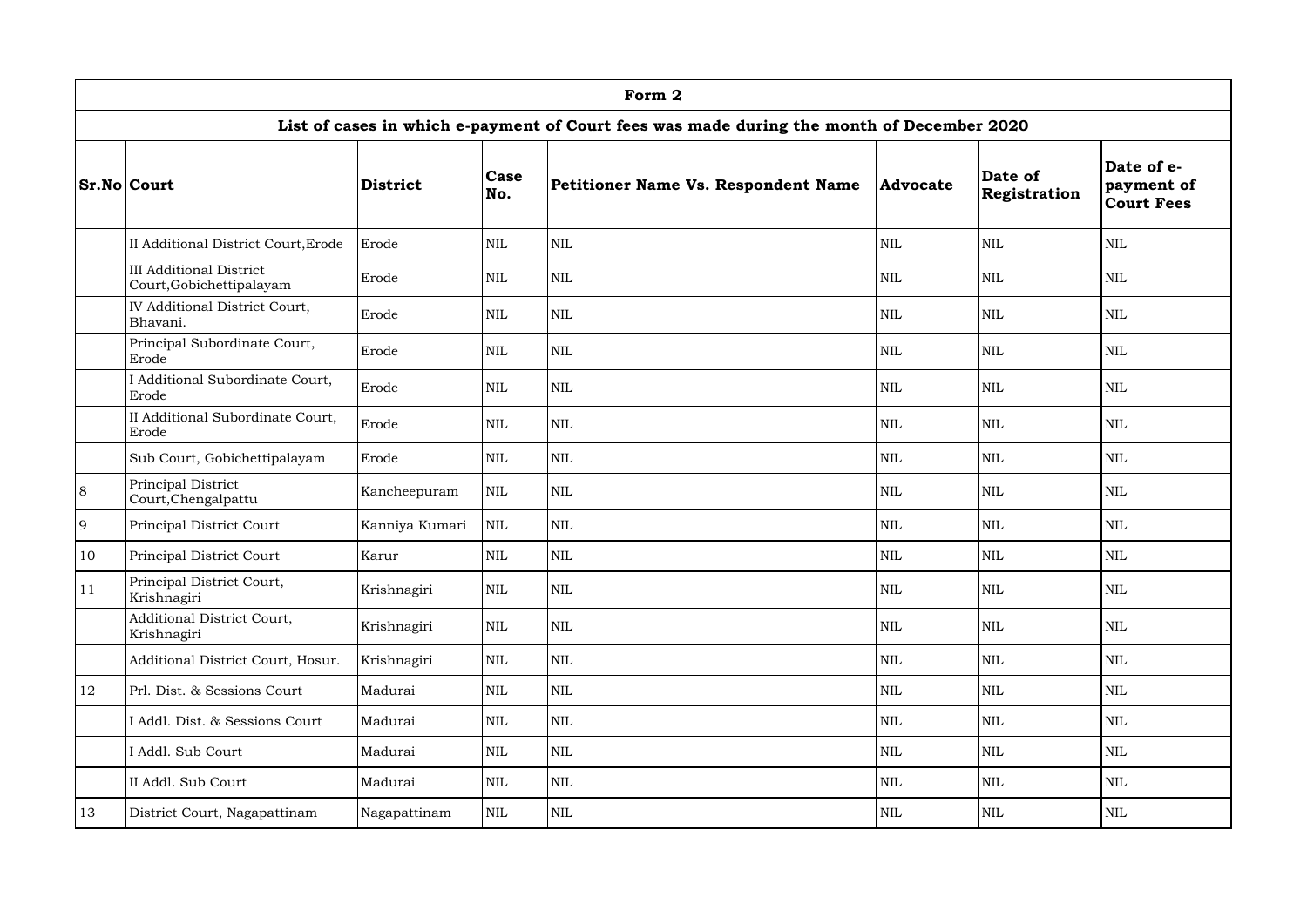| Form 2 | | | | | | | |
|---|---|---|---|---|---|---|---|
| List of cases in which e-payment of Court fees was made during the month of December 2020 | | | | | | | |
| **Sr.No** | **Court** | **District** | **Case No.** | **Petitioner Name Vs. Respondent Name** | **Advocate** | **Date of Registration** | **Date of e-payment of Court Fees** |
| | II Additional District Court,Erode | Erode | NIL | NIL | NIL | NIL | NIL |
| | III Additional District Court,Gobichettipalayam | Erode | NIL | NIL | NIL | NIL | NIL |
| | IV Additional District Court, Bhavani. | Erode | NIL | NIL | NIL | NIL | NIL |
| | Principal Subordinate Court, Erode | Erode | NIL | NIL | NIL | NIL | NIL |
| | I Additional Subordinate Court, Erode | Erode | NIL | NIL | NIL | NIL | NIL |
| | II Additional Subordinate Court, Erode | Erode | NIL | NIL | NIL | NIL | NIL |
| | Sub Court, Gobichettipalayam | Erode | NIL | NIL | NIL | NIL | NIL |
| 8 | Principal District Court,Chengalpattu | Kancheepuram | NIL | NIL | NIL | NIL | NIL |
| 9 | Principal District Court | Kanniya Kumari | NIL | NIL | NIL | NIL | NIL |
| 10 | Principal District Court | Karur | NIL | NIL | NIL | NIL | NIL |
| 11 | Principal District Court, Krishnagiri | Krishnagiri | NIL | NIL | NIL | NIL | NIL |
| | Additional District Court, Krishnagiri | Krishnagiri | NIL | NIL | NIL | NIL | NIL |
| | Additional District Court, Hosur. | Krishnagiri | NIL | NIL | NIL | NIL | NIL |
| 12 | Prl. Dist. & Sessions Court | Madurai | NIL | NIL | NIL | NIL | NIL |
| | I Addl. Dist. & Sessions Court | Madurai | NIL | NIL | NIL | NIL | NIL |
| | I Addl. Sub Court | Madurai | NIL | NIL | NIL | NIL | NIL |
| | II Addl. Sub Court | Madurai | NIL | NIL | NIL | NIL | NIL |
| 13 | District Court, Nagapattinam | Nagapattinam | NIL | NIL | NIL | NIL | NIL |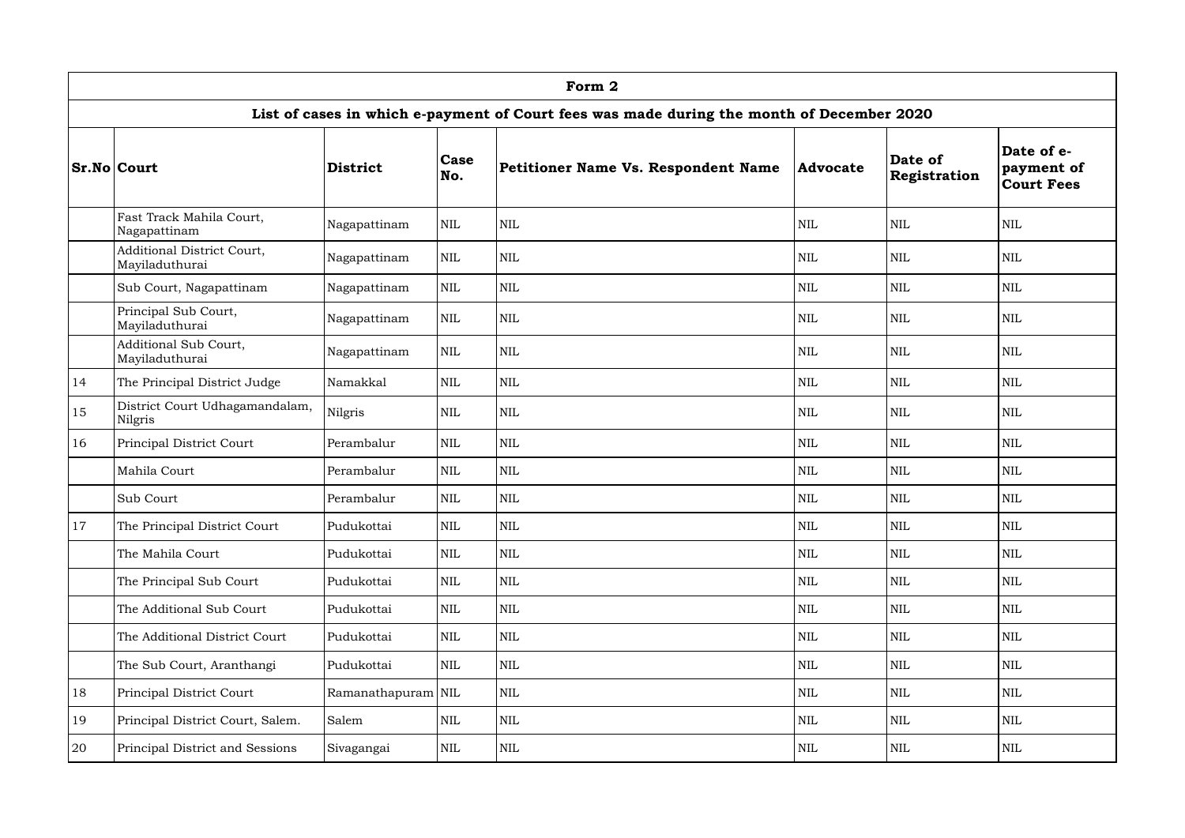| Form 2 | | | | | | | |
|---|---|---|---|---|---|---|---|
| **List of cases in which e-payment of Court fees was made during the month of December 2020** | | | | | | | |
| **Sr.No** | **Court** | **District** | **Case No.** | **Petitioner Name Vs. Respondent Name** | **Advocate** | **Date of Registration** | **Date of e-payment of Court Fees** |
| | Fast Track Mahila Court, Nagapattinam | Nagapattinam | NIL | NIL | NIL | NIL | NIL |
| | Additional District Court, Mayiladuthurai | Nagapattinam | NIL | NIL | NIL | NIL | NIL |
| | Sub Court, Nagapattinam | Nagapattinam | NIL | NIL | NIL | NIL | NIL |
| | Principal Sub Court, Mayiladuthurai | Nagapattinam | NIL | NIL | NIL | NIL | NIL |
| | Additional Sub Court, Mayiladuthurai | Nagapattinam | NIL | NIL | NIL | NIL | NIL |
| 14 | The Principal District Judge | Namakkal | NIL | NIL | NIL | NIL | NIL |
| 15 | District Court Udhagamandalam, Nilgris | Nilgris | NIL | NIL | NIL | NIL | NIL |
| 16 | Principal District Court | Perambalur | NIL | NIL | NIL | NIL | NIL |
| | Mahila Court | Perambalur | NIL | NIL | NIL | NIL | NIL |
| | Sub Court | Perambalur | NIL | NIL | NIL | NIL | NIL |
| 17 | The Principal District Court | Pudukottai | NIL | NIL | NIL | NIL | NIL |
| | The Mahila Court | Pudukottai | NIL | NIL | NIL | NIL | NIL |
| | The Principal Sub Court | Pudukottai | NIL | NIL | NIL | NIL | NIL |
| | The Additional Sub Court | Pudukottai | NIL | NIL | NIL | NIL | NIL |
| | The Additional District Court | Pudukottai | NIL | NIL | NIL | NIL | NIL |
| | The Sub Court, Aranthangi | Pudukottai | NIL | NIL | NIL | NIL | NIL |
| 18 | Principal District Court | Ramanathapuram | NIL | NIL | NIL | NIL | NIL |
| 19 | Principal District Court, Salem. | Salem | NIL | NIL | NIL | NIL | NIL |
| 20 | Principal District and Sessions | Sivagangai | NIL | NIL | NIL | NIL | NIL |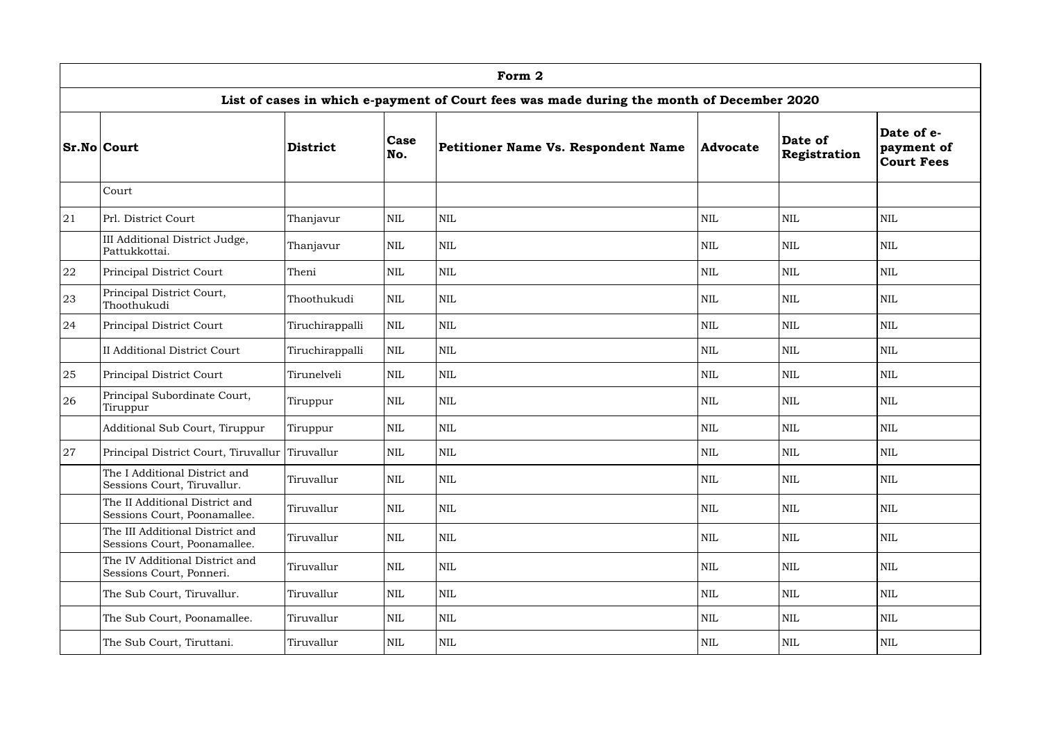| Form 2 | | | | | | | |
|---|---|---|---|---|---|---|---|
| **List of cases in which e-payment of Court fees was made during the month of December 2020** | | | | | | | |
| **Sr.No** | **Court** | **District** | **Case No.** | **Petitioner Name Vs. Respondent Name** | **Advocate** | **Date of Registration** | **Date of e-payment of Court Fees** |
| | Court | | | | | | |
| 21 | Prl. District Court | Thanjavur | NIL | NIL | NIL | NIL | NIL |
| | III Additional District Judge, Pattukkottai. | Thanjavur | NIL | NIL | NIL | NIL | NIL |
| 22 | Principal District Court | Theni | NIL | NIL | NIL | NIL | NIL |
| 23 | Principal District Court, Thoothukudi | Thoothukudi | NIL | NIL | NIL | NIL | NIL |
| 24 | Principal District Court | Tiruchirappalli | NIL | NIL | NIL | NIL | NIL |
| | II Additional District Court | Tiruchirappalli | NIL | NIL | NIL | NIL | NIL |
| 25 | Principal District Court | Tirunelveli | NIL | NIL | NIL | NIL | NIL |
| 26 | Principal Subordinate Court, Tiruppur | Tiruppur | NIL | NIL | NIL | NIL | NIL |
| | Additional Sub Court, Tiruppur | Tiruppur | NIL | NIL | NIL | NIL | NIL |
| 27 | Principal District Court, Tiruvallur | Tiruvallur | NIL | NIL | NIL | NIL | NIL |
| | The I Additional District and Sessions Court, Tiruvallur. | Tiruvallur | NIL | NIL | NIL | NIL | NIL |
| | The II Additional District and Sessions Court, Poonamallee. | Tiruvallur | NIL | NIL | NIL | NIL | NIL |
| | The III Additional District and Sessions Court, Poonamallee. | Tiruvallur | NIL | NIL | NIL | NIL | NIL |
| | The IV Additional District and Sessions Court, Ponneri. | Tiruvallur | NIL | NIL | NIL | NIL | NIL |
| | The Sub Court, Tiruvallur. | Tiruvallur | NIL | NIL | NIL | NIL | NIL |
| | The Sub Court, Poonamallee. | Tiruvallur | NIL | NIL | NIL | NIL | NIL |
| | The Sub Court, Tiruttani. | Tiruvallur | NIL | NIL | NIL | NIL | NIL |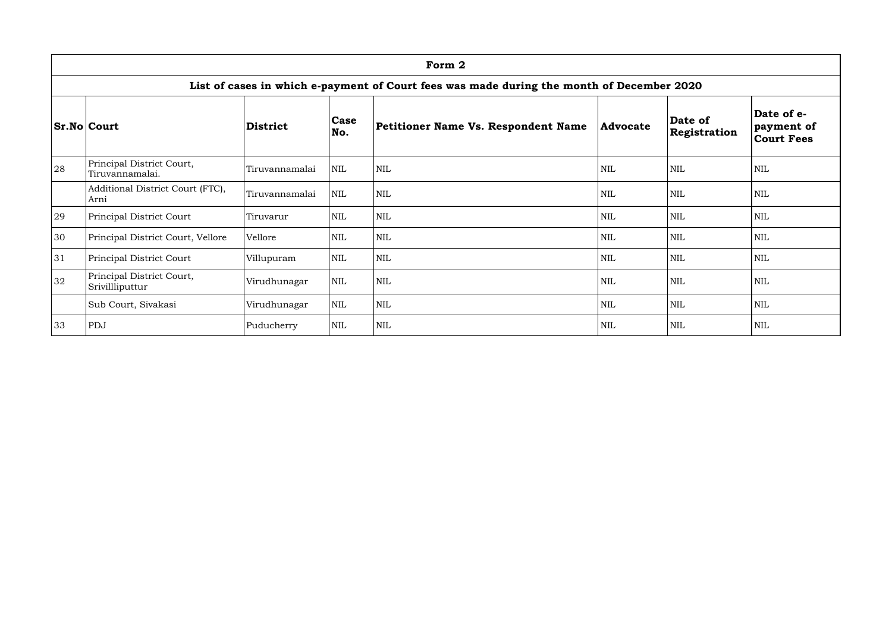| Form 2 | | | | | | | |
|---|---|---|---|---|---|---|---|
| **List of cases in which e-payment of Court fees was made during the month of December 2020** | | | | | | | |
| **Sr.No** | **Court** | **District** | **Case No.** | **Petitioner Name Vs. Respondent Name** | **Advocate** | **Date of Registration** | **Date of e-payment of Court Fees** |
| 28 | Principal District Court, Tiruvannamalai. | Tiruvannamalai | NIL | NIL | NIL | NIL | NIL |
| | Additional District Court (FTC), Arni | Tiruvannamalai | NIL | NIL | NIL | NIL | NIL |
| 29 | Principal District Court | Tiruvarur | NIL | NIL | NIL | NIL | NIL |
| 30 | Principal District Court, Vellore | Vellore | NIL | NIL | NIL | NIL | NIL |
| 31 | Principal District Court | Villupuram | NIL | NIL | NIL | NIL | NIL |
| 32 | Principal District Court, Srivillliputtur | Virudhunagar | NIL | NIL | NIL | NIL | NIL |
| | Sub Court, Sivakasi | Virudhunagar | NIL | NIL | NIL | NIL | NIL |
| 33 | PDJ | Puducherry | NIL | NIL | NIL | NIL | NIL |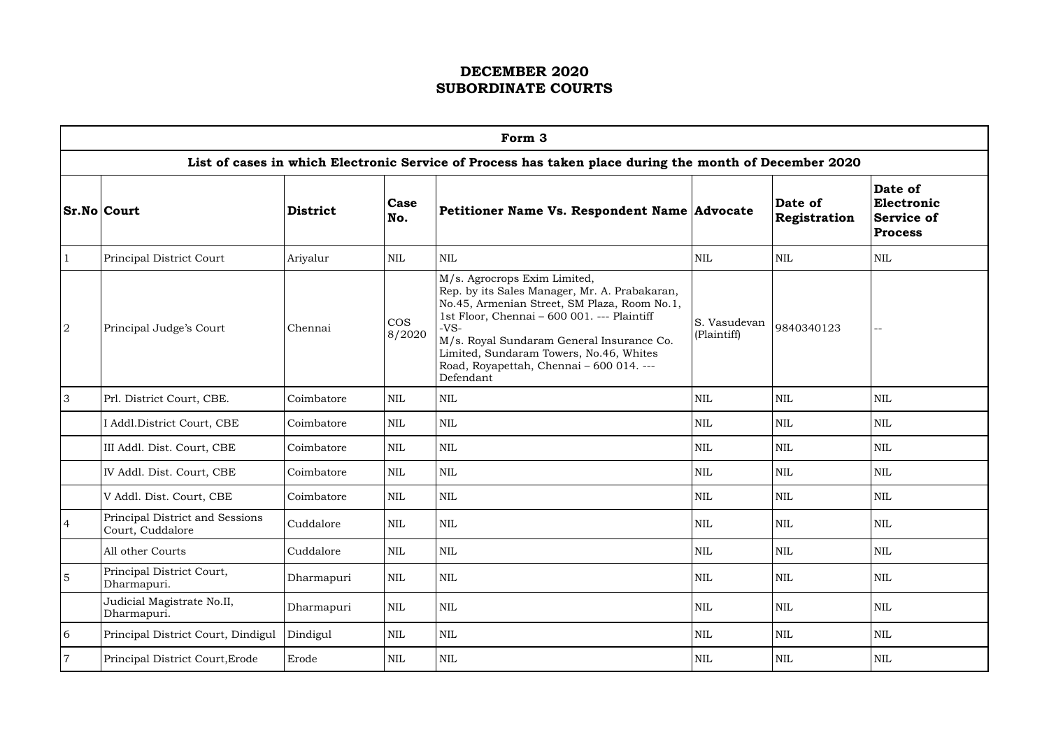# DECEMBER 2020
# SUBORDINATE COURTS

| Form 3 | | | | | | | |
|---|---|---|---|---|---|---|---|
| **List of cases in which Electronic Service of Process has taken place during the month of December 2020** | | | | | | | |
| **Sr.No** | **Court** | **District** | **Case No.** | **Petitioner Name Vs. Respondent Name** | **Advocate** | **Date of Registration** | **Date of Electronic Service of Process** |
| 1 | Principal District Court | Ariyalur | NIL | NIL | NIL | NIL | NIL |
| 2 | Principal Judge's Court | Chennai | COS 8/2020 | M/s. Agrocrops Exim Limited, Rep. by its Sales Manager, Mr. A. Prabakaran, No.45, Armenian Street, SM Plaza, Room No.1, 1st Floor, Chennai – 600 001. --- Plaintiff -VS- M/s. Royal Sundaram General Insurance Co. Limited, Sundaram Towers, No.46, Whites Road, Royapettah, Chennai – 600 014. --- Defendant | S. Vasudevan (Plaintiff) | 9840340123 | -- |
| 3 | Prl. District Court, CBE. | Coimbatore | NIL | NIL | NIL | NIL | NIL |
| | I Addl.District Court, CBE | Coimbatore | NIL | NIL | NIL | NIL | NIL |
| | III Addl. Dist. Court, CBE | Coimbatore | NIL | NIL | NIL | NIL | NIL |
| | IV Addl. Dist. Court, CBE | Coimbatore | NIL | NIL | NIL | NIL | NIL |
| | V Addl. Dist. Court, CBE | Coimbatore | NIL | NIL | NIL | NIL | NIL |
| 4 | Principal District and Sessions Court, Cuddalore | Cuddalore | NIL | NIL | NIL | NIL | NIL |
| | All other Courts | Cuddalore | NIL | NIL | NIL | NIL | NIL |
| 5 | Principal District Court, Dharmapuri. | Dharmapuri | NIL | NIL | NIL | NIL | NIL |
| | Judicial Magistrate No.II, Dharmapuri. | Dharmapuri | NIL | NIL | NIL | NIL | NIL |
| 6 | Principal District Court, Dindigul | Dindigul | NIL | NIL | NIL | NIL | NIL |
| 7 | Principal District Court,Erode | Erode | NIL | NIL | NIL | NIL | NIL |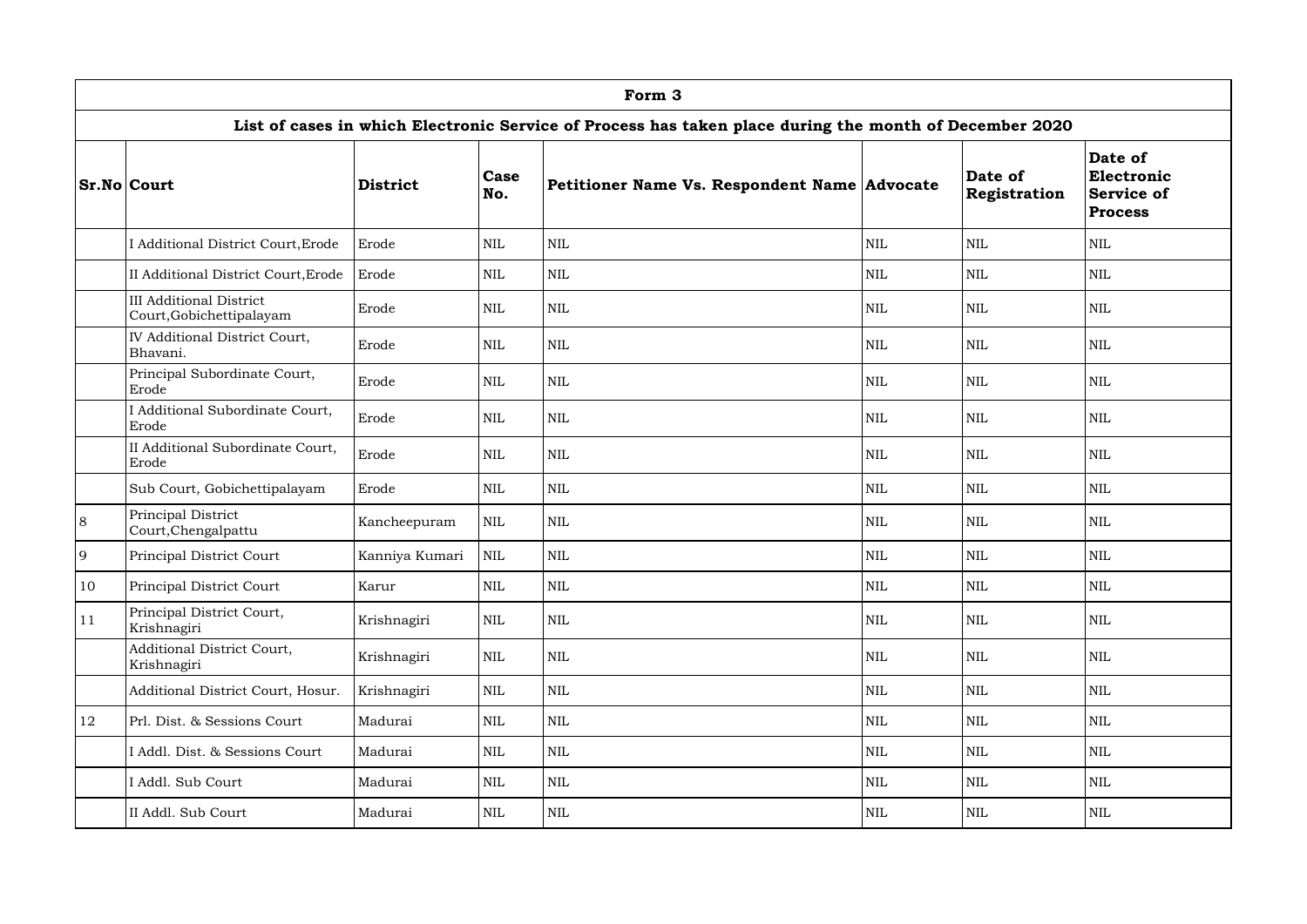| Form 3 | | | | | | | |
|---|---|---|---|---|---|---|---|
| List of cases in which Electronic Service of Process has taken place during the month of December 2020 | | | | | | | |
| **Sr.No** | **Court** | **District** | **Case No.** | **Petitioner Name Vs. Respondent Name** | **Advocate** | **Date of Registration** | **Date of Electronic Service of Process** |
| | I Additional District Court,Erode | Erode | NIL | NIL | NIL | NIL | NIL |
| | II Additional District Court,Erode | Erode | NIL | NIL | NIL | NIL | NIL |
| | III Additional District Court,Gobichettipalayam | Erode | NIL | NIL | NIL | NIL | NIL |
| | IV Additional District Court, Bhavani. | Erode | NIL | NIL | NIL | NIL | NIL |
| | Principal Subordinate Court, Erode | Erode | NIL | NIL | NIL | NIL | NIL |
| | I Additional Subordinate Court, Erode | Erode | NIL | NIL | NIL | NIL | NIL |
| | II Additional Subordinate Court, Erode | Erode | NIL | NIL | NIL | NIL | NIL |
| | Sub Court, Gobichettipalayam | Erode | NIL | NIL | NIL | NIL | NIL |
| 8 | Principal District Court,Chengalpattu | Kancheepuram | NIL | NIL | NIL | NIL | NIL |
| 9 | Principal District Court | Kanniya Kumari | NIL | NIL | NIL | NIL | NIL |
| 10 | Principal District Court | Karur | NIL | NIL | NIL | NIL | NIL |
| 11 | Principal District Court, Krishnagiri | Krishnagiri | NIL | NIL | NIL | NIL | NIL |
| | Additional District Court, Krishnagiri | Krishnagiri | NIL | NIL | NIL | NIL | NIL |
| | Additional District Court, Hosur. | Krishnagiri | NIL | NIL | NIL | NIL | NIL |
| 12 | Prl. Dist. & Sessions Court | Madurai | NIL | NIL | NIL | NIL | NIL |
| | I Addl. Dist. & Sessions Court | Madurai | NIL | NIL | NIL | NIL | NIL |
| | I Addl. Sub Court | Madurai | NIL | NIL | NIL | NIL | NIL |
| | II Addl. Sub Court | Madurai | NIL | NIL | NIL | NIL | NIL |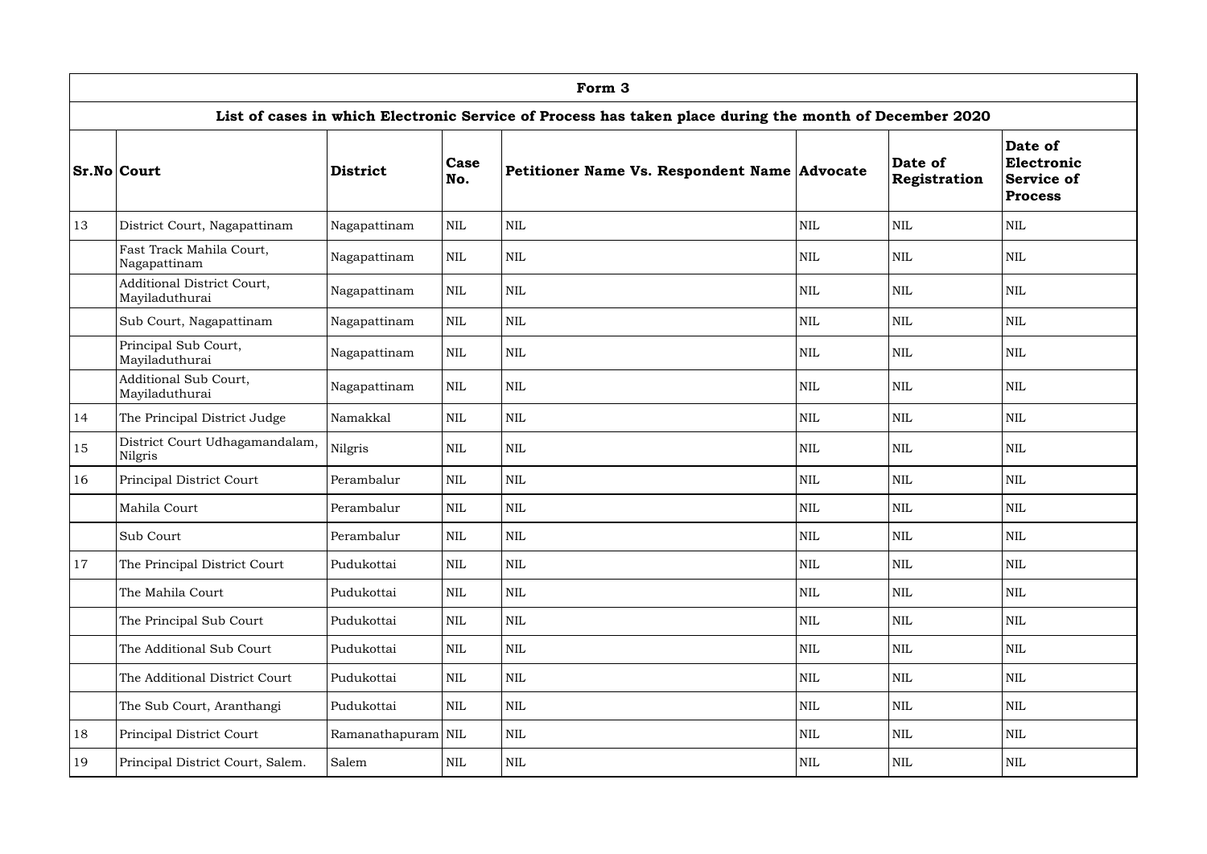# Form 3

## List of cases in which Electronic Service of Process has taken place during the month of December 2020

| Sr.No | Court | District | Case No. | Petitioner Name Vs. Respondent Name | Advocate | Date of Registration | Date of Electronic Service of Process |
|---|---|---|---|---|---|---|---|
| 13 | District Court, Nagapattinam | Nagapattinam | NIL | NIL | NIL | NIL | NIL |
| | Fast Track Mahila Court, Nagapattinam | Nagapattinam | NIL | NIL | NIL | NIL | NIL |
| | Additional District Court, Mayiladuthurai | Nagapattinam | NIL | NIL | NIL | NIL | NIL |
| | Sub Court, Nagapattinam | Nagapattinam | NIL | NIL | NIL | NIL | NIL |
| | Principal Sub Court, Mayiladuthurai | Nagapattinam | NIL | NIL | NIL | NIL | NIL |
| | Additional Sub Court, Mayiladuthurai | Nagapattinam | NIL | NIL | NIL | NIL | NIL |
| 14 | The Principal District Judge | Namakkal | NIL | NIL | NIL | NIL | NIL |
| 15 | District Court Udhagamandalam, Nilgris | Nilgris | NIL | NIL | NIL | NIL | NIL |
| 16 | Principal District Court | Perambalur | NIL | NIL | NIL | NIL | NIL |
| | Mahila Court | Perambalur | NIL | NIL | NIL | NIL | NIL |
| | Sub Court | Perambalur | NIL | NIL | NIL | NIL | NIL |
| 17 | The Principal District Court | Pudukottai | NIL | NIL | NIL | NIL | NIL |
| | The Mahila Court | Pudukottai | NIL | NIL | NIL | NIL | NIL |
| | The Principal Sub Court | Pudukottai | NIL | NIL | NIL | NIL | NIL |
| | The Additional Sub Court | Pudukottai | NIL | NIL | NIL | NIL | NIL |
| | The Additional District Court | Pudukottai | NIL | NIL | NIL | NIL | NIL |
| | The Sub Court, Aranthangi | Pudukottai | NIL | NIL | NIL | NIL | NIL |
| 18 | Principal District Court | Ramanathapuram | NIL | NIL | NIL | NIL | NIL |
| 19 | Principal District Court, Salem. | Salem | NIL | NIL | NIL | NIL | NIL |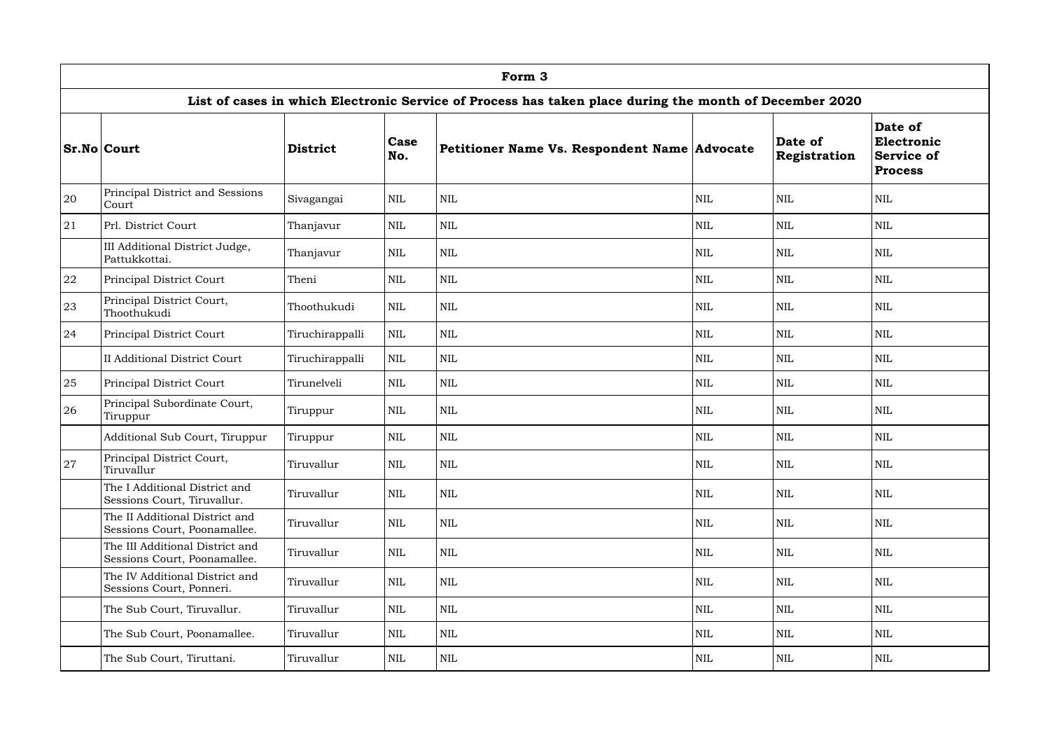| Form 3 | | | | | | | |
|---|---|---|---|---|---|---|---|
| **List of cases in which Electronic Service of Process has taken place during the month of December 2020** | | | | | | | |
| **Sr.No** | **Court** | **District** | **Case No.** | **Petitioner Name Vs. Respondent Name** | **Advocate** | **Date of Registration** | **Date of Electronic Service of Process** |
| 20 | Principal District and Sessions Court | Sivagangai | NIL | NIL | NIL | NIL | NIL |
| 21 | Prl. District Court | Thanjavur | NIL | NIL | NIL | NIL | NIL |
| | III Additional District Judge, Pattukkottai. | Thanjavur | NIL | NIL | NIL | NIL | NIL |
| 22 | Principal District Court | Theni | NIL | NIL | NIL | NIL | NIL |
| 23 | Principal District Court, Thoothukudi | Thoothukudi | NIL | NIL | NIL | NIL | NIL |
| 24 | Principal District Court | Tiruchirappalli | NIL | NIL | NIL | NIL | NIL |
| | II Additional District Court | Tiruchirappalli | NIL | NIL | NIL | NIL | NIL |
| 25 | Principal District Court | Tirunelveli | NIL | NIL | NIL | NIL | NIL |
| 26 | Principal Subordinate Court, Tiruppur | Tiruppur | NIL | NIL | NIL | NIL | NIL |
| | Additional Sub Court, Tiruppur | Tiruppur | NIL | NIL | NIL | NIL | NIL |
| 27 | Principal District Court, Tiruvallur | Tiruvallur | NIL | NIL | NIL | NIL | NIL |
| | The I Additional District and Sessions Court, Tiruvallur. | Tiruvallur | NIL | NIL | NIL | NIL | NIL |
| | The II Additional District and Sessions Court, Poonamallee. | Tiruvallur | NIL | NIL | NIL | NIL | NIL |
| | The III Additional District and Sessions Court, Poonamallee. | Tiruvallur | NIL | NIL | NIL | NIL | NIL |
| | The IV Additional District and Sessions Court, Ponneri. | Tiruvallur | NIL | NIL | NIL | NIL | NIL |
| | The Sub Court, Tiruvallur. | Tiruvallur | NIL | NIL | NIL | NIL | NIL |
| | The Sub Court, Poonamallee. | Tiruvallur | NIL | NIL | NIL | NIL | NIL |
| | The Sub Court, Tiruttani. | Tiruvallur | NIL | NIL | NIL | NIL | NIL |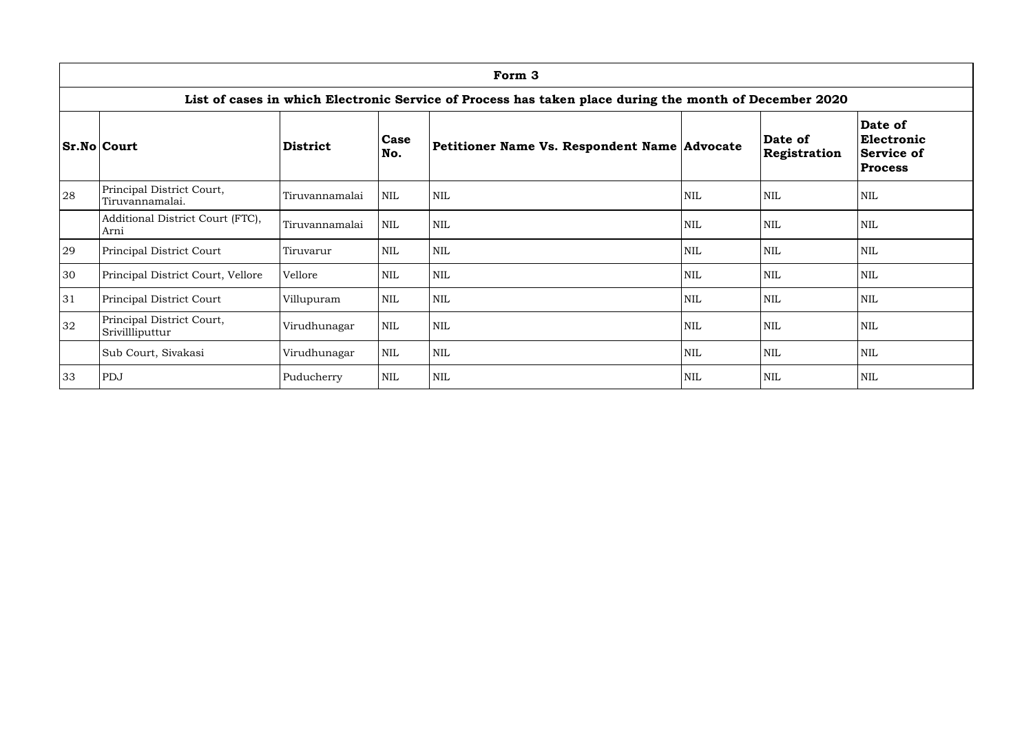| Form 3 | | | | | | | |
|---|---|---|---|---|---|---|---|
| **List of cases in which Electronic Service of Process has taken place during the month of December 2020** | | | | | | | |
| **Sr.No** | **Court** | **District** | **Case No.** | **Petitioner Name Vs. Respondent Name** | **Advocate** | **Date of Registration** | **Date of Electronic Service of Process** |
| 28 | Principal District Court, Tiruvannamalai. | Tiruvannamalai | NIL | NIL | NIL | NIL | NIL |
| | Additional District Court (FTC), Arni | Tiruvannamalai | NIL | NIL | NIL | NIL | NIL |
| 29 | Principal District Court | Tiruvarur | NIL | NIL | NIL | NIL | NIL |
| 30 | Principal District Court, Vellore | Vellore | NIL | NIL | NIL | NIL | NIL |
| 31 | Principal District Court | Villupuram | NIL | NIL | NIL | NIL | NIL |
| 32 | Principal District Court, Srivillliputtur | Virudhunagar | NIL | NIL | NIL | NIL | NIL |
| | Sub Court, Sivakasi | Virudhunagar | NIL | NIL | NIL | NIL | NIL |
| 33 | PDJ | Puducherry | NIL | NIL | NIL | NIL | NIL |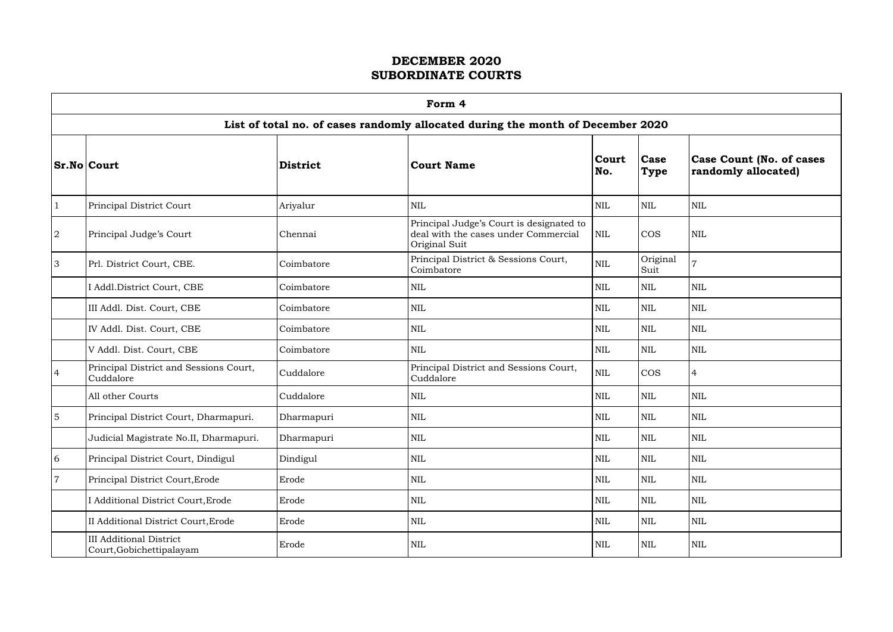# DECEMBER 2020
# SUBORDINATE COURTS

| Form 4 | | | | | | |
|---|---|---|---|---|---|---|
| **List of total no. of cases randomly allocated during the month of December 2020** | | | | | | |
| **Sr.No** | **Court** | **District** | **Court Name** | **Court No.** | **Case Type** | **Case Count (No. of cases randomly allocated)** |
| 1 | Principal District Court | Ariyalur | NIL | NIL | NIL | NIL |
| 2 | Principal Judge's Court | Chennai | Principal Judge's Court is designated to deal with the cases under Commercial Original Suit | NIL | COS | NIL |
| 3 | Prl. District Court, CBE. | Coimbatore | Principal District & Sessions Court, Coimbatore | NIL | Original Suit | 7 |
| | I Addl.District Court, CBE | Coimbatore | NIL | NIL | NIL | NIL |
| | III Addl. Dist. Court, CBE | Coimbatore | NIL | NIL | NIL | NIL |
| | IV Addl. Dist. Court, CBE | Coimbatore | NIL | NIL | NIL | NIL |
| | V Addl. Dist. Court, CBE | Coimbatore | NIL | NIL | NIL | NIL |
| 4 | Principal District and Sessions Court, Cuddalore | Cuddalore | Principal District and Sessions Court, Cuddalore | NIL | COS | 4 |
| | All other Courts | Cuddalore | NIL | NIL | NIL | NIL |
| 5 | Principal District Court, Dharmapuri. | Dharmapuri | NIL | NIL | NIL | NIL |
| | Judicial Magistrate No.II, Dharmapuri. | Dharmapuri | NIL | NIL | NIL | NIL |
| 6 | Principal District Court, Dindigul | Dindigul | NIL | NIL | NIL | NIL |
| 7 | Principal District Court,Erode | Erode | NIL | NIL | NIL | NIL |
| | I Additional District Court,Erode | Erode | NIL | NIL | NIL | NIL |
| | II Additional District Court,Erode | Erode | NIL | NIL | NIL | NIL |
| | III Additional District Court,Gobichettipalayam | Erode | NIL | NIL | NIL | NIL |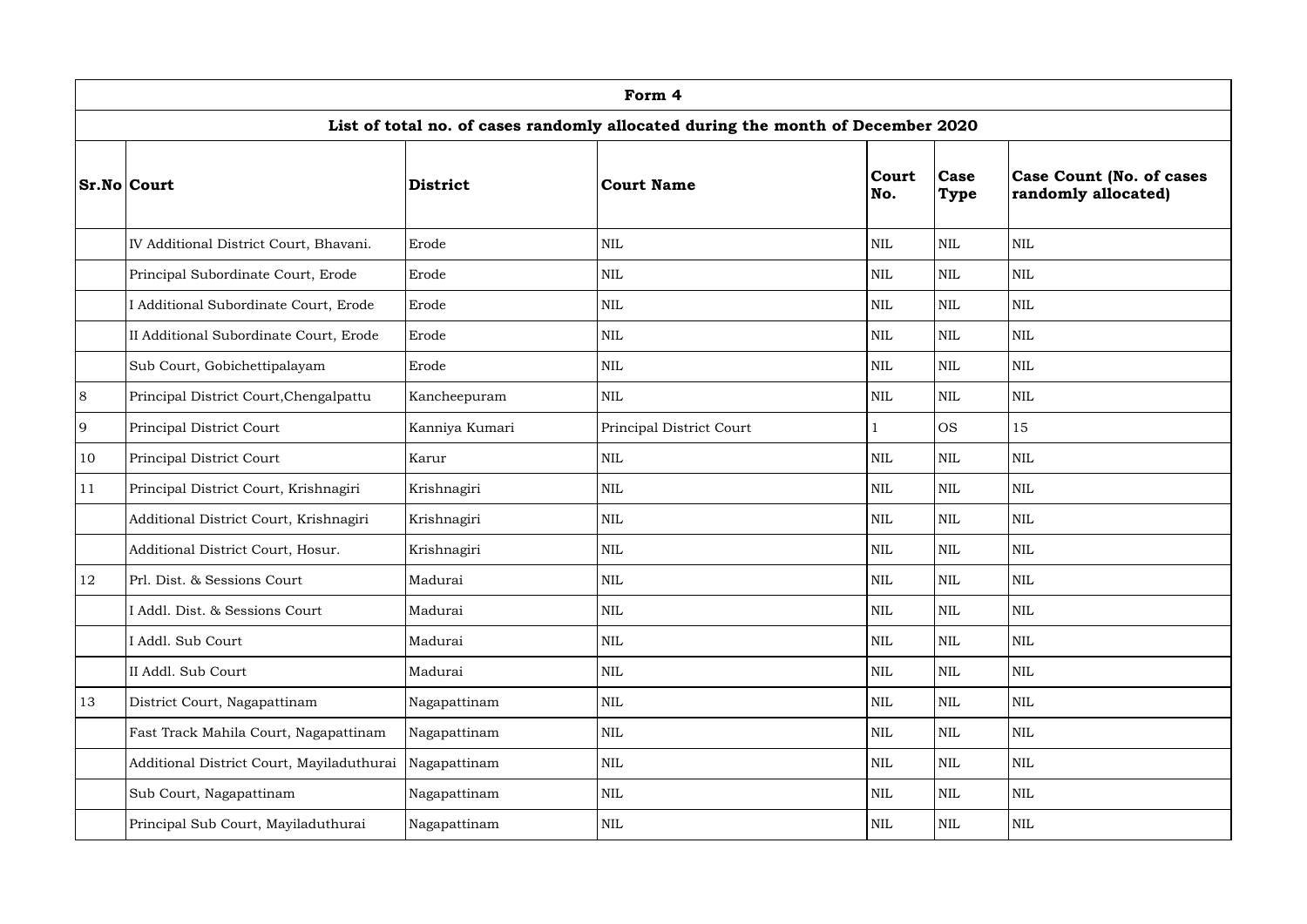| Form 4 | | | | | | |
|---|---|---|---|---|---|---|
| **List of total no. of cases randomly allocated during the month of December 2020** | | | | | | |
| **Sr.No** | **Court** | **District** | **Court Name** | **Court No.** | **Case Type** | **Case Count (No. of cases randomly allocated)** |
| | IV Additional District Court, Bhavani. | Erode | NIL | NIL | NIL | NIL |
| | Principal Subordinate Court, Erode | Erode | NIL | NIL | NIL | NIL |
| | I Additional Subordinate Court, Erode | Erode | NIL | NIL | NIL | NIL |
| | II Additional Subordinate Court, Erode | Erode | NIL | NIL | NIL | NIL |
| | Sub Court, Gobichettipalayam | Erode | NIL | NIL | NIL | NIL |
| 8 | Principal District Court,Chengalpattu | Kancheepuram | NIL | NIL | NIL | NIL |
| 9 | Principal District Court | Kanniya Kumari | Principal District Court | 1 | OS | 15 |
| 10 | Principal District Court | Karur | NIL | NIL | NIL | NIL |
| 11 | Principal District Court, Krishnagiri | Krishnagiri | NIL | NIL | NIL | NIL |
| | Additional District Court, Krishnagiri | Krishnagiri | NIL | NIL | NIL | NIL |
| | Additional District Court, Hosur. | Krishnagiri | NIL | NIL | NIL | NIL |
| 12 | Prl. Dist. & Sessions Court | Madurai | NIL | NIL | NIL | NIL |
| | I Addl. Dist. & Sessions Court | Madurai | NIL | NIL | NIL | NIL |
| | I Addl. Sub Court | Madurai | NIL | NIL | NIL | NIL |
| | II Addl. Sub Court | Madurai | NIL | NIL | NIL | NIL |
| 13 | District Court, Nagapattinam | Nagapattinam | NIL | NIL | NIL | NIL |
| | Fast Track Mahila Court, Nagapattinam | Nagapattinam | NIL | NIL | NIL | NIL |
| | Additional District Court, Mayiladuthurai | Nagapattinam | NIL | NIL | NIL | NIL |
| | Sub Court, Nagapattinam | Nagapattinam | NIL | NIL | NIL | NIL |
| | Principal Sub Court, Mayiladuthurai | Nagapattinam | NIL | NIL | NIL | NIL |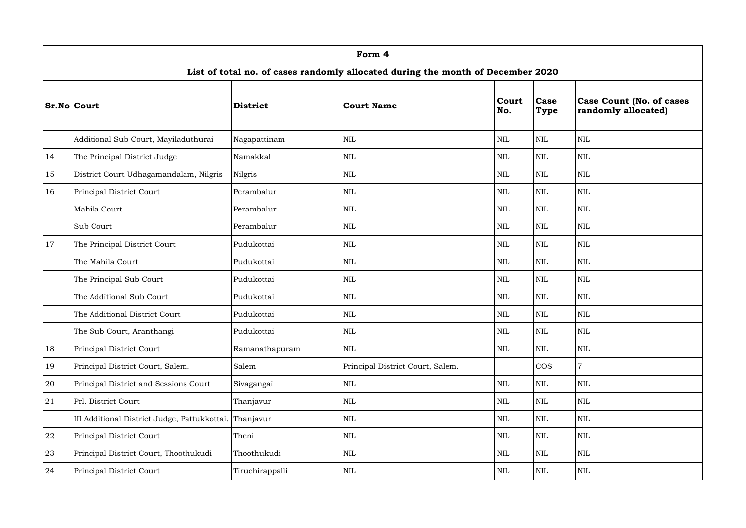| Form 4 | | | | | | |
|---|---|---|---|---|---|---|
| **List of total no. of cases randomly allocated during the month of December 2020** | | | | | | |
| **Sr.No** | **Court** | **District** | **Court Name** | **Court No.** | **Case Type** | **Case Count (No. of cases randomly allocated)** |
| | Additional Sub Court, Mayiladuthurai | Nagapattinam | NIL | NIL | NIL | NIL |
| 14 | The Principal District Judge | Namakkal | NIL | NIL | NIL | NIL |
| 15 | District Court Udhagamandalam, Nilgris | Nilgris | NIL | NIL | NIL | NIL |
| 16 | Principal District Court | Perambalur | NIL | NIL | NIL | NIL |
| | Mahila Court | Perambalur | NIL | NIL | NIL | NIL |
| | Sub Court | Perambalur | NIL | NIL | NIL | NIL |
| 17 | The Principal District Court | Pudukottai | NIL | NIL | NIL | NIL |
| | The Mahila Court | Pudukottai | NIL | NIL | NIL | NIL |
| | The Principal Sub Court | Pudukottai | NIL | NIL | NIL | NIL |
| | The Additional Sub Court | Pudukottai | NIL | NIL | NIL | NIL |
| | The Additional District Court | Pudukottai | NIL | NIL | NIL | NIL |
| | The Sub Court, Aranthangi | Pudukottai | NIL | NIL | NIL | NIL |
| 18 | Principal District Court | Ramanathapuram | NIL | NIL | NIL | NIL |
| 19 | Principal District Court, Salem. | Salem | Principal District Court, Salem. | | COS | 7 |
| 20 | Principal District and Sessions Court | Sivagangai | NIL | NIL | NIL | NIL |
| 21 | Prl. District Court | Thanjavur | NIL | NIL | NIL | NIL |
| | III Additional District Judge, Pattukkottai. | Thanjavur | NIL | NIL | NIL | NIL |
| 22 | Principal District Court | Theni | NIL | NIL | NIL | NIL |
| 23 | Principal District Court, Thoothukudi | Thoothukudi | NIL | NIL | NIL | NIL |
| 24 | Principal District Court | Tiruchirappalli | NIL | NIL | NIL | NIL |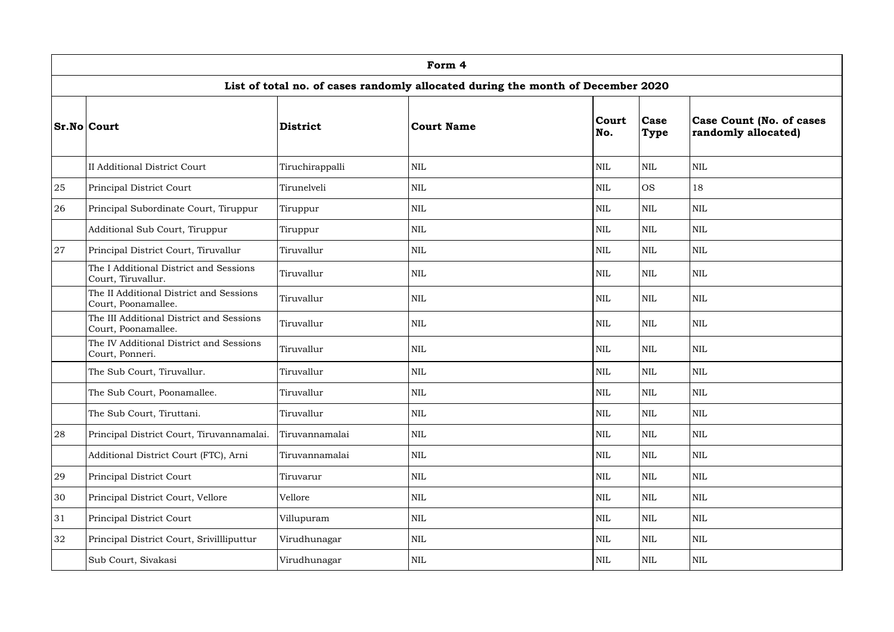| Form 4 | | | | | | |
|---|---|---|---|---|---|---|
| **List of total no. of cases randomly allocated during the month of December 2020** | | | | | | |
| **Sr.No** | **Court** | **District** | **Court Name** | **Court No.** | **Case Type** | **Case Count (No. of cases randomly allocated)** |
| | II Additional District Court | Tiruchirappalli | NIL | NIL | NIL | NIL |
| 25 | Principal District Court | Tirunelveli | NIL | NIL | OS | 18 |
| 26 | Principal Subordinate Court, Tiruppur | Tiruppur | NIL | NIL | NIL | NIL |
| | Additional Sub Court, Tiruppur | Tiruppur | NIL | NIL | NIL | NIL |
| 27 | Principal District Court, Tiruvallur | Tiruvallur | NIL | NIL | NIL | NIL |
| | The I Additional District and Sessions Court, Tiruvallur. | Tiruvallur | NIL | NIL | NIL | NIL |
| | The II Additional District and Sessions Court, Poonamallee. | Tiruvallur | NIL | NIL | NIL | NIL |
| | The III Additional District and Sessions Court, Poonamallee. | Tiruvallur | NIL | NIL | NIL | NIL |
| | The IV Additional District and Sessions Court, Ponneri. | Tiruvallur | NIL | NIL | NIL | NIL |
| | The Sub Court, Tiruvallur. | Tiruvallur | NIL | NIL | NIL | NIL |
| | The Sub Court, Poonamallee. | Tiruvallur | NIL | NIL | NIL | NIL |
| | The Sub Court, Tiruttani. | Tiruvallur | NIL | NIL | NIL | NIL |
| 28 | Principal District Court, Tiruvannamalai. | Tiruvannamalai | NIL | NIL | NIL | NIL |
| | Additional District Court (FTC), Arni | Tiruvannamalai | NIL | NIL | NIL | NIL |
| 29 | Principal District Court | Tiruvarur | NIL | NIL | NIL | NIL |
| 30 | Principal District Court, Vellore | Vellore | NIL | NIL | NIL | NIL |
| 31 | Principal District Court | Villupuram | NIL | NIL | NIL | NIL |
| 32 | Principal District Court, Srivillliputtur | Virudhunagar | NIL | NIL | NIL | NIL |
| | Sub Court, Sivakasi | Virudhunagar | NIL | NIL | NIL | NIL |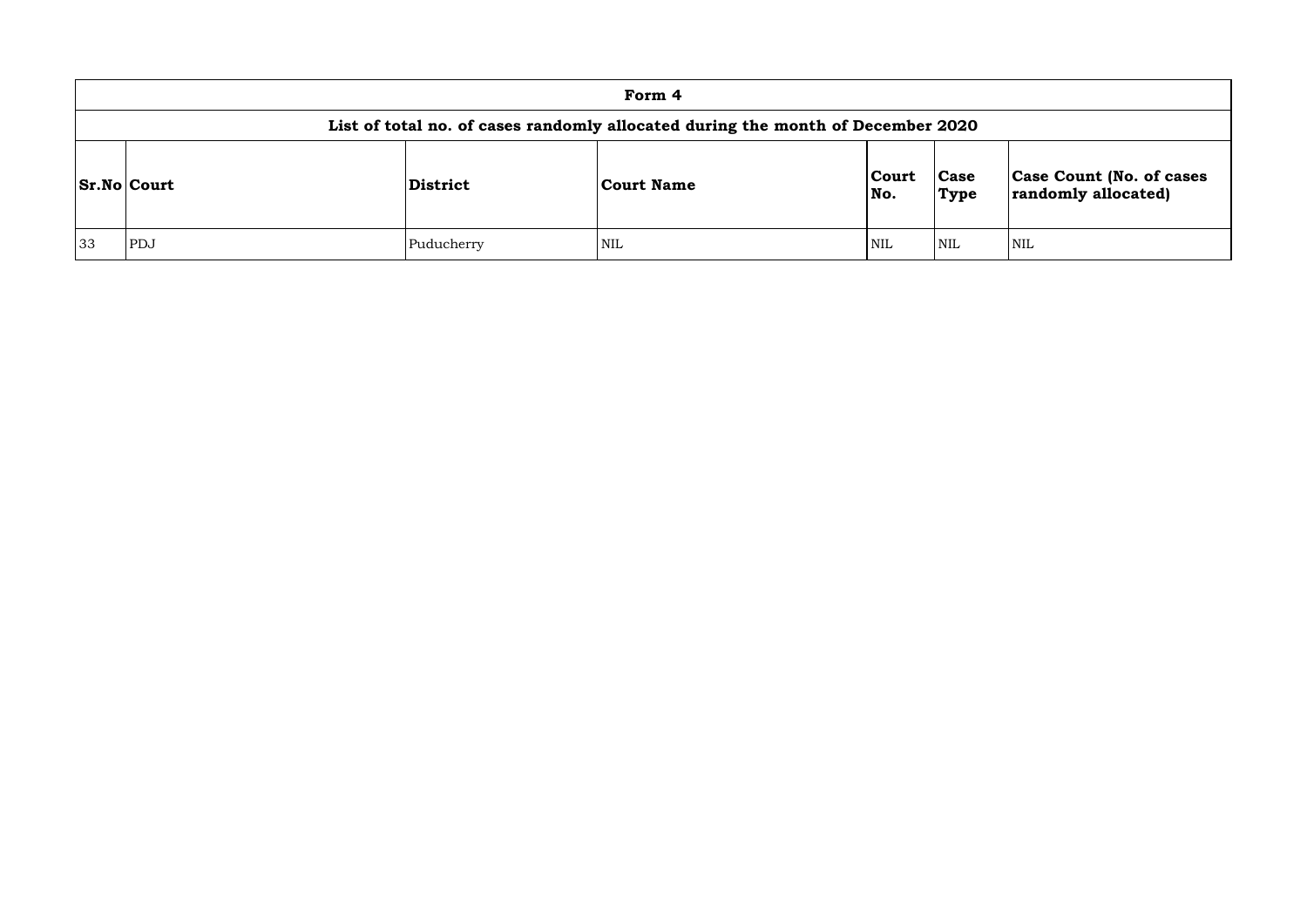| Form 4 | | | | | | |
|---|---|---|---|---|---|---|
| **List of total no. of cases randomly allocated during the month of December 2020** | | | | | | |
| **Sr.No** | **Court** | **District** | **Court Name** | **Court No.** | **Case Type** | **Case Count (No. of cases randomly allocated)** |
| 33 | PDJ | Puducherry | NIL | NIL | NIL | NIL |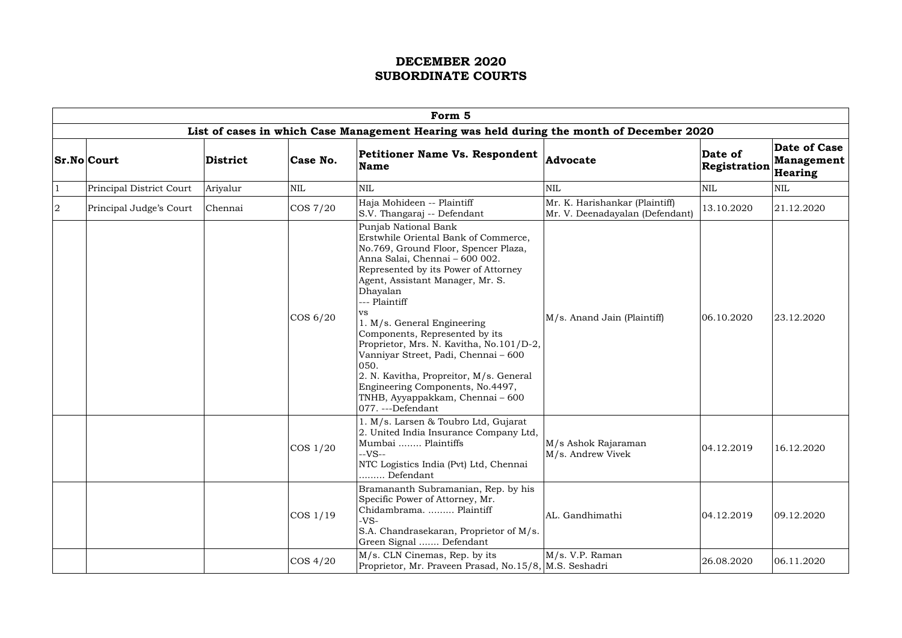# DECEMBER 2020
# SUBORDINATE COURTS

| Form 5 | | | | | | | |
|---|---|---|---|---|---|---|---|
| List of cases in which Case Management Hearing was held during the month of December 2020 | | | | | | | |
| **Sr.No** | **Court** | **District** | **Case No.** | **Petitioner Name Vs. Respondent Name** | **Advocate** | **Date of Registration** | **Date of Case Management Hearing** |
| 1 | Principal District Court | Ariyalur | NIL | NIL | NIL | NIL | NIL |
| 2 | Principal Judge's Court | Chennai | COS 7/20 | Haja Mohideen -- Plaintiff<br>S.V. Thangaraj -- Defendant | Mr. K. Harishankar (Plaintiff)<br>Mr. V. Deenadayalan (Defendant) | 13.10.2020 | 21.12.2020 |
| | | | COS 6/20 | Punjab National Bank<br>Erstwhile Oriental Bank of Commerce, No.769, Ground Floor, Spencer Plaza, Anna Salai, Chennai – 600 002.<br>Represented by its Power of Attorney Agent, Assistant Manager, Mr. S. Dhayalan<br>--- Plaintiff<br>vs<br>1. M/s. General Engineering Components, Represented by its Proprietor, Mrs. N. Kavitha, No.101/D-2, Vanniyar Street, Padi, Chennai – 600 050.<br>2. N. Kavitha, Propreitor, M/s. General Engineering Components, No.4497, TNHB, Ayyappakkam, Chennai – 600 077. ---Defendant | M/s. Anand Jain (Plaintiff) | 06.10.2020 | 23.12.2020 |
| | | | COS 1/20 | 1. M/s. Larsen & Toubro Ltd, Gujarat<br>2. United India Insurance Company Ltd, Mumbai ........ Plaintiffs<br>--VS--<br>NTC Logistics India (Pvt) Ltd, Chennai ......... Defendant | M/s Ashok Rajaraman<br>M/s. Andrew Vivek | 04.12.2019 | 16.12.2020 |
| | | | COS 1/19 | Bramananth Subramanian, Rep. by his Specific Power of Attorney, Mr. Chidambrama. ......... Plaintiff<br>-VS-<br>S.A. Chandrasekaran, Proprietor of M/s. Green Signal ....... Defendant | AL. Gandhimathi | 04.12.2019 | 09.12.2020 |
| | | | COS 4/20 | M/s. CLN Cinemas, Rep. by its Proprietor, Mr. Praveen Prasad, No.15/8, | M/s. V.P. Raman<br>M.S. Seshadri | 26.08.2020 | 06.11.2020 |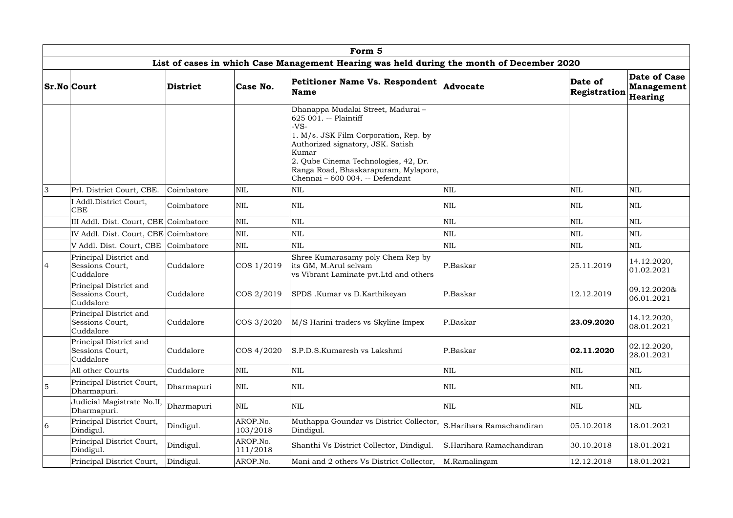| Form 5 | | | | | | | |
|---|---|---|---|---|---|---|---|
| List of cases in which Case Management Hearing was held during the month of December 2020 | | | | | | | |
| **Sr.No** | **Court** | **District** | **Case No.** | **Petitioner Name Vs. Respondent Name** | **Advocate** | **Date of Registration** | **Date of Case Management Hearing** |
| | | | | Dhanappa Mudalai Street, Madurai – 625 001. -- Plaintiff<br>-VS-<br>1. M/s. JSK Film Corporation, Rep. by Authorized signatory, JSK. Satish Kumar<br>2. Qube Cinema Technologies, 42, Dr. Ranga Road, Bhaskarapuram, Mylapore, Chennai – 600 004. -- Defendant | | | |
| 3 | Prl. District Court, CBE. | Coimbatore | NIL | NIL | NIL | NIL | NIL |
| | I Addl.District Court, CBE | Coimbatore | NIL | NIL | NIL | NIL | NIL |
| | III Addl. Dist. Court, CBE | Coimbatore | NIL | NIL | NIL | NIL | NIL |
| | IV Addl. Dist. Court, CBE | Coimbatore | NIL | NIL | NIL | NIL | NIL |
| | V Addl. Dist. Court, CBE | Coimbatore | NIL | NIL | NIL | NIL | NIL |
| 4 | Principal District and Sessions Court, Cuddalore | Cuddalore | COS 1/2019 | Shree Kumarasamy poly Chem Rep by its GM, M.Arul selvam vs Vibrant Laminate pvt.Ltd and others | P.Baskar | 25.11.2019 | 14.12.2020, 01.02.2021 |
| | Principal District and Sessions Court, Cuddalore | Cuddalore | COS 2/2019 | SPDS .Kumar vs D.Karthikeyan | P.Baskar | 12.12.2019 | 09.12.2020& 06.01.2021 |
| | Principal District and Sessions Court, Cuddalore | Cuddalore | COS 3/2020 | M/S Harini traders vs Skyline Impex | P.Baskar | **23.09.2020** | 14.12.2020, 08.01.2021 |
| | Principal District and Sessions Court, Cuddalore | Cuddalore | COS 4/2020 | S.P.D.S.Kumaresh vs Lakshmi | P.Baskar | **02.11.2020** | 02.12.2020, 28.01.2021 |
| | All other Courts | Cuddalore | NIL | NIL | NIL | NIL | NIL |
| 5 | Principal District Court, Dharmapuri. | Dharmapuri | NIL | NIL | NIL | NIL | NIL |
| | Judicial Magistrate No.II, Dharmapuri. | Dharmapuri | NIL | NIL | NIL | NIL | NIL |
| 6 | Principal District Court, Dindigul. | Dindigul. | AROP.No. 103/2018 | Muthappa Goundar vs District Collector, Dindigul. | S.Harihara Ramachandiran | 05.10.2018 | 18.01.2021 |
| | Principal District Court, Dindigul. | Dindigul. | AROP.No. 111/2018 | Shanthi Vs District Collector, Dindigul. | S.Harihara Ramachandiran | 30.10.2018 | 18.01.2021 |
| | Principal District Court, | Dindigul. | AROP.No. | Mani and 2 others Vs District Collector, | M.Ramalingam | 12.12.2018 | 18.01.2021 |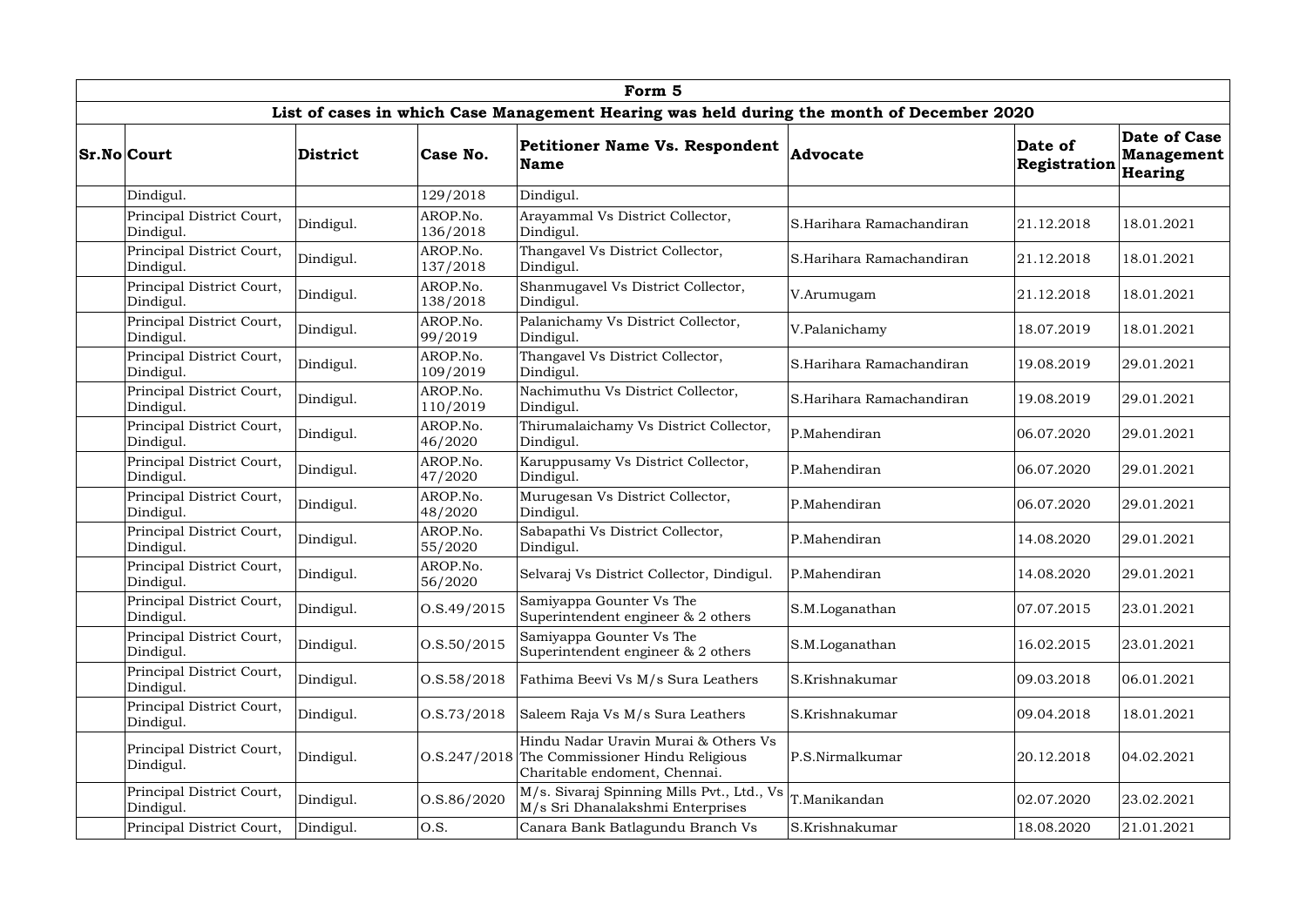| Form 5 | | | | | | | |
|---|---|---|---|---|---|---|---|
| List of cases in which Case Management Hearing was held during the month of December 2020 | | | | | | | |
| **Sr.No** | **Court** | **District** | **Case No.** | **Petitioner Name Vs. Respondent Name** | **Advocate** | **Date of Registration** | **Date of Case Management Hearing** |
| | Dindigul. | | 129/2018 | Dindigul. | | | |
| | Principal District Court, Dindigul. | Dindigul. | AROP.No. 136/2018 | Arayammal Vs District Collector, Dindigul. | S.Harihara Ramachandiran | 21.12.2018 | 18.01.2021 |
| | Principal District Court, Dindigul. | Dindigul. | AROP.No. 137/2018 | Thangavel Vs District Collector, Dindigul. | S.Harihara Ramachandiran | 21.12.2018 | 18.01.2021 |
| | Principal District Court, Dindigul. | Dindigul. | AROP.No. 138/2018 | Shanmugavel Vs District Collector, Dindigul. | V.Arumugam | 21.12.2018 | 18.01.2021 |
| | Principal District Court, Dindigul. | Dindigul. | AROP.No. 99/2019 | Palanichamy Vs District Collector, Dindigul. | V.Palanichamy | 18.07.2019 | 18.01.2021 |
| | Principal District Court, Dindigul. | Dindigul. | AROP.No. 109/2019 | Thangavel Vs District Collector, Dindigul. | S.Harihara Ramachandiran | 19.08.2019 | 29.01.2021 |
| | Principal District Court, Dindigul. | Dindigul. | AROP.No. 110/2019 | Nachimuthu Vs District Collector, Dindigul. | S.Harihara Ramachandiran | 19.08.2019 | 29.01.2021 |
| | Principal District Court, Dindigul. | Dindigul. | AROP.No. 46/2020 | Thirumalaichamy Vs District Collector, Dindigul. | P.Mahendiran | 06.07.2020 | 29.01.2021 |
| | Principal District Court, Dindigul. | Dindigul. | AROP.No. 47/2020 | Karuppusamy Vs District Collector, Dindigul. | P.Mahendiran | 06.07.2020 | 29.01.2021 |
| | Principal District Court, Dindigul. | Dindigul. | AROP.No. 48/2020 | Murugesan Vs District Collector, Dindigul. | P.Mahendiran | 06.07.2020 | 29.01.2021 |
| | Principal District Court, Dindigul. | Dindigul. | AROP.No. 55/2020 | Sabapathi Vs District Collector, Dindigul. | P.Mahendiran | 14.08.2020 | 29.01.2021 |
| | Principal District Court, Dindigul. | Dindigul. | AROP.No. 56/2020 | Selvaraj Vs District Collector, Dindigul. | P.Mahendiran | 14.08.2020 | 29.01.2021 |
| | Principal District Court, Dindigul. | Dindigul. | O.S.49/2015 | Samiyappa Gounter Vs The Superintendent engineer & 2 others | S.M.Loganathan | 07.07.2015 | 23.01.2021 |
| | Principal District Court, Dindigul. | Dindigul. | O.S.50/2015 | Samiyappa Gounter Vs The Superintendent engineer & 2 others | S.M.Loganathan | 16.02.2015 | 23.01.2021 |
| | Principal District Court, Dindigul. | Dindigul. | O.S.58/2018 | Fathima Beevi Vs M/s Sura Leathers | S.Krishnakumar | 09.03.2018 | 06.01.2021 |
| | Principal District Court, Dindigul. | Dindigul. | O.S.73/2018 | Saleem Raja Vs M/s Sura Leathers | S.Krishnakumar | 09.04.2018 | 18.01.2021 |
| | Principal District Court, Dindigul. | Dindigul. | O.S.247/2018 | Hindu Nadar Uravin Murai & Others Vs The Commissioner Hindu Religious Charitable endoment, Chennai. | P.S.Nirmalkumar | 20.12.2018 | 04.02.2021 |
| | Principal District Court, Dindigul. | Dindigul. | O.S.86/2020 | M/s. Sivaraj Spinning Mills Pvt., Ltd., Vs M/s Sri Dhanalakshmi Enterprises | T.Manikandan | 02.07.2020 | 23.02.2021 |
| | Principal District Court, | Dindigul. | O.S. | Canara Bank Batlagundu Branch Vs | S.Krishnakumar | 18.08.2020 | 21.01.2021 |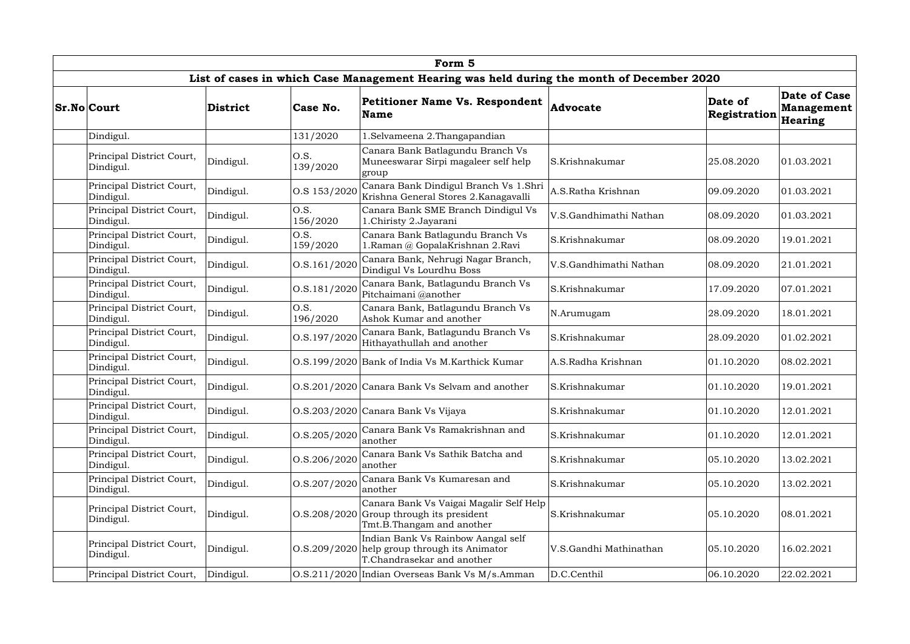| Form 5 | | | | | | | |
|---|---|---|---|---|---|---|---|
| List of cases in which Case Management Hearing was held during the month of December 2020 | | | | | | | |
| Sr.No | Court | District | Case No. | Petitioner Name Vs. Respondent Name | Advocate | Date of Registration | Date of Case Management Hearing |
| | Dindigul. | | 131/2020 | 1.Selvameena 2.Thangapandian | | | |
| | Principal District Court, Dindigul. | Dindigul. | O.S. 139/2020 | Canara Bank Batlagundu Branch Vs Muneeswarar Sirpi magaleer self help group | S.Krishnakumar | 25.08.2020 | 01.03.2021 |
| | Principal District Court, Dindigul. | Dindigul. | O.S 153/2020 | Canara Bank Dindigul Branch Vs 1.Shri Krishna General Stores 2.Kanagavalli | A.S.Ratha Krishnan | 09.09.2020 | 01.03.2021 |
| | Principal District Court, Dindigul. | Dindigul. | O.S. 156/2020 | Canara Bank SME Branch Dindigul Vs 1.Chiristy 2.Jayarani | V.S.Gandhimathi Nathan | 08.09.2020 | 01.03.2021 |
| | Principal District Court, Dindigul. | Dindigul. | O.S. 159/2020 | Canara Bank Batlagundu Branch Vs 1.Raman @ GopalaKrishnan 2.Ravi | S.Krishnakumar | 08.09.2020 | 19.01.2021 |
| | Principal District Court, Dindigul. | Dindigul. | O.S.161/2020 | Canara Bank, Nehrugi Nagar Branch, Dindigul Vs Lourdhu Boss | V.S.Gandhimathi Nathan | 08.09.2020 | 21.01.2021 |
| | Principal District Court, Dindigul. | Dindigul. | O.S.181/2020 | Canara Bank, Batlagundu Branch Vs Pitchaimani @another | S.Krishnakumar | 17.09.2020 | 07.01.2021 |
| | Principal District Court, Dindigul. | Dindigul. | O.S. 196/2020 | Canara Bank, Batlagundu Branch Vs Ashok Kumar and another | N.Arumugam | 28.09.2020 | 18.01.2021 |
| | Principal District Court, Dindigul. | Dindigul. | O.S.197/2020 | Canara Bank, Batlagundu Branch Vs Hithayathullah and another | S.Krishnakumar | 28.09.2020 | 01.02.2021 |
| | Principal District Court, Dindigul. | Dindigul. | O.S.199/2020 | Bank of India Vs M.Karthick Kumar | A.S.Radha Krishnan | 01.10.2020 | 08.02.2021 |
| | Principal District Court, Dindigul. | Dindigul. | O.S.201/2020 | Canara Bank Vs Selvam and another | S.Krishnakumar | 01.10.2020 | 19.01.2021 |
| | Principal District Court, Dindigul. | Dindigul. | O.S.203/2020 | Canara Bank Vs Vijaya | S.Krishnakumar | 01.10.2020 | 12.01.2021 |
| | Principal District Court, Dindigul. | Dindigul. | O.S.205/2020 | Canara Bank Vs Ramakrishnan and another | S.Krishnakumar | 01.10.2020 | 12.01.2021 |
| | Principal District Court, Dindigul. | Dindigul. | O.S.206/2020 | Canara Bank Vs Sathik Batcha and another | S.Krishnakumar | 05.10.2020 | 13.02.2021 |
| | Principal District Court, Dindigul. | Dindigul. | O.S.207/2020 | Canara Bank Vs Kumaresan and another | S.Krishnakumar | 05.10.2020 | 13.02.2021 |
| | Principal District Court, Dindigul. | Dindigul. | O.S.208/2020 | Canara Bank Vs Vaigai Magalir Self Help Group through its president Tmt.B.Thangam and another | S.Krishnakumar | 05.10.2020 | 08.01.2021 |
| | Principal District Court, Dindigul. | Dindigul. | O.S.209/2020 | Indian Bank Vs Rainbow Aangal self help group through its Animator T.Chandrasekar and another | V.S.Gandhi Mathinathan | 05.10.2020 | 16.02.2021 |
| | Principal District Court, | Dindigul. | O.S.211/2020 | Indian Overseas Bank Vs M/s.Amman | D.C.Centhil | 06.10.2020 | 22.02.2021 |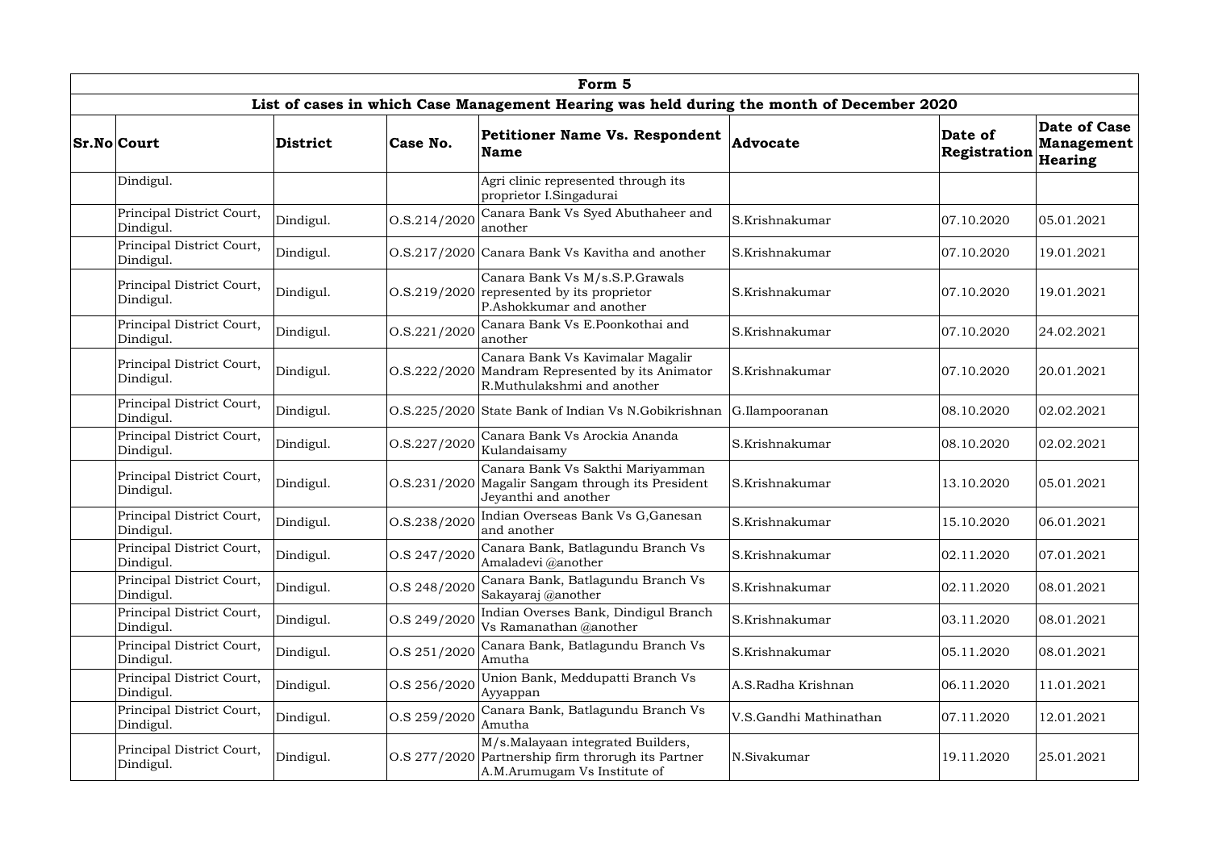| Form 5 | | | | | | | |
|---|---|---|---|---|---|---|---|
| List of cases in which Case Management Hearing was held during the month of December 2020 | | | | | | | |
| **Sr.No** | **Court** | **District** | **Case No.** | **Petitioner Name Vs. Respondent Name** | **Advocate** | **Date of Registration** | **Date of Case Management Hearing** |
| | Dindigul. | | | Agri clinic represented through its proprietor I.Singadurai | | | |
| | Principal District Court, Dindigul. | Dindigul. | O.S.214/2020 | Canara Bank Vs Syed Abuthaheer and another | S.Krishnakumar | 07.10.2020 | 05.01.2021 |
| | Principal District Court, Dindigul. | Dindigul. | O.S.217/2020 | Canara Bank Vs Kavitha and another | S.Krishnakumar | 07.10.2020 | 19.01.2021 |
| | Principal District Court, Dindigul. | Dindigul. | O.S.219/2020 | Canara Bank Vs M/s.S.P.Grawals represented by its proprietor P.Ashokkumar and another | S.Krishnakumar | 07.10.2020 | 19.01.2021 |
| | Principal District Court, Dindigul. | Dindigul. | O.S.221/2020 | Canara Bank Vs E.Poonkothai and another | S.Krishnakumar | 07.10.2020 | 24.02.2021 |
| | Principal District Court, Dindigul. | Dindigul. | O.S.222/2020 | Canara Bank Vs Kavimalar Magalir Mandram Represented by its Animator R.Muthulakshmi and another | S.Krishnakumar | 07.10.2020 | 20.01.2021 |
| | Principal District Court, Dindigul. | Dindigul. | O.S.225/2020 | State Bank of Indian Vs N.Gobikrishnan | G.Ilampooranan | 08.10.2020 | 02.02.2021 |
| | Principal District Court, Dindigul. | Dindigul. | O.S.227/2020 | Canara Bank Vs Arockia Ananda Kulandaisamy | S.Krishnakumar | 08.10.2020 | 02.02.2021 |
| | Principal District Court, Dindigul. | Dindigul. | O.S.231/2020 | Canara Bank Vs Sakthi Mariyamman Magalir Sangam through its President Jeyanthi and another | S.Krishnakumar | 13.10.2020 | 05.01.2021 |
| | Principal District Court, Dindigul. | Dindigul. | O.S.238/2020 | Indian Overseas Bank Vs G,Ganesan and another | S.Krishnakumar | 15.10.2020 | 06.01.2021 |
| | Principal District Court, Dindigul. | Dindigul. | O.S 247/2020 | Canara Bank, Batlagundu Branch Vs Amaladevi @another | S.Krishnakumar | 02.11.2020 | 07.01.2021 |
| | Principal District Court, Dindigul. | Dindigul. | O.S 248/2020 | Canara Bank, Batlagundu Branch Vs Sakayaraj @another | S.Krishnakumar | 02.11.2020 | 08.01.2021 |
| | Principal District Court, Dindigul. | Dindigul. | O.S 249/2020 | Indian Overses Bank, Dindigul Branch Vs Ramanathan @another | S.Krishnakumar | 03.11.2020 | 08.01.2021 |
| | Principal District Court, Dindigul. | Dindigul. | O.S 251/2020 | Canara Bank, Batlagundu Branch Vs Amutha | S.Krishnakumar | 05.11.2020 | 08.01.2021 |
| | Principal District Court, Dindigul. | Dindigul. | O.S 256/2020 | Union Bank, Meddupatti Branch Vs Ayyappan | A.S.Radha Krishnan | 06.11.2020 | 11.01.2021 |
| | Principal District Court, Dindigul. | Dindigul. | O.S 259/2020 | Canara Bank, Batlagundu Branch Vs Amutha | V.S.Gandhi Mathinathan | 07.11.2020 | 12.01.2021 |
| | Principal District Court, Dindigul. | Dindigul. | O.S 277/2020 | M/s.Malayaan integrated Builders, Partnership firm throrugh its Partner A.M.Arumugam Vs Institute of | N.Sivakumar | 19.11.2020 | 25.01.2021 |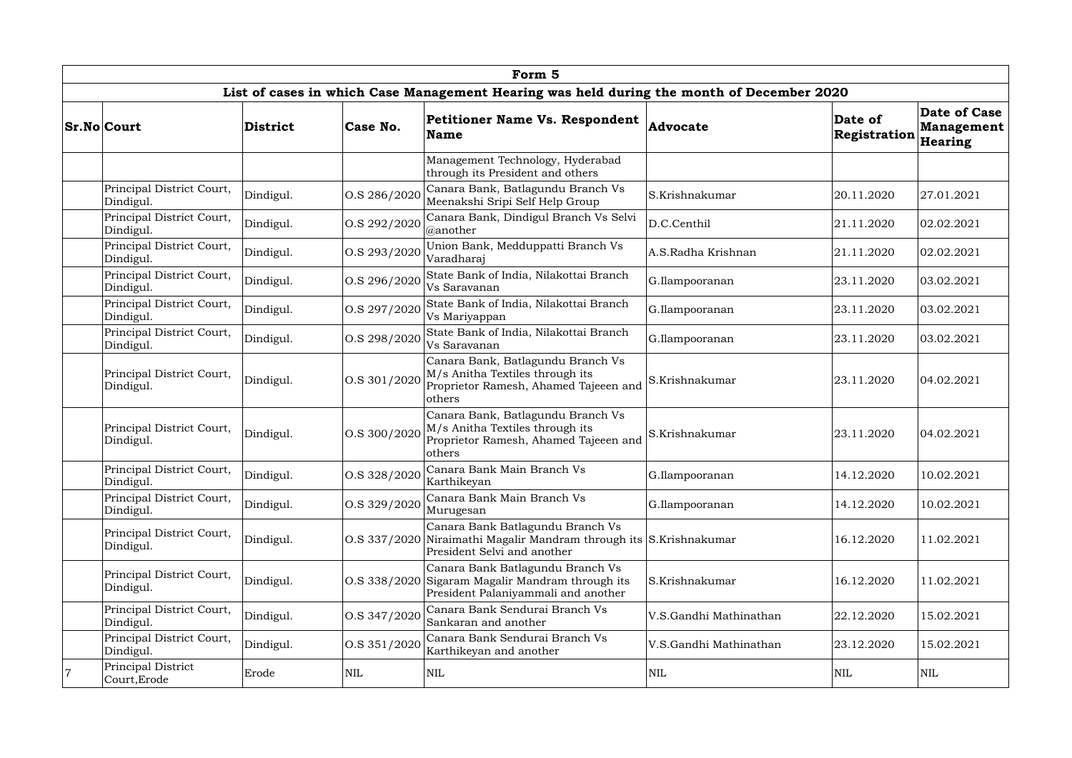| Form 5 | | | | | | | |
|---|---|---|---|---|---|---|---|
| List of cases in which Case Management Hearing was held during the month of December 2020 | | | | | | | |
| **Sr.No** | **Court** | **District** | **Case No.** | **Petitioner Name Vs. Respondent Name** | **Advocate** | **Date of Registration** | **Date of Case Management Hearing** |
| | | | | Management Technology, Hyderabad through its President and others | | | |
| | Principal District Court, Dindigul. | Dindigul. | O.S 286/2020 | Canara Bank, Batlagundu Branch Vs Meenakshi Sripi Self Help Group | S.Krishnakumar | 20.11.2020 | 27.01.2021 |
| | Principal District Court, Dindigul. | Dindigul. | O.S 292/2020 | Canara Bank, Dindigul Branch Vs Selvi @another | D.C.Centhil | 21.11.2020 | 02.02.2021 |
| | Principal District Court, Dindigul. | Dindigul. | O.S 293/2020 | Union Bank, Medduppatti Branch Vs Varadharaj | A.S.Radha Krishnan | 21.11.2020 | 02.02.2021 |
| | Principal District Court, Dindigul. | Dindigul. | O.S 296/2020 | State Bank of India, Nilakottai Branch Vs Saravanan | G.Ilampooranan | 23.11.2020 | 03.02.2021 |
| | Principal District Court, Dindigul. | Dindigul. | O.S 297/2020 | State Bank of India, Nilakottai Branch Vs Mariyappan | G.Ilampooranan | 23.11.2020 | 03.02.2021 |
| | Principal District Court, Dindigul. | Dindigul. | O.S 298/2020 | State Bank of India, Nilakottai Branch Vs Saravanan | G.Ilampooranan | 23.11.2020 | 03.02.2021 |
| | Principal District Court, Dindigul. | Dindigul. | O.S 301/2020 | Canara Bank, Batlagundu Branch Vs M/s Anitha Textiles through its Proprietor Ramesh, Ahamed Tajeeen and others | S.Krishnakumar | 23.11.2020 | 04.02.2021 |
| | Principal District Court, Dindigul. | Dindigul. | O.S 300/2020 | Canara Bank, Batlagundu Branch Vs M/s Anitha Textiles through its Proprietor Ramesh, Ahamed Tajeeen and others | S.Krishnakumar | 23.11.2020 | 04.02.2021 |
| | Principal District Court, Dindigul. | Dindigul. | O.S 328/2020 | Canara Bank Main Branch Vs Karthikeyan | G.Ilampooranan | 14.12.2020 | 10.02.2021 |
| | Principal District Court, Dindigul. | Dindigul. | O.S 329/2020 | Canara Bank Main Branch Vs Murugesan | G.Ilampooranan | 14.12.2020 | 10.02.2021 |
| | Principal District Court, Dindigul. | Dindigul. | O.S 337/2020 | Canara Bank Batlagundu Branch Vs Niraimathi Magalir Mandram through its President Selvi and another | S.Krishnakumar | 16.12.2020 | 11.02.2021 |
| | Principal District Court, Dindigul. | Dindigul. | O.S 338/2020 | Canara Bank Batlagundu Branch Vs Sigaram Magalir Mandram through its President Palaniyammali and another | S.Krishnakumar | 16.12.2020 | 11.02.2021 |
| | Principal District Court, Dindigul. | Dindigul. | O.S 347/2020 | Canara Bank Sendurai Branch Vs Sankaran and another | V.S.Gandhi Mathinathan | 22.12.2020 | 15.02.2021 |
| | Principal District Court, Dindigul. | Dindigul. | O.S 351/2020 | Canara Bank Sendurai Branch Vs Karthikeyan and another | V.S.Gandhi Mathinathan | 23.12.2020 | 15.02.2021 |
| 7 | Principal District Court,Erode | Erode | NIL | NIL | NIL | NIL | NIL |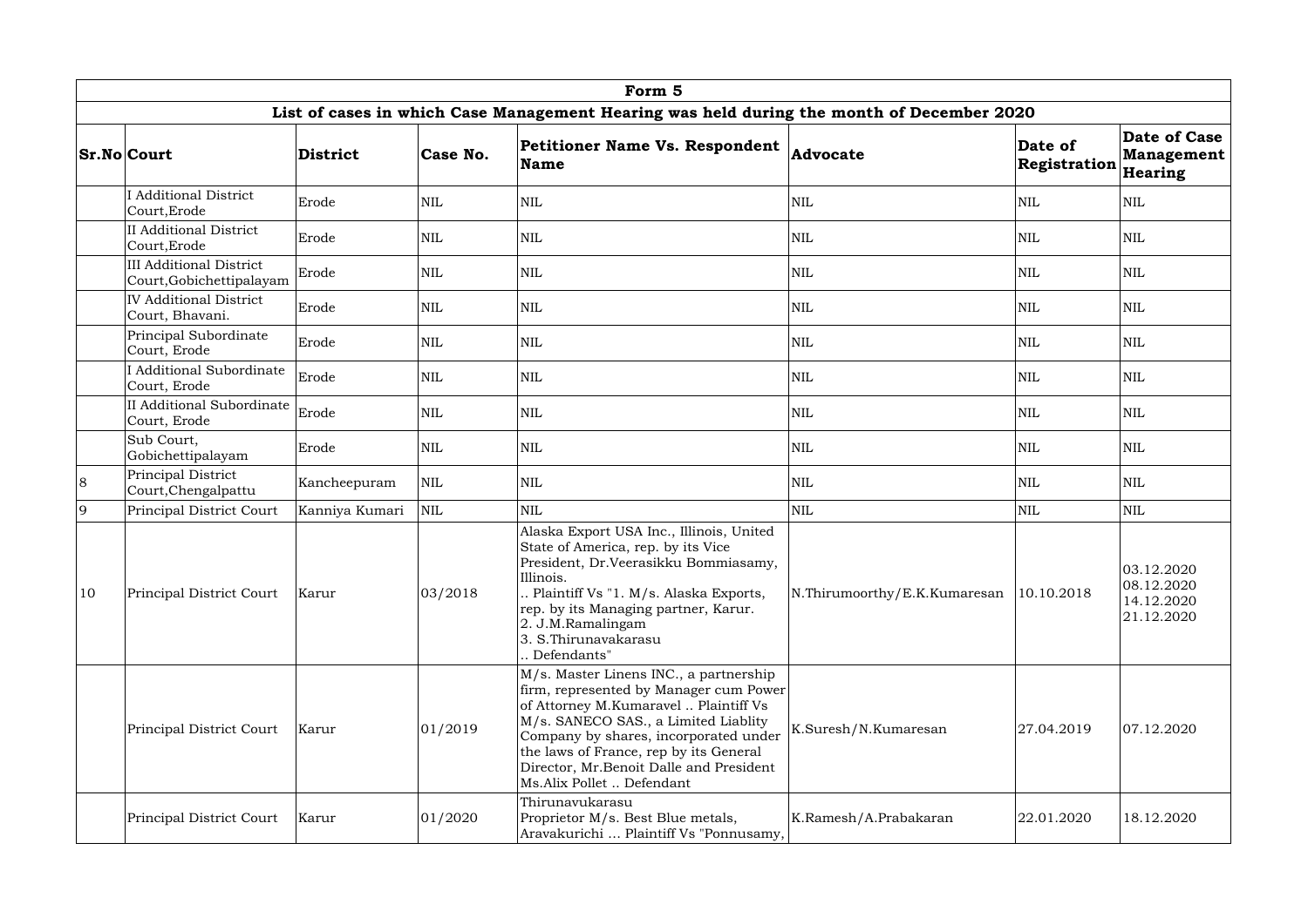| Form 5 | | | | | | | |
|---|---|---|---|---|---|---|---|
| List of cases in which Case Management Hearing was held during the month of December 2020 | | | | | | | |
| **Sr.No** | **Court** | **District** | **Case No.** | **Petitioner Name Vs. Respondent Name** | **Advocate** | **Date of Registration** | **Date of Case Management Hearing** |
| | I Additional District Court,Erode | Erode | NIL | NIL | NIL | NIL | NIL |
| | II Additional District Court,Erode | Erode | NIL | NIL | NIL | NIL | NIL |
| | III Additional District Court,Gobichettipalayam | Erode | NIL | NIL | NIL | NIL | NIL |
| | IV Additional District Court, Bhavani. | Erode | NIL | NIL | NIL | NIL | NIL |
| | Principal Subordinate Court, Erode | Erode | NIL | NIL | NIL | NIL | NIL |
| | I Additional Subordinate Court, Erode | Erode | NIL | NIL | NIL | NIL | NIL |
| | II Additional Subordinate Court, Erode | Erode | NIL | NIL | NIL | NIL | NIL |
| | Sub Court, Gobichettipalayam | Erode | NIL | NIL | NIL | NIL | NIL |
| 8 | Principal District Court,Chengalpattu | Kancheepuram | NIL | NIL | NIL | NIL | NIL |
| 9 | Principal District Court | Kanniya Kumari | NIL | NIL | NIL | NIL | NIL |
| 10 | Principal District Court | Karur | 03/2018 | Alaska Export USA Inc., Illinois, United State of America, rep. by its Vice President, Dr.Veerasikku Bommiasamy, Illinois. .. Plaintiff Vs "1. M/s. Alaska Exports, rep. by its Managing partner, Karur. 2. J.M.Ramalingam 3. S.Thirunavakarasu .. Defendants" | N.Thirumoorthy/E.K.Kumaresan | 10.10.2018 | 03.12.2020 08.12.2020 14.12.2020 21.12.2020 |
| | Principal District Court | Karur | 01/2019 | M/s. Master Linens INC., a partnership firm, represented by Manager cum Power of Attorney M.Kumaravel .. Plaintiff Vs M/s. SANECO SAS., a Limited Liablity Company by shares, incorporated under the laws of France, rep by its General Director, Mr.Benoit Dalle and President Ms.Alix Pollet .. Defendant | K.Suresh/N.Kumaresan | 27.04.2019 | 07.12.2020 |
| | Principal District Court | Karur | 01/2020 | Thirunavukarasu Proprietor M/s. Best Blue metals, Aravakurichi ... Plaintiff Vs "Ponnusamy, | K.Ramesh/A.Prabakaran | 22.01.2020 | 18.12.2020 |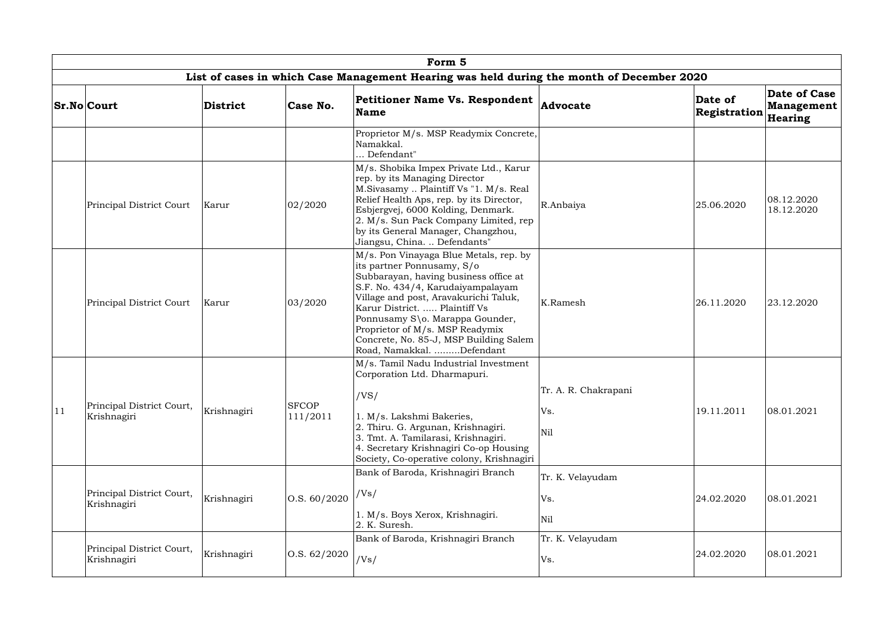| Form 5 | | | | | | | |
|---|---|---|---|---|---|---|---|
| List of cases in which Case Management Hearing was held during the month of December 2020 | | | | | | | |
| Sr.No | Court | District | Case No. | Petitioner Name Vs. Respondent Name | Advocate | Date of Registration | Date of Case Management Hearing |
| | | | | Proprietor M/s. MSP Readymix Concrete, Namakkal. ... Defendant" | | | |
| | Principal District Court | Karur | 02/2020 | M/s. Shobika Impex Private Ltd., Karur rep. by its Managing Director M.Sivasamy .. Plaintiff Vs "1. M/s. Real Relief Health Aps, rep. by its Director, Esbjergvej, 6000 Kolding, Denmark. 2. M/s. Sun Pack Company Limited, rep by its General Manager, Changzhou, Jiangsu, China. .. Defendants" | R.Anbaiya | 25.06.2020 | 08.12.2020 18.12.2020 |
| | Principal District Court | Karur | 03/2020 | M/s. Pon Vinayaga Blue Metals, rep. by its partner Ponnusamy, S/o Subbarayan, having business office at S.F. No. 434/4, Karudaiyampalayam Village and post, Aravakurichi Taluk, Karur District. ..... Plaintiff Vs Ponnusamy S\o. Marappa Gounder, Proprietor of M/s. MSP Readymix Concrete, No. 85-J, MSP Building Salem Road, Namakkal. .........Defendant | K.Ramesh | 26.11.2020 | 23.12.2020 |
| 11 | Principal District Court, Krishnagiri | Krishnagiri | SFCOP 111/2011 | M/s. Tamil Nadu Industrial Investment Corporation Ltd. Dharmapuri. /VS/ 1. M/s. Lakshmi Bakeries, 2. Thiru. G. Argunan, Krishnagiri. 3. Tmt. A. Tamilarasi, Krishnagiri. 4. Secretary Krishnagiri Co-op Housing Society, Co-operative colony, Krishnagiri | Tr. A. R. Chakrapani Vs. Nil | 19.11.2011 | 08.01.2021 |
| | Principal District Court, Krishnagiri | Krishnagiri | O.S. 60/2020 | Bank of Baroda, Krishnagiri Branch /Vs/ 1. M/s. Boys Xerox, Krishnagiri. 2. K. Suresh. | Tr. K. Velayudam Vs. Nil | 24.02.2020 | 08.01.2021 |
| | Principal District Court, Krishnagiri | Krishnagiri | O.S. 62/2020 | Bank of Baroda, Krishnagiri Branch /Vs/ | Tr. K. Velayudam Vs. | 24.02.2020 | 08.01.2021 |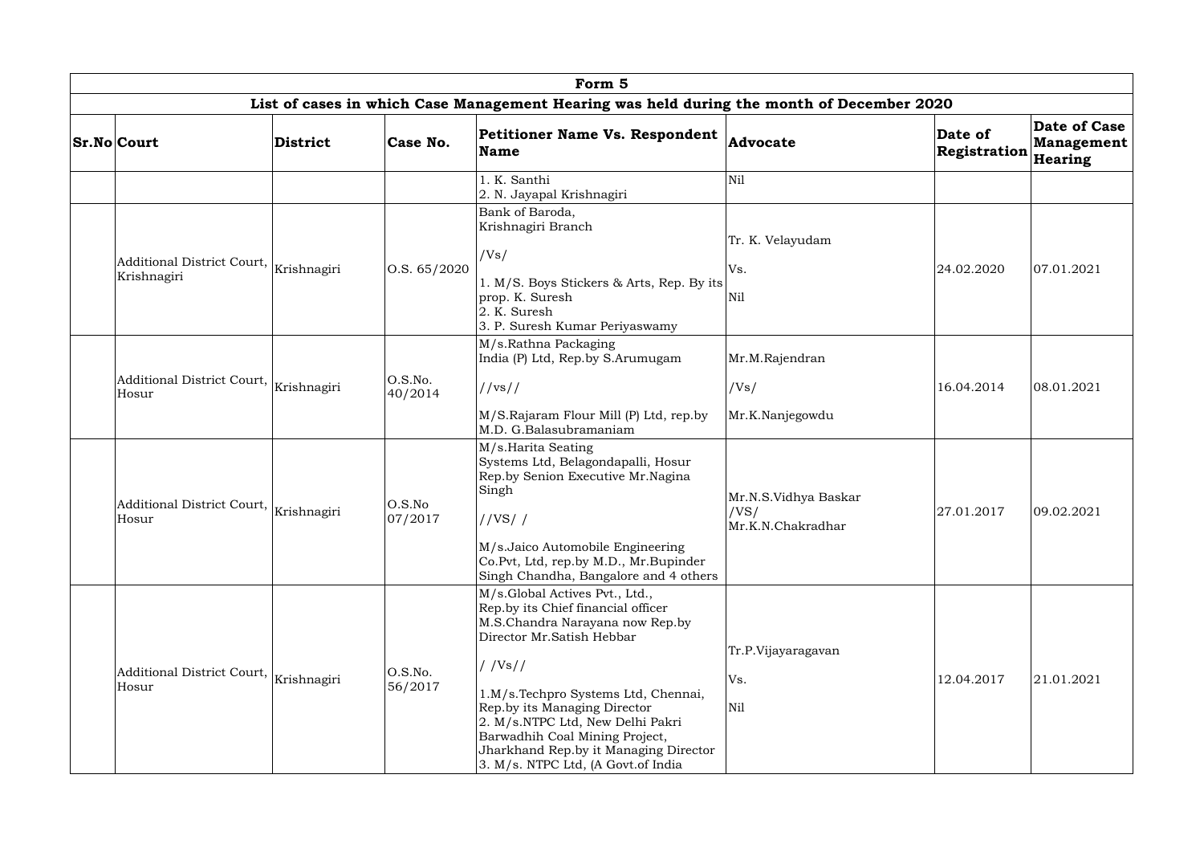| Form 5 | | | | | | | |
|---|---|---|---|---|---|---|---|
| **List of cases in which Case Management Hearing was held during the month of December 2020** | | | | | | | |
| **Sr.No** | **Court** | **District** | **Case No.** | **Petitioner Name Vs. Respondent Name** | **Advocate** | **Date of Registration** | **Date of Case Management Hearing** |
| | | | | 1. K. Santhi<br>2. N. Jayapal Krishnagiri | Nil | | |
| | Additional District Court, Krishnagiri | Krishnagiri | O.S. 65/2020 | Bank of Baroda, Krishnagiri Branch<br><br>/Vs/<br><br>1. M/S. Boys Stickers & Arts, Rep. By its prop. K. Suresh<br>2. K. Suresh<br>3. P. Suresh Kumar Periyaswamy | Tr. K. Velayudam<br><br>Vs.<br><br>Nil | 24.02.2020 | 07.01.2021 |
| | Additional District Court, Hosur | Krishnagiri | O.S.No. 40/2014 | M/s.Rathna Packaging India (P) Ltd, Rep.by S.Arumugam<br><br>//vs//<br><br>M/S.Rajaram Flour Mill (P) Ltd, rep.by M.D. G.Balasubramaniam | Mr.M.Rajendran<br><br>/Vs/<br><br>Mr.K.Nanjegowdu | 16.04.2014 | 08.01.2021 |
| | Additional District Court, Hosur | Krishnagiri | O.S.No 07/2017 | M/s.Harita Seating Systems Ltd, Belagondapalli, Hosur Rep.by Senion Executive Mr.Nagina Singh<br><br>//VS/ /<br><br>M/s.Jaico Automobile Engineering Co.Pvt, Ltd, rep.by M.D., Mr.Bupinder Singh Chandha, Bangalore and 4 others | Mr.N.S.Vidhya Baskar<br>/VS/<br>Mr.K.N.Chakradhar | 27.01.2017 | 09.02.2021 |
| | Additional District Court, Hosur | Krishnagiri | O.S.No. 56/2017 | M/s.Global Actives Pvt., Ltd., Rep.by its Chief financial officer M.S.Chandra Narayana now Rep.by Director Mr.Satish Hebbar<br><br>/ /Vs//<br><br>1.M/s.Techpro Systems Ltd, Chennai, Rep.by its Managing Director<br>2. M/s.NTPC Ltd, New Delhi Pakri Barwadhih Coal Mining Project, Jharkhand Rep.by it Managing Director<br>3. M/s. NTPC Ltd, (A Govt.of India | Tr.P.Vijayaragavan<br><br>Vs.<br><br>Nil | 12.04.2017 | 21.01.2021 |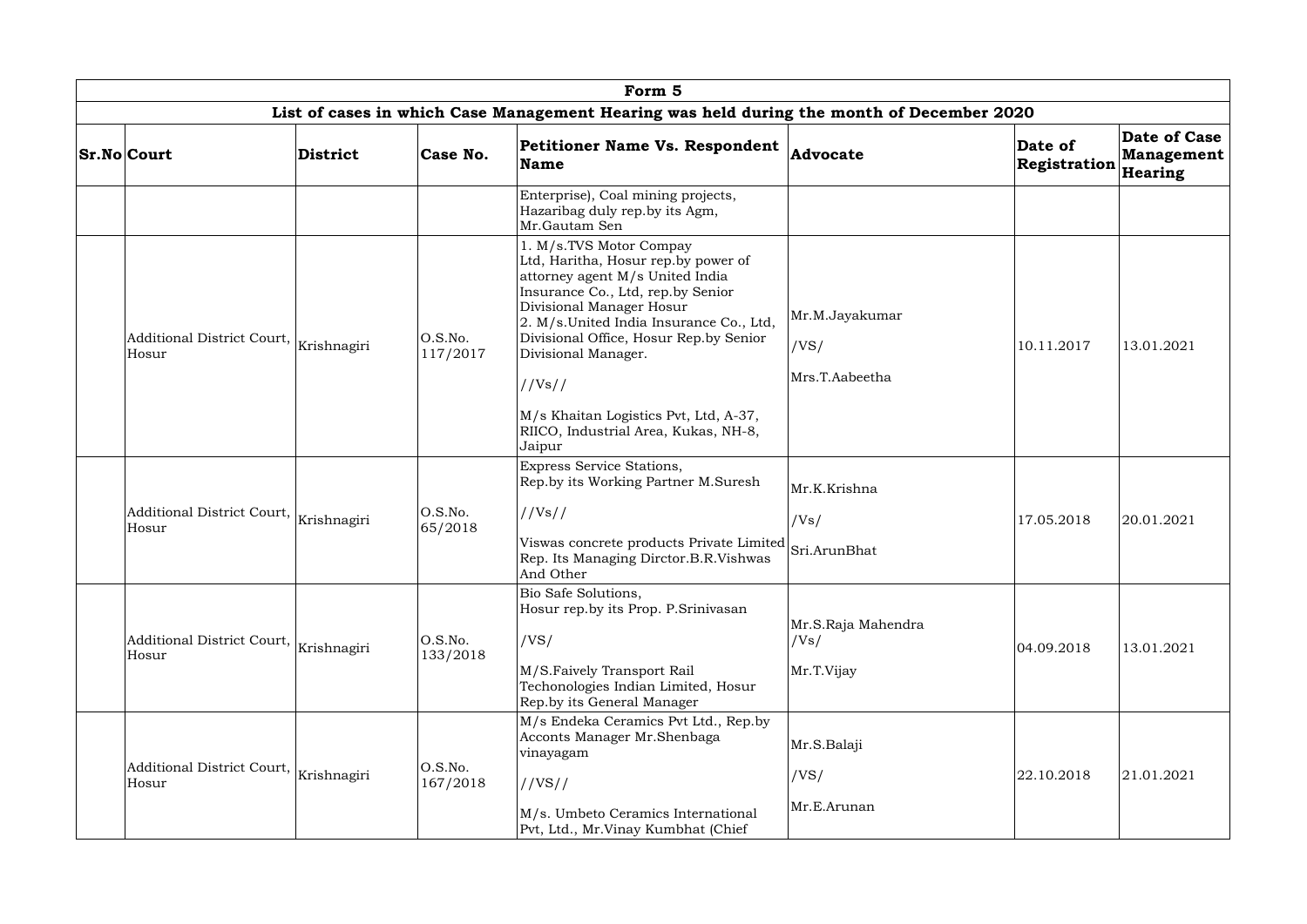| Form 5 | | | | | | | |
|---|---|---|---|---|---|---|---|
| List of cases in which Case Management Hearing was held during the month of December 2020 | | | | | | | |
| **Sr.No** | **Court** | **District** | **Case No.** | **Petitioner Name Vs. Respondent Name** | **Advocate** | **Date of Registration** | **Date of Case Management Hearing** |
| | | | | Enterprise), Coal mining projects, Hazaribag duly rep.by its Agm, Mr.Gautam Sen | | | |
| | Additional District Court, Hosur | Krishnagiri | O.S.No. 117/2017 | 1. M/s.TVS Motor Compay Ltd, Haritha, Hosur rep.by power of attorney agent M/s United India Insurance Co., Ltd, rep.by Senior Divisional Manager Hosur 2. M/s.United India Insurance Co., Ltd, Divisional Office, Hosur Rep.by Senior Divisional Manager. //Vs// M/s Khaitan Logistics Pvt, Ltd, A-37, RIICO, Industrial Area, Kukas, NH-8, Jaipur | Mr.M.Jayakumar /VS/ Mrs.T.Aabeetha | 10.11.2017 | 13.01.2021 |
| | Additional District Court, Hosur | Krishnagiri | O.S.No. 65/2018 | Express Service Stations, Rep.by its Working Partner M.Suresh //Vs// Viswas concrete products Private Limited Rep. Its Managing Dirctor.B.R.Vishwas And Other | Mr.K.Krishna /Vs/ Sri.ArunBhat | 17.05.2018 | 20.01.2021 |
| | Additional District Court, Hosur | Krishnagiri | O.S.No. 133/2018 | Bio Safe Solutions, Hosur rep.by its Prop. P.Srinivasan /VS/ M/S.Faively Transport Rail Techonologies Indian Limited, Hosur Rep.by its General Manager | Mr.S.Raja Mahendra /Vs/ Mr.T.Vijay | 04.09.2018 | 13.01.2021 |
| | Additional District Court, Hosur | Krishnagiri | O.S.No. 167/2018 | M/s Endeka Ceramics Pvt Ltd., Rep.by Acconts Manager Mr.Shenbaga vinayagam //VS// M/s. Umbeto Ceramics International Pvt, Ltd., Mr.Vinay Kumbhat (Chief | Mr.S.Balaji /VS/ Mr.E.Arunan | 22.10.2018 | 21.01.2021 |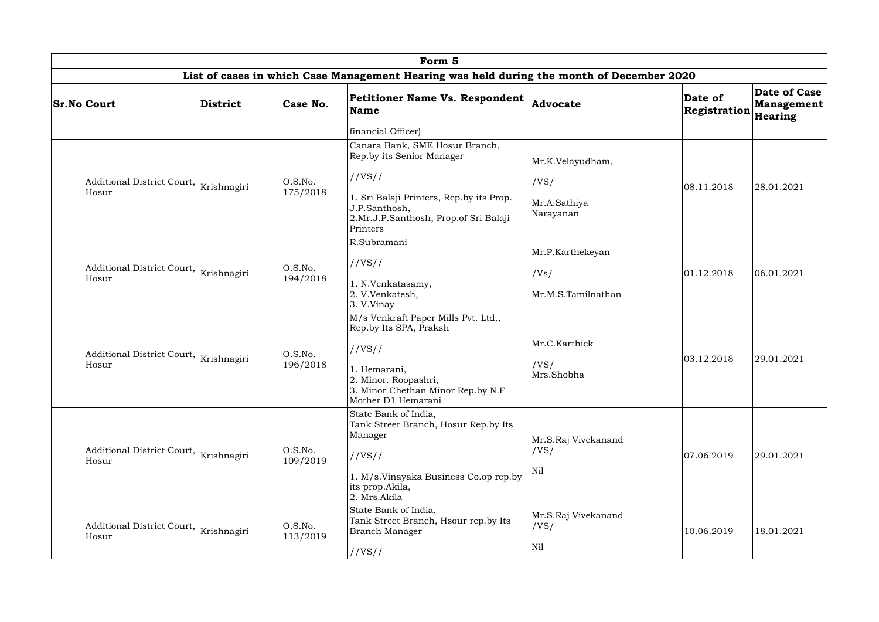| Form 5 | | | | | | | |
|---|---|---|---|---|---|---|---|
| **List of cases in which Case Management Hearing was held during the month of December 2020** | | | | | | | |
| **Sr.No** | **Court** | **District** | **Case No.** | **Petitioner Name Vs. Respondent Name** | **Advocate** | **Date of Registration** | **Date of Case Management Hearing** |
| | | | | financial Officer) | | | |
| | Additional District Court, Hosur | Krishnagiri | O.S.No. 175/2018 | Canara Bank, SME Hosur Branch, Rep.by its Senior Manager //VS// 1. Sri Balaji Printers, Rep.by its Prop. J.P.Santhosh, 2.Mr.J.P.Santhosh, Prop.of Sri Balaji Printers | Mr.K.Velayudham, /VS/ Mr.A.Sathiya Narayanan | 08.11.2018 | 28.01.2021 |
| | Additional District Court, Hosur | Krishnagiri | O.S.No. 194/2018 | R.Subramani //VS// 1. N.Venkatasamy, 2. V.Venkatesh, 3. V.Vinay | Mr.P.Karthekeyan /Vs/ Mr.M.S.Tamilnathan | 01.12.2018 | 06.01.2021 |
| | Additional District Court, Hosur | Krishnagiri | O.S.No. 196/2018 | M/s Venkraft Paper Mills Pvt. Ltd., Rep.by Its SPA, Praksh //VS// 1. Hemarani, 2. Minor. Roopashri, 3. Minor Chethan Minor Rep.by N.F Mother D1 Hemarani | Mr.C.Karthick /VS/ Mrs.Shobha | 03.12.2018 | 29.01.2021 |
| | Additional District Court, Hosur | Krishnagiri | O.S.No. 109/2019 | State Bank of India, Tank Street Branch, Hosur Rep.by Its Manager //VS// 1. M/s.Vinayaka Business Co.op rep.by its prop.Akila, 2. Mrs.Akila | Mr.S.Raj Vivekanand /VS/ Nil | 07.06.2019 | 29.01.2021 |
| | Additional District Court, Hosur | Krishnagiri | O.S.No. 113/2019 | State Bank of India, Tank Street Branch, Hsour rep.by Its Branch Manager //VS// | Mr.S.Raj Vivekanand /VS/ Nil | 10.06.2019 | 18.01.2021 |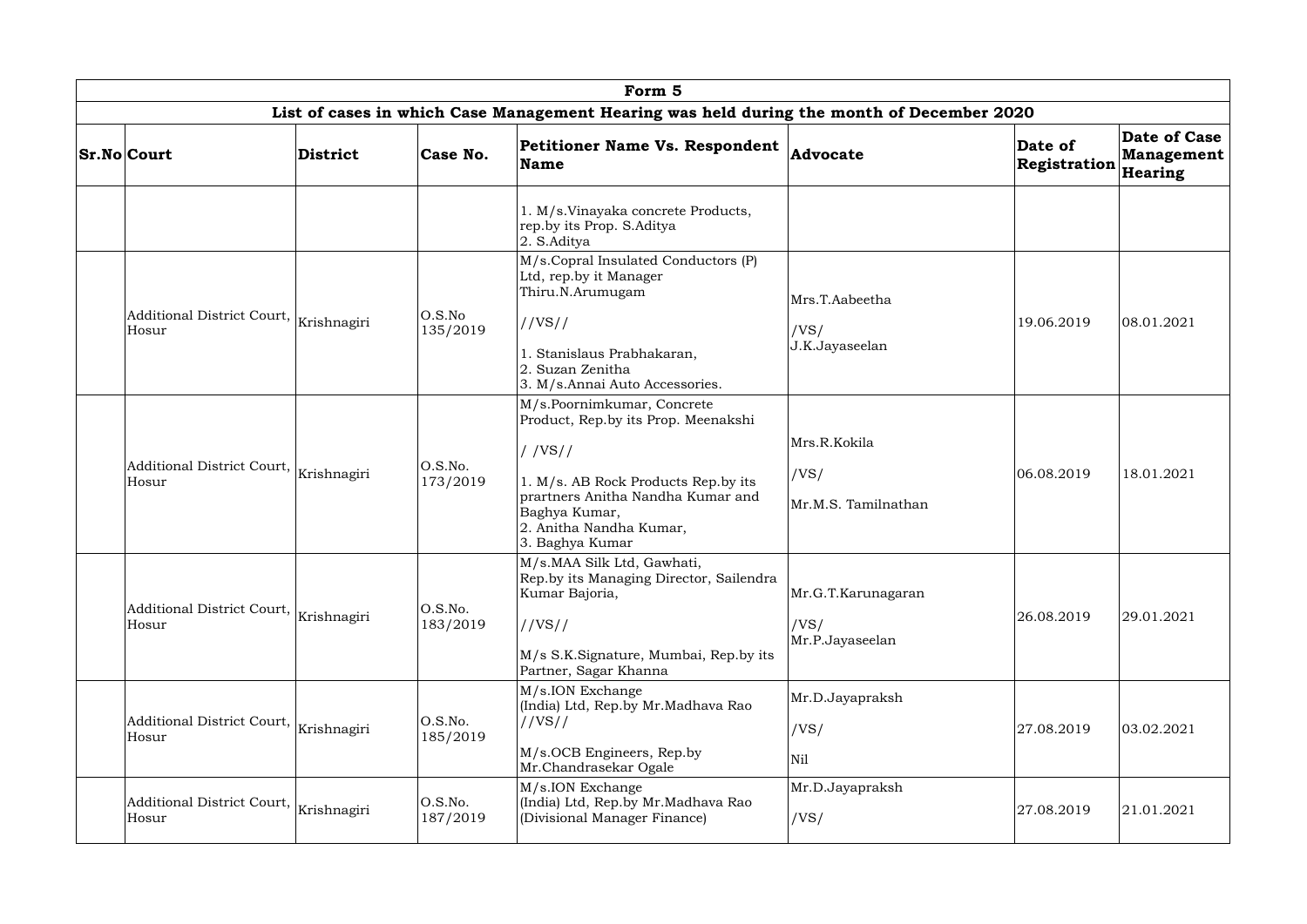| Form 5 | | | | | | | |
|---|---|---|---|---|---|---|---|
| **List of cases in which Case Management Hearing was held during the month of December 2020** | | | | | | | |
| **Sr.No** | **Court** | **District** | **Case No.** | **Petitioner Name Vs. Respondent Name** | **Advocate** | **Date of Registration** | **Date of Case Management Hearing** |
| | | | | 1. M/s.Vinayaka concrete Products, rep.by its Prop. S.Aditya<br>2. S.Aditya | | | |
| | Additional District Court, Hosur | Krishnagiri | O.S.No 135/2019 | M/s.Copral Insulated Conductors (P) Ltd, rep.by it Manager Thiru.N.Arumugam<br>//VS//<br>1. Stanislaus Prabhakaran,<br>2. Suzan Zenitha<br>3. M/s.Annai Auto Accessories. | Mrs.T.Aabeetha<br>/VS/<br>J.K.Jayaseelan | 19.06.2019 | 08.01.2021 |
| | Additional District Court, Hosur | Krishnagiri | O.S.No. 173/2019 | M/s.Poornimkumar, Concrete Product, Rep.by its Prop. Meenakshi<br>/ /VS//<br>1. M/s. AB Rock Products Rep.by its prartners Anitha Nandha Kumar and Baghya Kumar,<br>2. Anitha Nandha Kumar,<br>3. Baghya Kumar | Mrs.R.Kokila<br>/VS/<br>Mr.M.S. Tamilnathan | 06.08.2019 | 18.01.2021 |
| | Additional District Court, Hosur | Krishnagiri | O.S.No. 183/2019 | M/s.MAA Silk Ltd, Gawhati, Rep.by its Managing Director, Sailendra Kumar Bajoria,<br>//VS//<br>M/s S.K.Signature, Mumbai, Rep.by its Partner, Sagar Khanna | Mr.G.T.Karunagaran<br>/VS/<br>Mr.P.Jayaseelan | 26.08.2019 | 29.01.2021 |
| | Additional District Court, Hosur | Krishnagiri | O.S.No. 185/2019 | M/s.ION Exchange (India) Ltd, Rep.by Mr.Madhava Rao<br>//VS//<br>M/s.OCB Engineers, Rep.by Mr.Chandrasekar Ogale | Mr.D.Jayapraksh<br>/VS/<br>Nil | 27.08.2019 | 03.02.2021 |
| | Additional District Court, Hosur | Krishnagiri | O.S.No. 187/2019 | M/s.ION Exchange (India) Ltd, Rep.by Mr.Madhava Rao (Divisional Manager Finance) | Mr.D.Jayapraksh<br>/VS/ | 27.08.2019 | 21.01.2021 |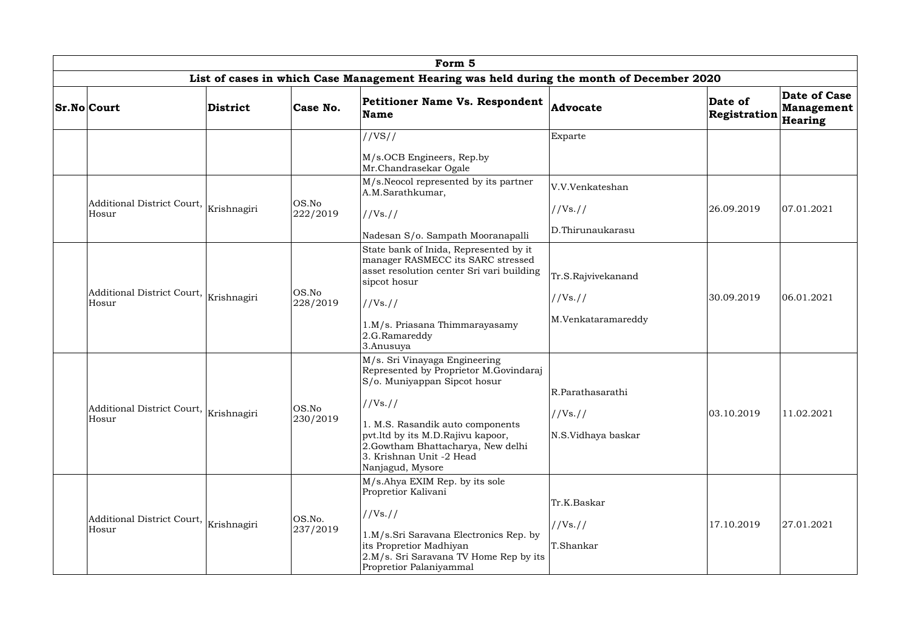| Form 5 | | | | | | | |
|---|---|---|---|---|---|---|---|
| List of cases in which Case Management Hearing was held during the month of December 2020 | | | | | | | |
| **Sr.No** | **Court** | **District** | **Case No.** | **Petitioner Name Vs. Respondent Name** | **Advocate** | **Date of Registration** | **Date of Case Management Hearing** |
| | | | | //VS//<br><br>M/s.OCB Engineers, Rep.by Mr.Chandrasekar Ogale | Exparte | | |
| | Additional District Court, Hosur | Krishnagiri | OS.No 222/2019 | M/s.Neocol represented by its partner A.M.Sarathkumar,<br><br>//Vs.//<br><br>Nadesan S/o. Sampath Mooranapalli | V.V.Venkateshan<br><br>//Vs.//<br><br>D.Thirunaukarasu | 26.09.2019 | 07.01.2021 |
| | Additional District Court, Hosur | Krishnagiri | OS.No 228/2019 | State bank of Inida, Represented by it manager RASMECC its SARC stressed asset resolution center Sri vari building sipcot hosur<br><br>//Vs.//<br><br>1.M/s. Priasana Thimmarayasamy<br>2.G.Ramareddy<br>3.Anusuya | Tr.S.Rajvivekanand<br><br>//Vs.//<br><br>M.Venkataramareddy | 30.09.2019 | 06.01.2021 |
| | Additional District Court, Hosur | Krishnagiri | OS.No 230/2019 | M/s. Sri Vinayaga Engineering Represented by Proprietor M.Govindaraj S/o. Muniyappan Sipcot hosur<br><br>//Vs.//<br><br>1. M.S. Rasandik auto components pvt.ltd by its M.D.Rajivu kapoor,<br>2.Gowtham Bhattacharya, New delhi<br>3. Krishnan Unit -2 Head Nanjagud, Mysore | R.Parathasarathi<br><br>//Vs.//<br><br>N.S.Vidhaya baskar | 03.10.2019 | 11.02.2021 |
| | Additional District Court, Hosur | Krishnagiri | OS.No. 237/2019 | M/s.Ahya EXIM Rep. by its sole Proprietor Kalivani<br><br>//Vs.//<br><br>1.M/s.Sri Saravana Electronics Rep. by its Proprietor Madhiyan<br>2.M/s. Sri Saravana TV Home Rep by its Proprietor Palaniyammal | Tr.K.Baskar<br><br>//Vs.//<br><br>T.Shankar | 17.10.2019 | 27.01.2021 |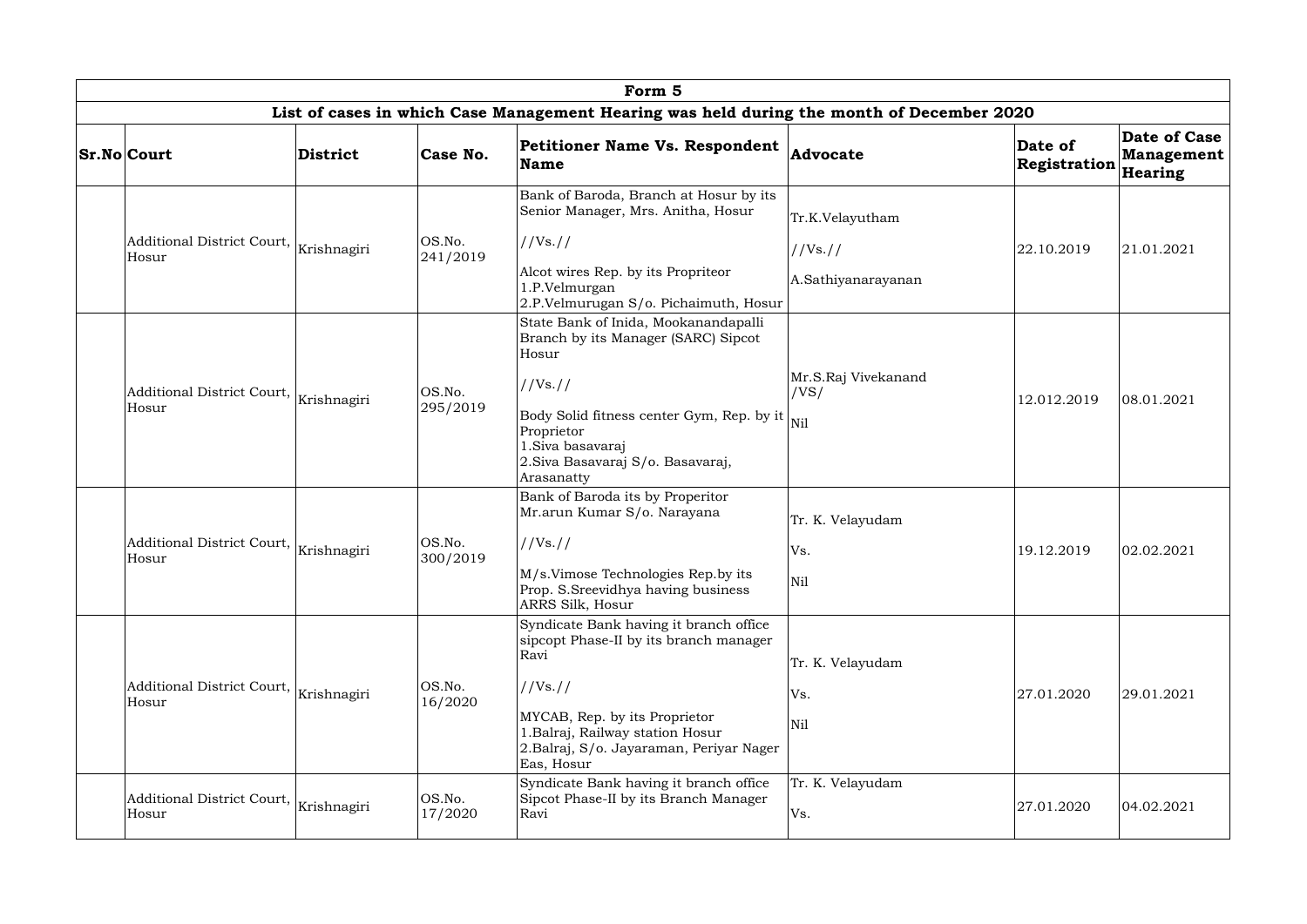| Form 5 | | | | | | | |
|---|---|---|---|---|---|---|---|
| List of cases in which Case Management Hearing was held during the month of December 2020 | | | | | | | |
| **Sr.No** | **Court** | **District** | **Case No.** | **Petitioner Name Vs. Respondent Name** | **Advocate** | **Date of Registration** | **Date of Case Management Hearing** |
| | Additional District Court, Hosur | Krishnagiri | OS.No. 241/2019 | Bank of Baroda, Branch at Hosur by its Senior Manager, Mrs. Anitha, Hosur //Vs.// Alcot wires Rep. by its Propriteor 1.P.Velmurgan 2.P.Velmurugan S/o. Pichaimuth, Hosur | Tr.K.Velayutham //Vs.// A.Sathiyanarayanan | 22.10.2019 | 21.01.2021 |
| | Additional District Court, Hosur | Krishnagiri | OS.No. 295/2019 | State Bank of Inida, Mookanandapalli Branch by its Manager (SARC) Sipcot Hosur //Vs.// Body Solid fitness center Gym, Rep. by it Proprietor 1.Siva basavaraj 2.Siva Basavaraj S/o. Basavaraj, Arasanatty | Mr.S.Raj Vivekanand /VS/ Nil | 12.012.2019 | 08.01.2021 |
| | Additional District Court, Hosur | Krishnagiri | OS.No. 300/2019 | Bank of Baroda its by Properitor Mr.arun Kumar S/o. Narayana //Vs.// M/s.Vimose Technologies Rep.by its Prop. S.Sreevidhya having business ARRS Silk, Hosur | Tr. K. Velayudam Vs. Nil | 19.12.2019 | 02.02.2021 |
| | Additional District Court, Hosur | Krishnagiri | OS.No. 16/2020 | Syndicate Bank having it branch office sipcopt Phase-II by its branch manager Ravi //Vs.// MYCAB, Rep. by its Proprietor 1.Balraj, Railway station Hosur 2.Balraj, S/o. Jayaraman, Periyar Nager Eas, Hosur | Tr. K. Velayudam Vs. Nil | 27.01.2020 | 29.01.2021 |
| | Additional District Court, Hosur | Krishnagiri | OS.No. 17/2020 | Syndicate Bank having it branch office Sipcot Phase-II by its Branch Manager Ravi | Tr. K. Velayudam Vs. | 27.01.2020 | 04.02.2021 |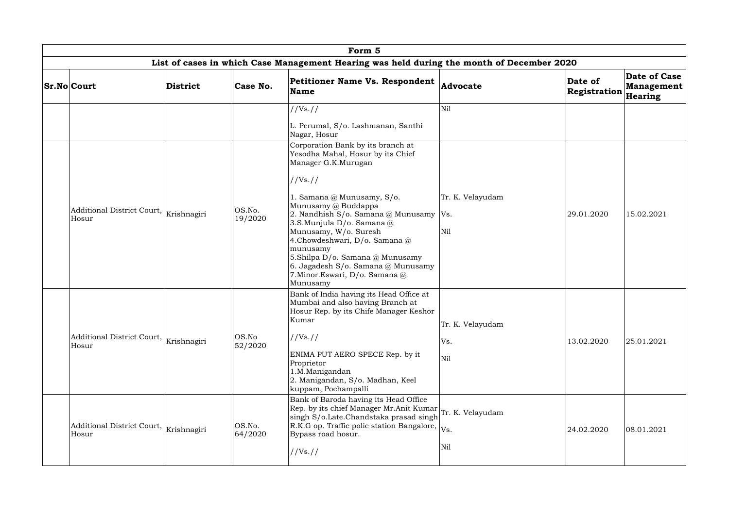| Form 5 | | | | | | | |
|---|---|---|---|---|---|---|---|
| List of cases in which Case Management Hearing was held during the month of December 2020 | | | | | | | |
| **Sr.No** | **Court** | **District** | **Case No.** | **Petitioner Name Vs. Respondent Name** | **Advocate** | **Date of Registration** | **Date of Case Management Hearing** |
| | | | | //Vs.//<br><br>L. Perumal, S/o. Lashmanan, Santhi Nagar, Hosur | Nil | | |
| | Additional District Court, Hosur | Krishnagiri | OS.No. 19/2020 | Corporation Bank by its branch at Yesodha Mahal, Hosur by its Chief Manager G.K.Murugan<br><br>//Vs.//<br><br>1. Samana @ Munusamy, S/o. Munusamy @ Buddappa<br>2. Nandhish S/o. Samana @ Munusamy<br>3.S.Munjula D/o. Samana @ Munusamy, W/o. Suresh<br>4.Chowdeshwari, D/o. Samana @ munusamy<br>5.Shilpa D/o. Samana @ Munusamy<br>6. Jagadesh S/o. Samana @ Munusamy<br>7.Minor.Eswari, D/o. Samana @ Munusamy | Tr. K. Velayudam<br><br>Vs.<br><br>Nil | 29.01.2020 | 15.02.2021 |
| | Additional District Court, Hosur | Krishnagiri | OS.No 52/2020 | Bank of India having its Head Office at Mumbai and also having Branch at Hosur Rep. by its Chife Manager Keshor Kumar<br><br>//Vs.//<br><br>ENIMA PUT AERO SPECE Rep. by it Proprietor<br>1.M.Manigandan<br>2. Manigandan, S/o. Madhan, Keel kuppam, Pochampalli | Tr. K. Velayudam<br><br>Vs.<br><br>Nil | 13.02.2020 | 25.01.2021 |
| | Additional District Court, Hosur | Krishnagiri | OS.No. 64/2020 | Bank of Baroda having its Head Office Rep. by its chief Manager Mr.Anit Kumar singh S/o.Late.Chandstaka prasad singh R.K.G op. Traffic polic station Bangalore, Bypass road hosur.<br><br>//Vs.// | Tr. K. Velayudam<br><br>Vs.<br><br>Nil | 24.02.2020 | 08.01.2021 |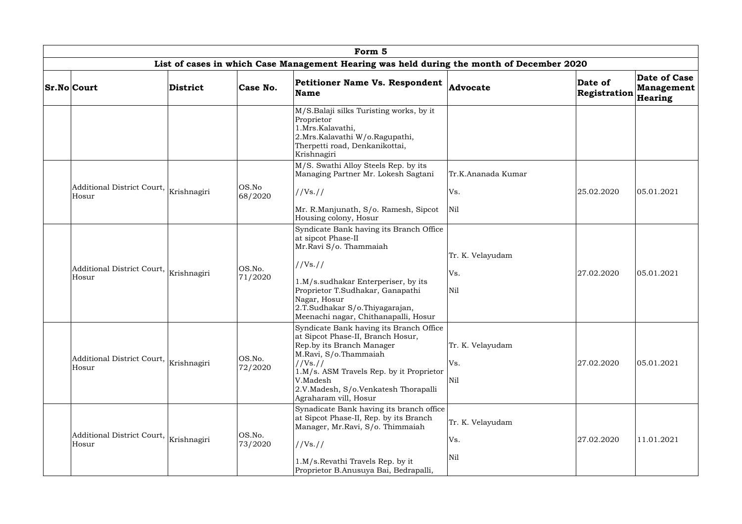| Form 5 | | | | | | | |
|---|---|---|---|---|---|---|---|
| List of cases in which Case Management Hearing was held during the month of December 2020 | | | | | | | |
| **Sr.No** | **Court** | **District** | **Case No.** | **Petitioner Name Vs. Respondent Name** | **Advocate** | **Date of Registration** | **Date of Case Management Hearing** |
| | | | | M/S.Balaji silks Turisting works, by it Proprietor<br>1.Mrs.Kalavathi,<br>2.Mrs.Kalavathi W/o.Ragupathi, Therpetti road, Denkanikottai, Krishnagiri | | | |
| | Additional District Court, Hosur | Krishnagiri | OS.No 68/2020 | M/S. Swathi Alloy Steels Rep. by its Managing Partner Mr. Lokesh Sagtani<br>//Vs.//<br>Mr. R.Manjunath, S/o. Ramesh, Sipcot Housing colony, Hosur | Tr.K.Ananada Kumar<br>Vs.<br>Nil | 25.02.2020 | 05.01.2021 |
| | Additional District Court, Hosur | Krishnagiri | OS.No. 71/2020 | Syndicate Bank having its Branch Office at sipcot Phase-II<br>Mr.Ravi S/o. Thammaiah<br>//Vs.//<br>1.M/s.sudhakar Enterperiser, by its Proprietor T.Sudhakar, Ganapathi Nagar, Hosur<br>2.T.Sudhakar S/o.Thiyagarajan, Meenachi nagar, Chithanapalli, Hosur | Tr. K. Velayudam<br>Vs.<br>Nil | 27.02.2020 | 05.01.2021 |
| | Additional District Court, Hosur | Krishnagiri | OS.No. 72/2020 | Syndicate Bank having its Branch Office at Sipcot Phase-II, Branch Hosur, Rep.by its Branch Manager M.Ravi, S/o.Thammaiah<br>//Vs.//<br>1.M/s. ASM Travels Rep. by it Proprietor V.Madesh<br>2.V.Madesh, S/o.Venkatesh Thorapalli Agraharam vill, Hosur | Tr. K. Velayudam<br>Vs.<br>Nil | 27.02.2020 | 05.01.2021 |
| | Additional District Court, Hosur | Krishnagiri | OS.No. 73/2020 | Synadicate Bank having its branch office at Sipcot Phase-II, Rep. by its Branch Manager, Mr.Ravi, S/o. Thimmaiah<br>//Vs.//<br>1.M/s.Revathi Travels Rep. by it Proprietor B.Anusuya Bai, Bedrapalli, | Tr. K. Velayudam<br>Vs.<br>Nil | 27.02.2020 | 11.01.2021 |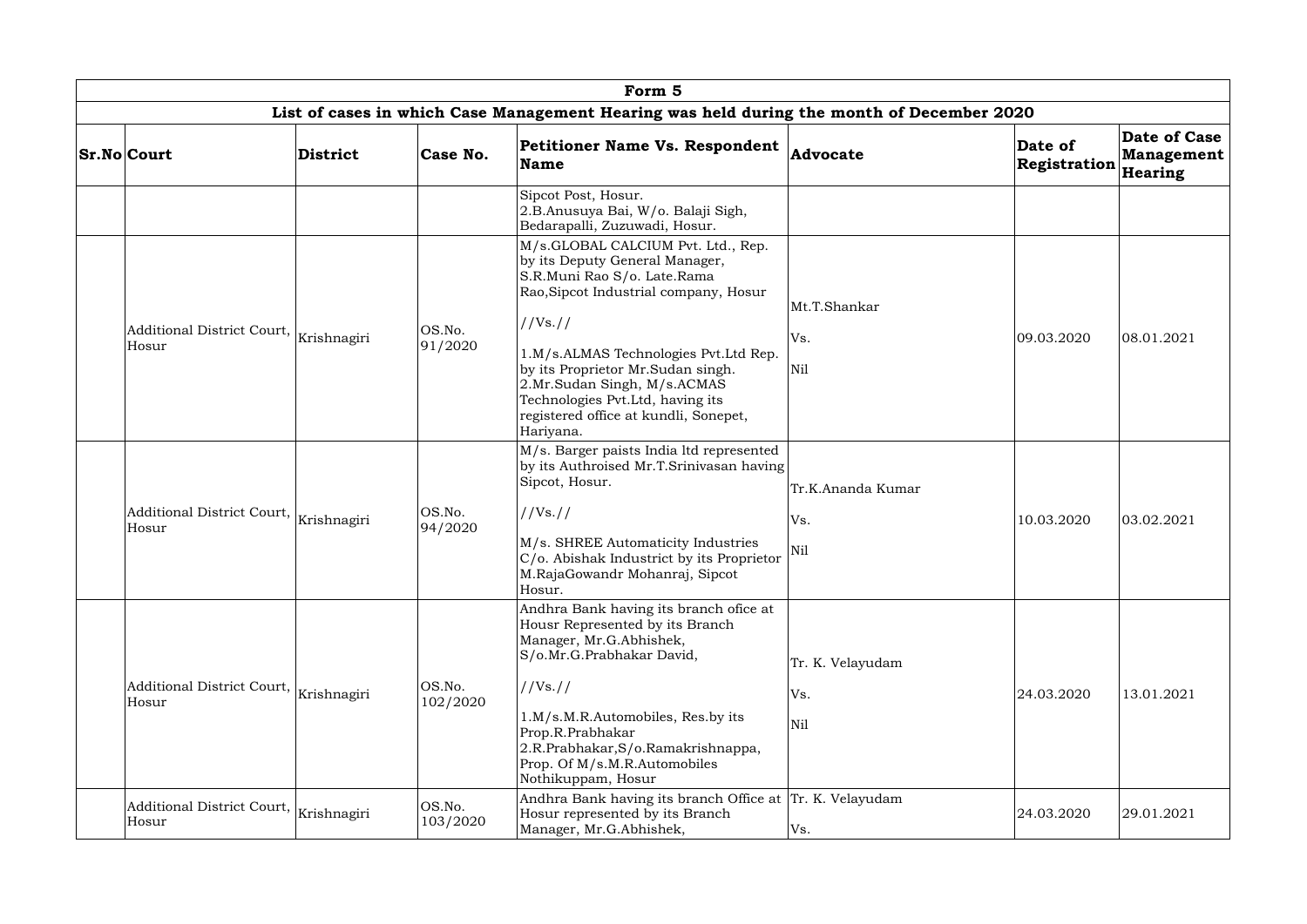| Form 5 | | | | | | | |
|---|---|---|---|---|---|---|---|
| List of cases in which Case Management Hearing was held during the month of December 2020 | | | | | | | |
| **Sr.No** | **Court** | **District** | **Case No.** | **Petitioner Name Vs. Respondent Name** | **Advocate** | **Date of Registration** | **Date of Case Management Hearing** |
| | | | | Sipcot Post, Hosur.<br>2.B.Anusuya Bai, W/o. Balaji Sigh, Bedarapalli, Zuzuwadi, Hosur. | | | |
| | Additional District Court, Hosur | Krishnagiri | OS.No. 91/2020 | M/s.GLOBAL CALCIUM Pvt. Ltd., Rep. by its Deputy General Manager, S.R.Muni Rao S/o. Late.Rama Rao,Sipcot Industrial company, Hosur<br>//Vs.//<br>1.M/s.ALMAS Technologies Pvt.Ltd Rep. by its Proprietor Mr.Sudan singh.<br>2.Mr.Sudan Singh, M/s.ACMAS Technologies Pvt.Ltd, having its registered office at kundli, Sonepet, Hariyana. | Mt.T.Shankar<br>Vs.<br>Nil | 09.03.2020 | 08.01.2021 |
| | Additional District Court, Hosur | Krishnagiri | OS.No. 94/2020 | M/s. Barger paists India ltd represented by its Authroised Mr.T.Srinivasan having Sipcot, Hosur.<br>//Vs.//<br>M/s. SHREE Automaticity Industries C/o. Abishak Industrict by its Proprietor M.RajaGowandr Mohanraj, Sipcot Hosur. | Tr.K.Ananda Kumar<br>Vs.<br>Nil | 10.03.2020 | 03.02.2021 |
| | Additional District Court, Hosur | Krishnagiri | OS.No. 102/2020 | Andhra Bank having its branch ofice at Housr Represented by its Branch Manager, Mr.G.Abhishek, S/o.Mr.G.Prabhakar David,<br>//Vs.//<br>1.M/s.M.R.Automobiles, Res.by its Prop.R.Prabhakar<br>2.R.Prabhakar,S/o.Ramakrishnappa, Prop. Of M/s.M.R.Automobiles Nothikuppam, Hosur | Tr. K. Velayudam<br>Vs.<br>Nil | 24.03.2020 | 13.01.2021 |
| | Additional District Court, Hosur | Krishnagiri | OS.No. 103/2020 | Andhra Bank having its branch Office at Hosur represented by its Branch Manager, Mr.G.Abhishek, | Tr. K. Velayudam<br>Vs. | 24.03.2020 | 29.01.2021 |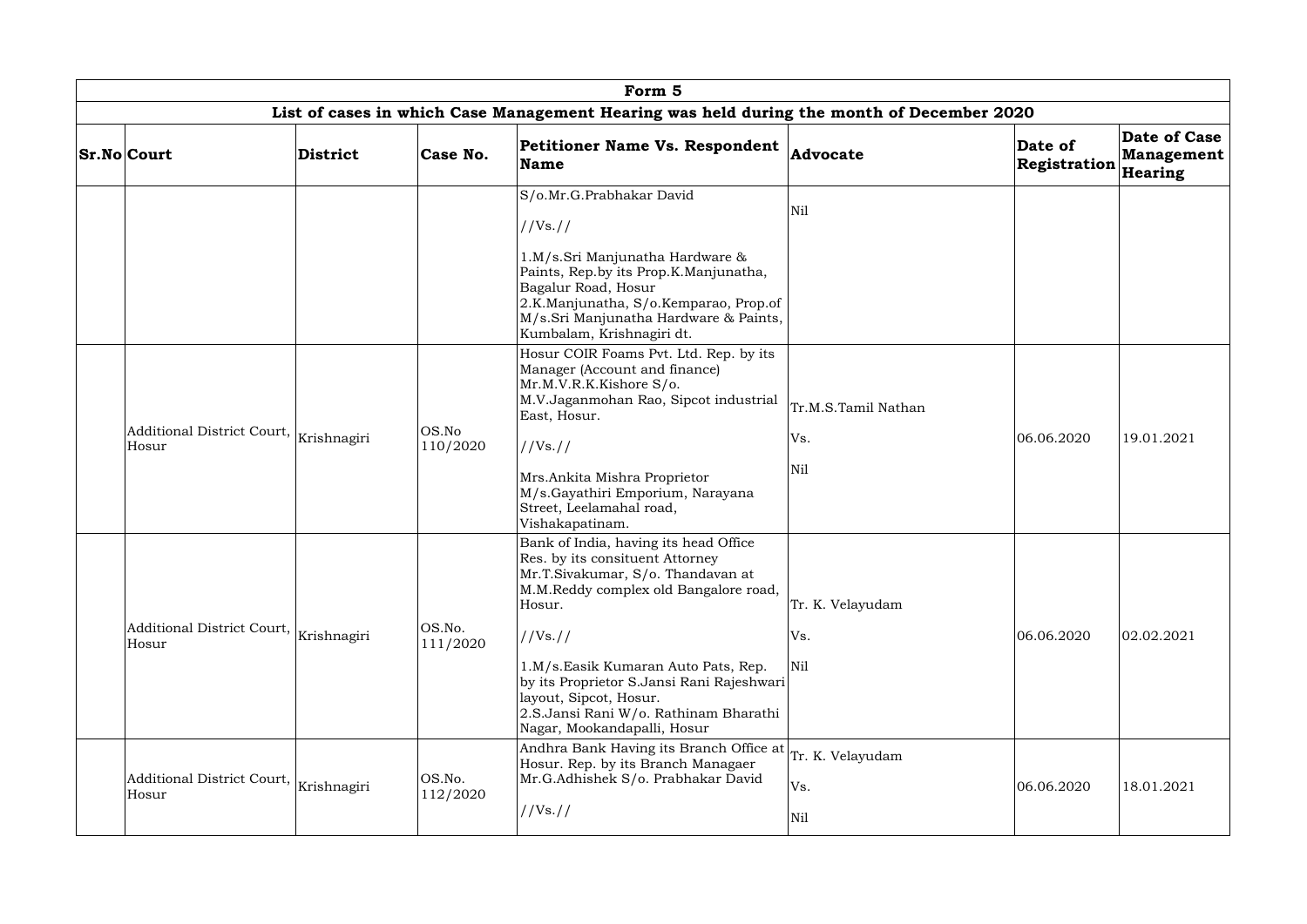| Form 5 | | | | | | | |
|---|---|---|---|---|---|---|---|
| List of cases in which Case Management Hearing was held during the month of December 2020 | | | | | | | |
| **Sr.No** | **Court** | **District** | **Case No.** | **Petitioner Name Vs. Respondent Name** | **Advocate** | **Date of Registration** | **Date of Case Management Hearing** |
| | | | | S/o.Mr.G.Prabhakar David<br><br>//Vs.//<br><br>1.M/s.Sri Manjunatha Hardware & Paints, Rep.by its Prop.K.Manjunatha, Bagalur Road, Hosur<br>2.K.Manjunatha, S/o.Kemparao, Prop.of M/s.Sri Manjunatha Hardware & Paints, Kumbalam, Krishnagiri dt. | Nil | | |
| | Additional District Court, Hosur | Krishnagiri | OS.No 110/2020 | Hosur COIR Foams Pvt. Ltd. Rep. by its Manager (Account and finance) Mr.M.V.R.K.Kishore S/o. M.V.Jaganmohan Rao, Sipcot industrial East, Hosur.<br><br>//Vs.//<br><br>Mrs.Ankita Mishra Proprietor M/s.Gayathiri Emporium, Narayana Street, Leelamahal road, Vishakapatinam. | Tr.M.S.Tamil Nathan<br><br>Vs.<br><br>Nil | 06.06.2020 | 19.01.2021 |
| | Additional District Court, Hosur | Krishnagiri | OS.No. 111/2020 | Bank of India, having its head Office Res. by its consituent Attorney Mr.T.Sivakumar, S/o. Thandavan at M.M.Reddy complex old Bangalore road, Hosur.<br><br>//Vs.//<br><br>1.M/s.Easik Kumaran Auto Pats, Rep. by its Proprietor S.Jansi Rani Rajeshwari layout, Sipcot, Hosur.<br>2.S.Jansi Rani W/o. Rathinam Bharathi Nagar, Mookandapalli, Hosur | Tr. K. Velayudam<br><br>Vs.<br><br>Nil | 06.06.2020 | 02.02.2021 |
| | Additional District Court, Hosur | Krishnagiri | OS.No. 112/2020 | Andhra Bank Having its Branch Office at Hosur. Rep. by its Branch Managaer Mr.G.Adhishek S/o. Prabhakar David<br><br>//Vs.// | Tr. K. Velayudam<br><br>Vs.<br><br>Nil | 06.06.2020 | 18.01.2021 |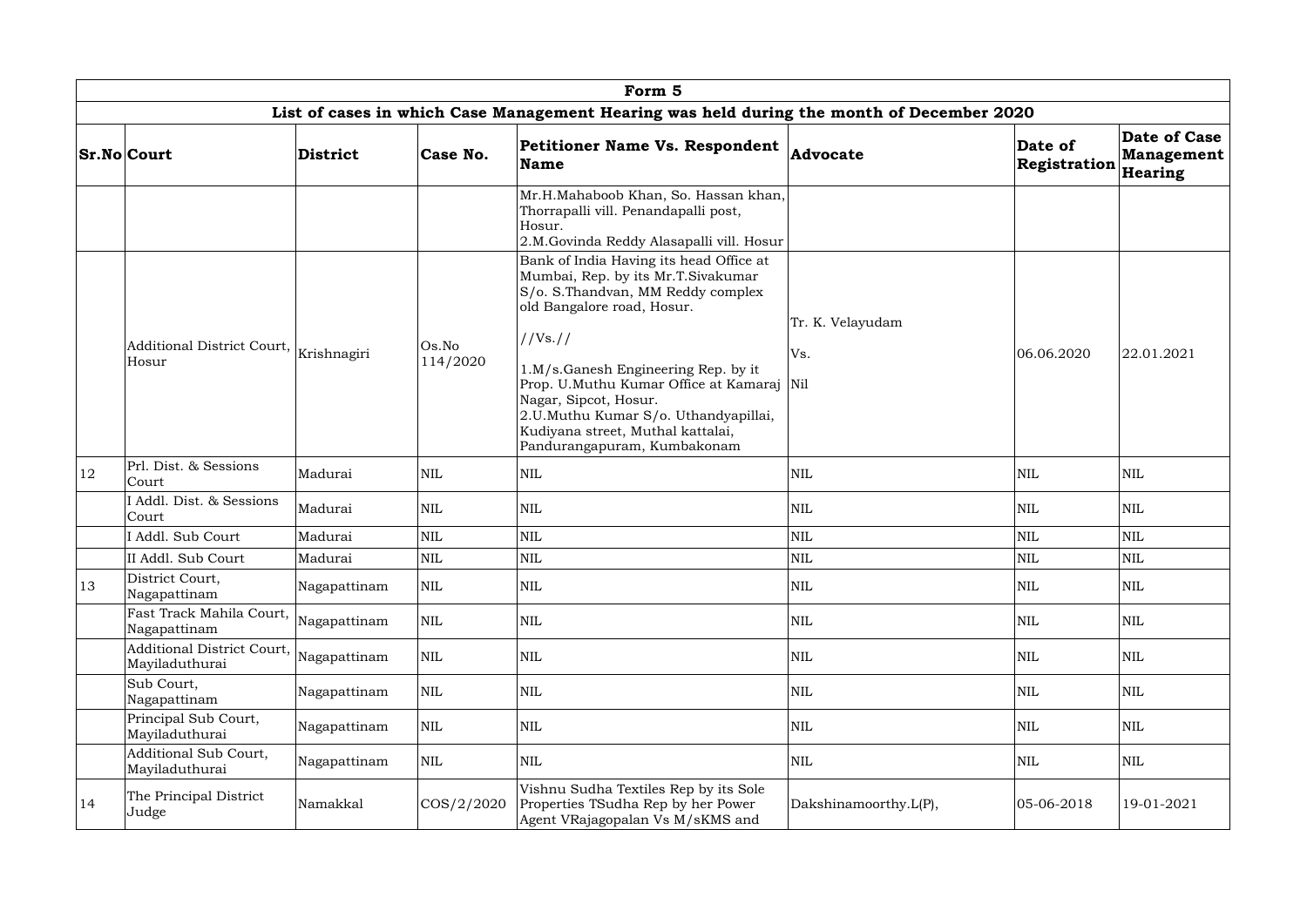| Form 5 | | | | | | | |
|---|---|---|---|---|---|---|---|
| List of cases in which Case Management Hearing was held during the month of December 2020 | | | | | | | |
| **Sr.No** | **Court** | **District** | **Case No.** | **Petitioner Name Vs. Respondent Name** | **Advocate** | **Date of Registration** | **Date of Case Management Hearing** |
| | | | | Mr.H.Mahaboob Khan, So. Hassan khan, Thorrapalli vill. Penandapalli post, Hosur.<br>2.M.Govinda Reddy Alasapalli vill. Hosur | | | |
| | Additional District Court, Hosur | Krishnagiri | Os.No 114/2020 | Bank of India Having its head Office at Mumbai, Rep. by its Mr.T.Sivakumar S/o. S.Thandvan, MM Reddy complex old Bangalore road, Hosur.<br>//Vs.//<br>1.M/s.Ganesh Engineering Rep. by it Prop. U.Muthu Kumar Office at Kamaraj Nagar, Sipcot, Hosur.<br>2.U.Muthu Kumar S/o. Uthandyapillai, Kudiyana street, Muthal kattalai, Pandurangapuram, Kumbakonam | Tr. K. Velayudam<br>Vs.<br>Nil | 06.06.2020 | 22.01.2021 |
| 12 | Prl. Dist. & Sessions Court | Madurai | NIL | NIL | NIL | NIL | NIL |
| | I Addl. Dist. & Sessions Court | Madurai | NIL | NIL | NIL | NIL | NIL |
| | I Addl. Sub Court | Madurai | NIL | NIL | NIL | NIL | NIL |
| | II Addl. Sub Court | Madurai | NIL | NIL | NIL | NIL | NIL |
| 13 | District Court, Nagapattinam | Nagapattinam | NIL | NIL | NIL | NIL | NIL |
| | Fast Track Mahila Court, Nagapattinam | Nagapattinam | NIL | NIL | NIL | NIL | NIL |
| | Additional District Court, Mayiladuthurai | Nagapattinam | NIL | NIL | NIL | NIL | NIL |
| | Sub Court, Nagapattinam | Nagapattinam | NIL | NIL | NIL | NIL | NIL |
| | Principal Sub Court, Mayiladuthurai | Nagapattinam | NIL | NIL | NIL | NIL | NIL |
| | Additional Sub Court, Mayiladuthurai | Nagapattinam | NIL | NIL | NIL | NIL | NIL |
| 14 | The Principal District Judge | Namakkal | COS/2/2020 | Vishnu Sudha Textiles Rep by its Sole Properties TSudha Rep by her Power Agent VRajagopalan Vs M/sKMS and | Dakshinamoorthy.L(P), | 05-06-2018 | 19-01-2021 |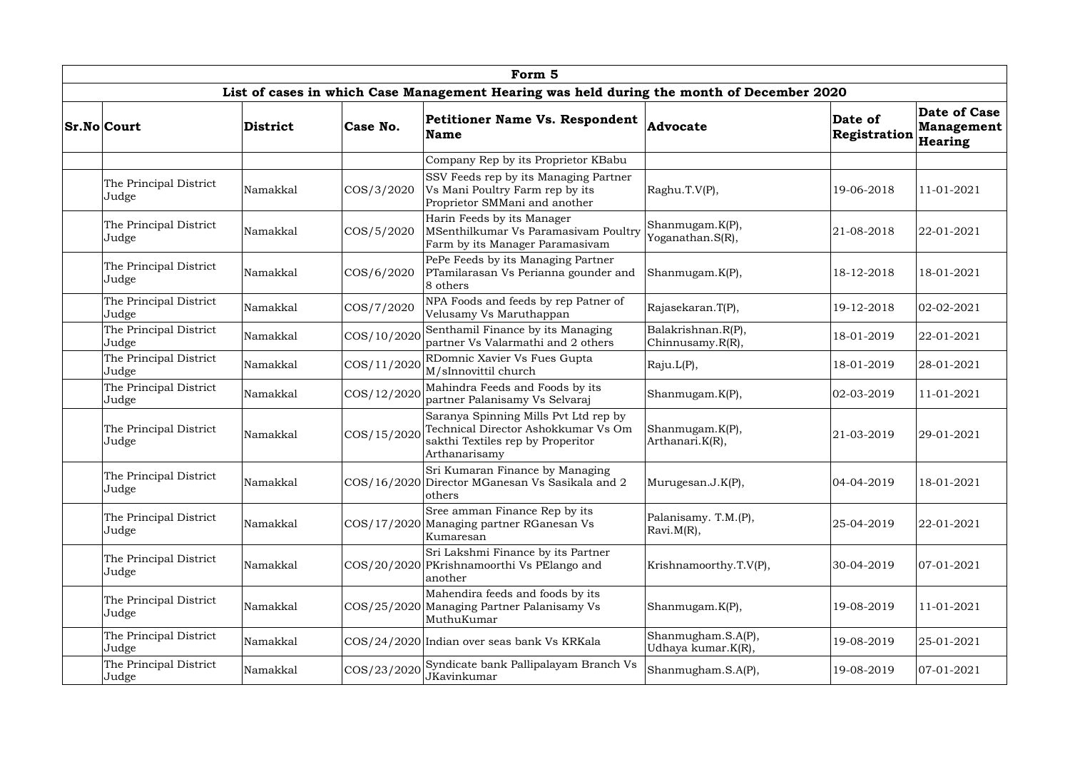| Form 5 | | | | | | | |
|---|---|---|---|---|---|---|---|
| List of cases in which Case Management Hearing was held during the month of December 2020 | | | | | | | |
| **Sr.No** | **Court** | **District** | **Case No.** | **Petitioner Name Vs. Respondent Name** | **Advocate** | **Date of Registration** | **Date of Case Management Hearing** |
| | | | | Company Rep by its Proprietor KBabu | | | |
| | The Principal District Judge | Namakkal | COS/3/2020 | SSV Feeds rep by its Managing Partner Vs Mani Poultry Farm rep by its Proprietor SMMani and another | Raghu.T.V(P), | 19-06-2018 | 11-01-2021 |
| | The Principal District Judge | Namakkal | COS/5/2020 | Harin Feeds by its Manager MSenthilkumar Vs Paramasivam Poultry Farm by its Manager Paramasivam | Shanmugam.K(P), Yoganathan.S(R), | 21-08-2018 | 22-01-2021 |
| | The Principal District Judge | Namakkal | COS/6/2020 | PePe Feeds by its Managing Partner PTamilarasan Vs Perianna gounder and 8 others | Shanmugam.K(P), | 18-12-2018 | 18-01-2021 |
| | The Principal District Judge | Namakkal | COS/7/2020 | NPA Foods and feeds by rep Patner of Velusamy Vs Maruthappan | Rajasekaran.T(P), | 19-12-2018 | 02-02-2021 |
| | The Principal District Judge | Namakkal | COS/10/2020 | Senthamil Finance by its Managing partner Vs Valarmathi and 2 others | Balakrishnan.R(P), Chinnusamy.R(R), | 18-01-2019 | 22-01-2021 |
| | The Principal District Judge | Namakkal | COS/11/2020 | RDomnic Xavier Vs Fues Gupta M/sInnovittil church | Raju.L(P), | 18-01-2019 | 28-01-2021 |
| | The Principal District Judge | Namakkal | COS/12/2020 | Mahindra Feeds and Foods by its partner Palanisamy Vs Selvaraj | Shanmugam.K(P), | 02-03-2019 | 11-01-2021 |
| | The Principal District Judge | Namakkal | COS/15/2020 | Saranya Spinning Mills Pvt Ltd rep by Technical Director Ashokkumar Vs Om sakthi Textiles rep by Properitor Arthanarisamy | Shanmugam.K(P), Arthanari.K(R), | 21-03-2019 | 29-01-2021 |
| | The Principal District Judge | Namakkal | COS/16/2020 | Sri Kumaran Finance by Managing Director MGanesan Vs Sasikala and 2 others | Murugesan.J.K(P), | 04-04-2019 | 18-01-2021 |
| | The Principal District Judge | Namakkal | COS/17/2020 | Sree amman Finance Rep by its Managing partner RGanesan Vs Kumaresan | Palanisamy. T.M.(P), Ravi.M(R), | 25-04-2019 | 22-01-2021 |
| | The Principal District Judge | Namakkal | COS/20/2020 | Sri Lakshmi Finance by its Partner PKrishnamoorthi Vs PElango and another | Krishnamoorthy.T.V(P), | 30-04-2019 | 07-01-2021 |
| | The Principal District Judge | Namakkal | COS/25/2020 | Mahendira feeds and foods by its Managing Partner Palanisamy Vs MuthuKumar | Shanmugam.K(P), | 19-08-2019 | 11-01-2021 |
| | The Principal District Judge | Namakkal | COS/24/2020 | Indian over seas bank Vs KRKala | Shanmugham.S.A(P), Udhaya kumar.K(R), | 19-08-2019 | 25-01-2021 |
| | The Principal District Judge | Namakkal | COS/23/2020 | Syndicate bank Pallipalayam Branch Vs JKavinkumar | Shanmugham.S.A(P), | 19-08-2019 | 07-01-2021 |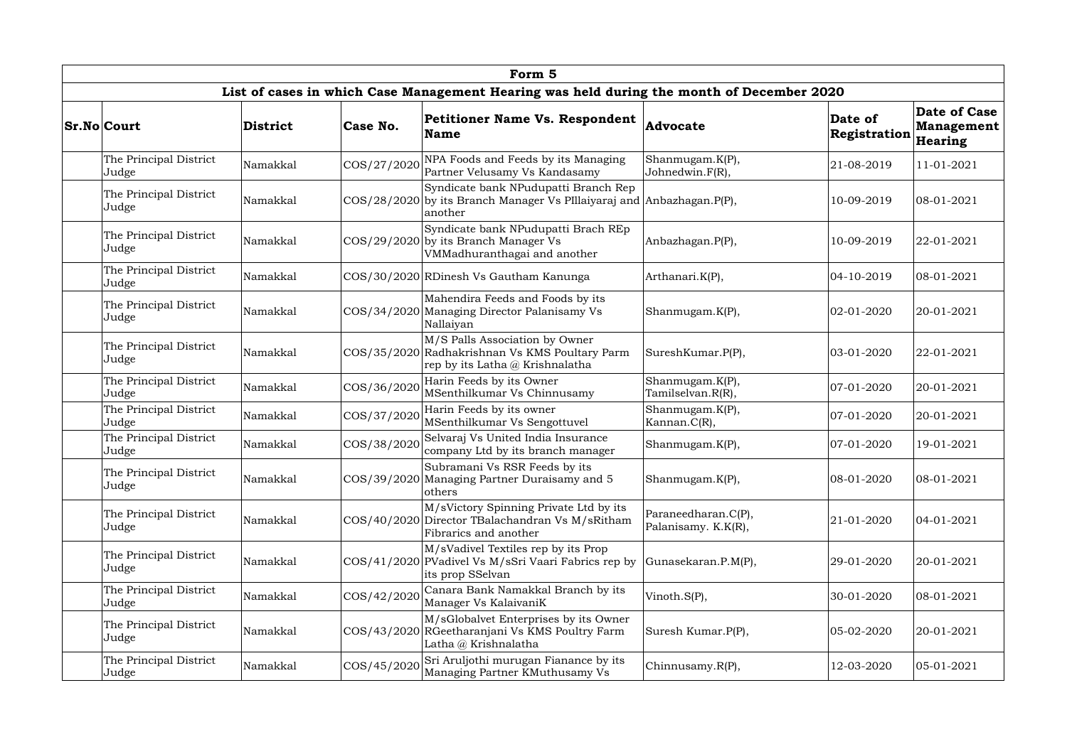| Form 5 | | | | | | | |
|---|---|---|---|---|---|---|---|
| List of cases in which Case Management Hearing was held during the month of December 2020 | | | | | | | |
| **Sr.No** | **Court** | **District** | **Case No.** | **Petitioner Name Vs. Respondent Name** | **Advocate** | **Date of Registration** | **Date of Case Management Hearing** |
| | The Principal District Judge | Namakkal | COS/27/2020 | NPA Foods and Feeds by its Managing Partner Velusamy Vs Kandasamy | Shanmugam.K(P), Johnedwin.F(R), | 21-08-2019 | 11-01-2021 |
| | The Principal District Judge | Namakkal | COS/28/2020 | Syndicate bank NPudupatti Branch Rep by its Branch Manager Vs PIllaiyaraj and another | Anbazhagan.P(P), | 10-09-2019 | 08-01-2021 |
| | The Principal District Judge | Namakkal | COS/29/2020 | Syndicate bank NPudupatti Brach REp by its Branch Manager Vs VMMadhuranthagai and another | Anbazhagan.P(P), | 10-09-2019 | 22-01-2021 |
| | The Principal District Judge | Namakkal | COS/30/2020 | RDinesh Vs Gautham Kanunga | Arthanari.K(P), | 04-10-2019 | 08-01-2021 |
| | The Principal District Judge | Namakkal | COS/34/2020 | Mahendira Feeds and Foods by its Managing Director Palanisamy Vs Nallaiyan | Shanmugam.K(P), | 02-01-2020 | 20-01-2021 |
| | The Principal District Judge | Namakkal | COS/35/2020 | M/S Palls Association by Owner Radhakrishnan Vs KMS Poultary Parm rep by its Latha @ Krishnalatha | SureshKumar.P(P), | 03-01-2020 | 22-01-2021 |
| | The Principal District Judge | Namakkal | COS/36/2020 | Harin Feeds by its Owner MSenthilkumar Vs Chinnusamy | Shanmugam.K(P), Tamilselvan.R(R), | 07-01-2020 | 20-01-2021 |
| | The Principal District Judge | Namakkal | COS/37/2020 | Harin Feeds by its owner MSenthilkumar Vs Sengottuvel | Shanmugam.K(P), Kannan.C(R), | 07-01-2020 | 20-01-2021 |
| | The Principal District Judge | Namakkal | COS/38/2020 | Selvaraj Vs United India Insurance company Ltd by its branch manager | Shanmugam.K(P), | 07-01-2020 | 19-01-2021 |
| | The Principal District Judge | Namakkal | COS/39/2020 | Subramani Vs RSR Feeds by its Managing Partner Duraisamy and 5 others | Shanmugam.K(P), | 08-01-2020 | 08-01-2021 |
| | The Principal District Judge | Namakkal | COS/40/2020 | M/sVictory Spinning Private Ltd by its Director TBalachandran Vs M/sRitham Fibrarics and another | Paraneedharan.C(P), Palanisamy. K.K(R), | 21-01-2020 | 04-01-2021 |
| | The Principal District Judge | Namakkal | COS/41/2020 | M/sVadivel Textiles rep by its Prop PVadivel Vs M/sSri Vaari Fabrics rep by its prop SSelvan | Gunasekaran.P.M(P), | 29-01-2020 | 20-01-2021 |
| | The Principal District Judge | Namakkal | COS/42/2020 | Canara Bank Namakkal Branch by its Manager Vs KalaivaniK | Vinoth.S(P), | 30-01-2020 | 08-01-2021 |
| | The Principal District Judge | Namakkal | COS/43/2020 | M/sGlobalvet Enterprises by its Owner RGeetharanjani Vs KMS Poultry Farm Latha @ Krishnalatha | Suresh Kumar.P(P), | 05-02-2020 | 20-01-2021 |
| | The Principal District Judge | Namakkal | COS/45/2020 | Sri Aruljothi murugan Fianance by its Managing Partner KMuthusamy Vs | Chinnusamy.R(P), | 12-03-2020 | 05-01-2021 |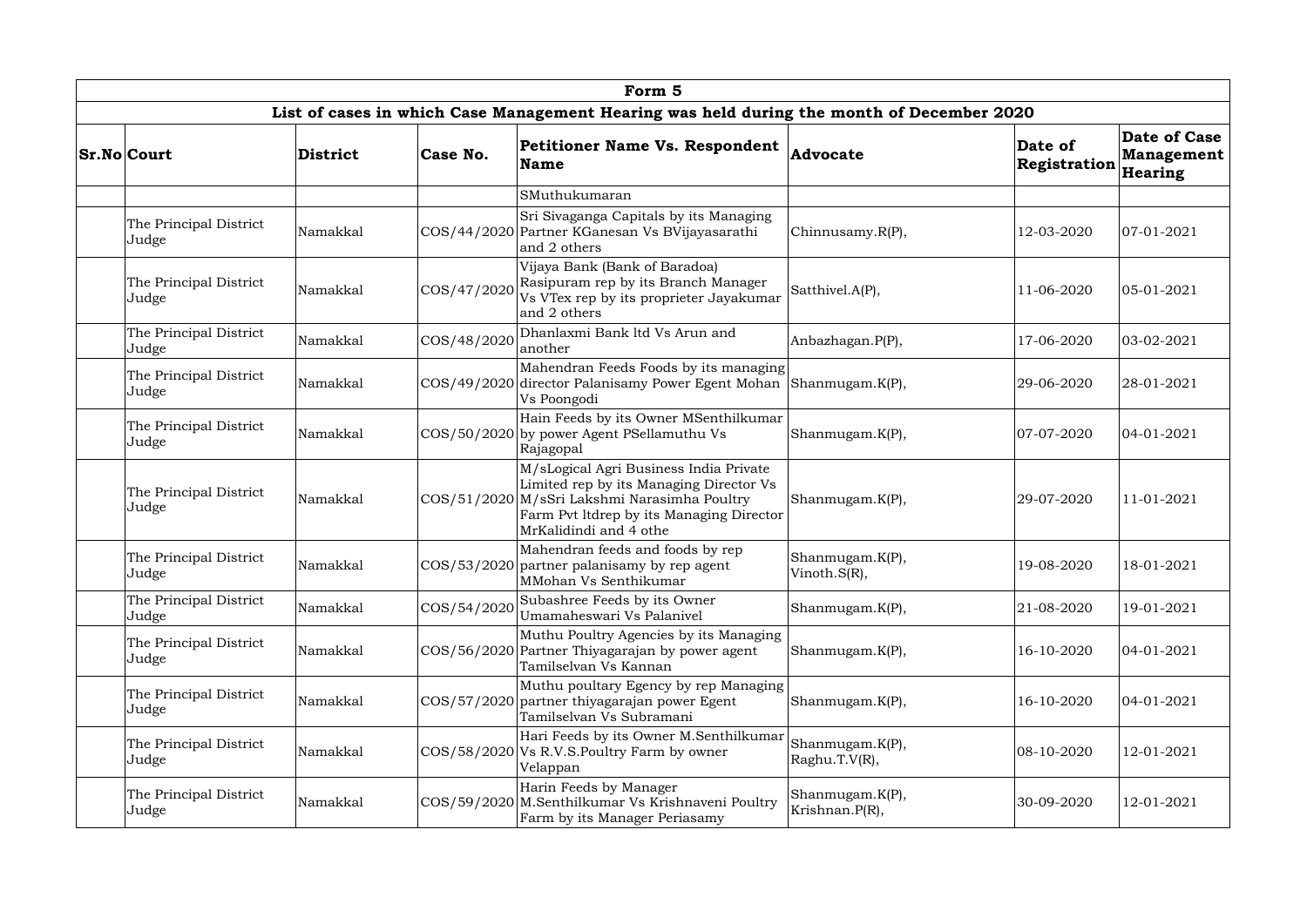| Form 5 | | | | | | | |
|---|---|---|---|---|---|---|---|
| List of cases in which Case Management Hearing was held during the month of December 2020 | | | | | | | |
| **Sr.No** | **Court** | **District** | **Case No.** | **Petitioner Name Vs. Respondent Name** | **Advocate** | **Date of Registration** | **Date of Case Management Hearing** |
| | | | | SMuthukumaran | | | |
| | The Principal District Judge | Namakkal | COS/44/2020 | Sri Sivaganga Capitals by its Managing Partner KGanesan Vs BVijayasarathi and 2 others | Chinnusamy.R(P), | 12-03-2020 | 07-01-2021 |
| | The Principal District Judge | Namakkal | COS/47/2020 | Vijaya Bank (Bank of Baradoa) Rasipuram rep by its Branch Manager Vs VTex rep by its proprieter Jayakumar and 2 others | Satthivel.A(P), | 11-06-2020 | 05-01-2021 |
| | The Principal District Judge | Namakkal | COS/48/2020 | Dhanlaxmi Bank ltd Vs Arun and another | Anbazhagan.P(P), | 17-06-2020 | 03-02-2021 |
| | The Principal District Judge | Namakkal | COS/49/2020 | Mahendran Feeds Foods by its managing director Palanisamy Power Egent Mohan Vs Poongodi | Shanmugam.K(P), | 29-06-2020 | 28-01-2021 |
| | The Principal District Judge | Namakkal | COS/50/2020 | Hain Feeds by its Owner MSenthilkumar by power Agent PSellamuthu Vs Rajagopal | Shanmugam.K(P), | 07-07-2020 | 04-01-2021 |
| | The Principal District Judge | Namakkal | COS/51/2020 | M/sLogical Agri Business India Private Limited rep by its Managing Director Vs M/sSri Lakshmi Narasimha Poultry Farm Pvt ltdrep by its Managing Director MrKalidindi and 4 othe | Shanmugam.K(P), | 29-07-2020 | 11-01-2021 |
| | The Principal District Judge | Namakkal | COS/53/2020 | Mahendran feeds and foods by rep partner palanisamy by rep agent MMohan Vs Senthikumar | Shanmugam.K(P), Vinoth.S(R), | 19-08-2020 | 18-01-2021 |
| | The Principal District Judge | Namakkal | COS/54/2020 | Subashree Feeds by its Owner Umamaheswari Vs Palanivel | Shanmugam.K(P), | 21-08-2020 | 19-01-2021 |
| | The Principal District Judge | Namakkal | COS/56/2020 | Muthu Poultry Agencies by its Managing Partner Thiyagarajan by power agent Tamilselvan Vs Kannan | Shanmugam.K(P), | 16-10-2020 | 04-01-2021 |
| | The Principal District Judge | Namakkal | COS/57/2020 | Muthu poultary Egency by rep Managing partner thiyagarajan power Egent Tamilselvan Vs Subramani | Shanmugam.K(P), | 16-10-2020 | 04-01-2021 |
| | The Principal District Judge | Namakkal | COS/58/2020 | Hari Feeds by its Owner M.Senthilkumar Vs R.V.S.Poultry Farm by owner Velappan | Shanmugam.K(P), Raghu.T.V(R), | 08-10-2020 | 12-01-2021 |
| | The Principal District Judge | Namakkal | COS/59/2020 | Harin Feeds by Manager M.Senthilkumar Vs Krishnaveni Poultry Farm by its Manager Periasamy | Shanmugam.K(P), Krishnan.P(R), | 30-09-2020 | 12-01-2021 |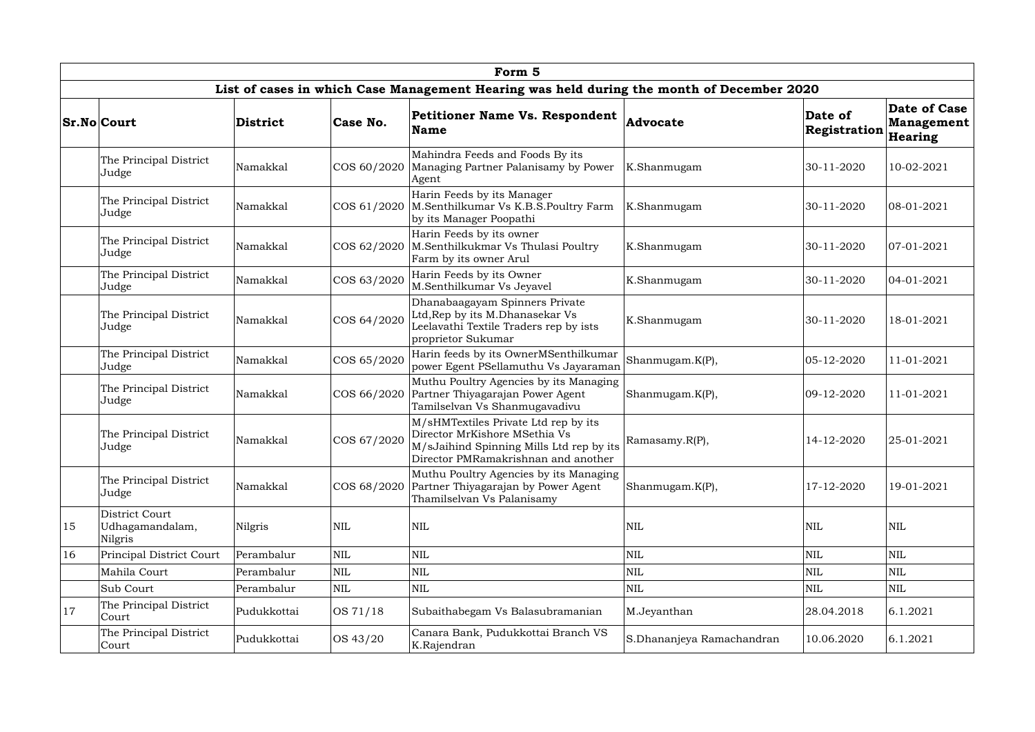| Form 5 | | | | | | | |
|---|---|---|---|---|---|---|---|
| **List of cases in which Case Management Hearing was held during the month of December 2020** | | | | | | | |
| **Sr.No** | **Court** | **District** | **Case No.** | **Petitioner Name Vs. Respondent Name** | **Advocate** | **Date of Registration** | **Date of Case Management Hearing** |
| | The Principal District Judge | Namakkal | COS 60/2020 | Mahindra Feeds and Foods By its Managing Partner Palanisamy by Power Agent | K.Shanmugam | 30-11-2020 | 10-02-2021 |
| | The Principal District Judge | Namakkal | COS 61/2020 | Harin Feeds by its Manager M.Senthilkumar Vs K.B.S.Poultry Farm by its Manager Poopathi | K.Shanmugam | 30-11-2020 | 08-01-2021 |
| | The Principal District Judge | Namakkal | COS 62/2020 | Harin Feeds by its owner M.Senthilkukmar Vs Thulasi Poultry Farm by its owner Arul | K.Shanmugam | 30-11-2020 | 07-01-2021 |
| | The Principal District Judge | Namakkal | COS 63/2020 | Harin Feeds by its Owner M.Senthilkumar Vs Jeyavel | K.Shanmugam | 30-11-2020 | 04-01-2021 |
| | The Principal District Judge | Namakkal | COS 64/2020 | Dhanabaagayam Spinners Private Ltd,Rep by its M.Dhanasekar Vs Leelavathi Textile Traders rep by ists proprietor Sukumar | K.Shanmugam | 30-11-2020 | 18-01-2021 |
| | The Principal District Judge | Namakkal | COS 65/2020 | Harin feeds by its OwnerMSenthilkumar power Egent PSellamuthu Vs Jayaraman | Shanmugam.K(P), | 05-12-2020 | 11-01-2021 |
| | The Principal District Judge | Namakkal | COS 66/2020 | Muthu Poultry Agencies by its Managing Partner Thiyagarajan Power Agent Tamilselvan Vs Shanmugavadivu | Shanmugam.K(P), | 09-12-2020 | 11-01-2021 |
| | The Principal District Judge | Namakkal | COS 67/2020 | M/sHMTextiles Private Ltd rep by its Director MrKishore MSethia Vs M/sJaihind Spinning Mills Ltd rep by its Director PMRamakrishnan and another | Ramasamy.R(P), | 14-12-2020 | 25-01-2021 |
| | The Principal District Judge | Namakkal | COS 68/2020 | Muthu Poultry Agencies by its Managing Partner Thiyagarajan by Power Agent Thamilselvan Vs Palanisamy | Shanmugam.K(P), | 17-12-2020 | 19-01-2021 |
| 15 | District Court Udhagamandalam, Nilgris | Nilgris | NIL | NIL | NIL | NIL | NIL |
| 16 | Principal District Court | Perambalur | NIL | NIL | NIL | NIL | NIL |
| | Mahila Court | Perambalur | NIL | NIL | NIL | NIL | NIL |
| | Sub Court | Perambalur | NIL | NIL | NIL | NIL | NIL |
| 17 | The Principal District Court | Pudukkottai | OS 71/18 | Subaithabegam Vs Balasubramanian | M.Jeyanthan | 28.04.2018 | 6.1.2021 |
| | The Principal District Court | Pudukkottai | OS 43/20 | Canara Bank, Pudukkottai Branch VS K.Rajendran | S.Dhananjeya Ramachandran | 10.06.2020 | 6.1.2021 |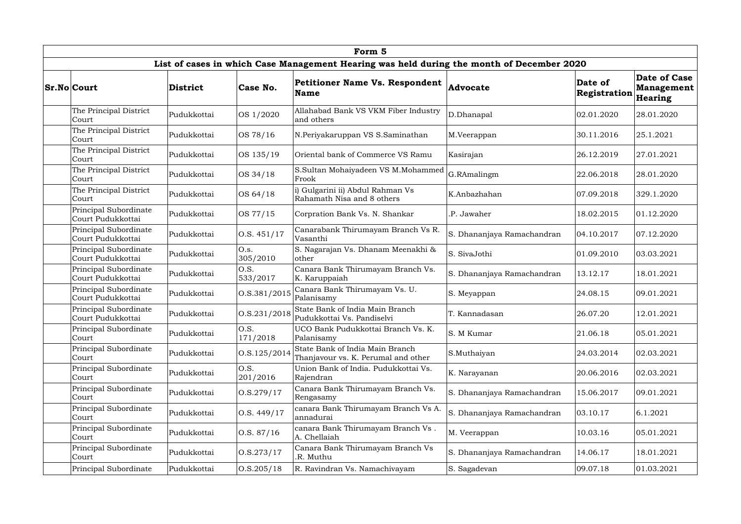| Form 5 | | | | | | | |
|---|---|---|---|---|---|---|---|
| List of cases in which Case Management Hearing was held during the month of December 2020 | | | | | | | |
| **Sr.No** | **Court** | **District** | **Case No.** | **Petitioner Name Vs. Respondent Name** | **Advocate** | **Date of Registration** | **Date of Case Management Hearing** |
| | The Principal District Court | Pudukkottai | OS 1/2020 | Allahabad Bank VS VKM Fiber Industry and others | D.Dhanapal | 02.01.2020 | 28.01.2020 |
| | The Principal District Court | Pudukkottai | OS 78/16 | N.Periyakaruppan VS S.Saminathan | M.Veerappan | 30.11.2016 | 25.1.2021 |
| | The Principal District Court | Pudukkottai | OS 135/19 | Oriental bank of Commerce VS Ramu | Kasirajan | 26.12.2019 | 27.01.2021 |
| | The Principal District Court | Pudukkottai | OS 34/18 | S.Sultan Mohaiyadeen VS M.Mohammed Frook | G.RAmalingm | 22.06.2018 | 28.01.2020 |
| | The Principal District Court | Pudukkottai | OS 64/18 | i) Gulgarini ii) Abdul Rahman Vs Rahamath Nisa and 8 others | K.Anbazhahan | 07.09.2018 | 329.1.2020 |
| | Principal Subordinate Court Pudukkottai | Pudukkottai | OS 77/15 | Corpration Bank Vs. N. Shankar | .P. Jawaher | 18.02.2015 | 01.12.2020 |
| | Principal Subordinate Court Pudukkottai | Pudukkottai | O.S. 451/17 | Canarabank Thirumayam Branch Vs R. Vasanthi | S. Dhananjaya Ramachandran | 04.10.2017 | 07.12.2020 |
| | Principal Subordinate Court Pudukkottai | Pudukkottai | O.s. 305/2010 | S. Nagarajan Vs. Dhanam Meenakhi & other | S. SivaJothi | 01.09.2010 | 03.03.2021 |
| | Principal Subordinate Court Pudukkottai | Pudukkottai | O.S. 533/2017 | Canara Bank Thirumayam Branch Vs. K. Karuppaiah | S. Dhananjaya Ramachandran | 13.12.17 | 18.01.2021 |
| | Principal Subordinate Court Pudukkottai | Pudukkottai | O.S.381/2015 | Canara Bank Thirumayam Vs. U. Palanisamy | S. Meyappan | 24.08.15 | 09.01.2021 |
| | Principal Subordinate Court Pudukkottai | Pudukkottai | O.S.231/2018 | State Bank of India Main Branch Pudukkottai Vs. Pandiselvi | T. Kannadasan | 26.07.20 | 12.01.2021 |
| | Principal Subordinate Court | Pudukkottai | O.S. 171/2018 | UCO Bank Pudukkottai Branch Vs. K. Palanisamy | S. M Kumar | 21.06.18 | 05.01.2021 |
| | Principal Subordinate Court | Pudukkottai | O.S.125/2014 | State Bank of India Main Branch Thanjavour vs. K. Perumal and other | S.Muthaiyan | 24.03.2014 | 02.03.2021 |
| | Principal Subordinate Court | Pudukkottai | O.S. 201/2016 | Union Bank of India. Pudukkottai Vs. Rajendran | K. Narayanan | 20.06.2016 | 02.03.2021 |
| | Principal Subordinate Court | Pudukkottai | O.S.279/17 | Canara Bank Thirumayam Branch Vs. Rengasamy | S. Dhananjaya Ramachandran | 15.06.2017 | 09.01.2021 |
| | Principal Subordinate Court | Pudukkottai | O.S. 449/17 | canara Bank Thirumayam Branch Vs A. annadurai | S. Dhananjaya Ramachandran | 03.10.17 | 6.1.2021 |
| | Principal Subordinate Court | Pudukkottai | O.S. 87/16 | canara Bank Thirumayam Branch Vs . A. Chellaiah | M. Veerappan | 10.03.16 | 05.01.2021 |
| | Principal Subordinate Court | Pudukkottai | O.S.273/17 | Canara Bank Thirumayam Branch Vs .R. Muthu | S. Dhananjaya Ramachandran | 14.06.17 | 18.01.2021 |
| | Principal Subordinate | Pudukkottai | O.S.205/18 | R. Ravindran Vs. Namachivayam | S. Sagadevan | 09.07.18 | 01.03.2021 |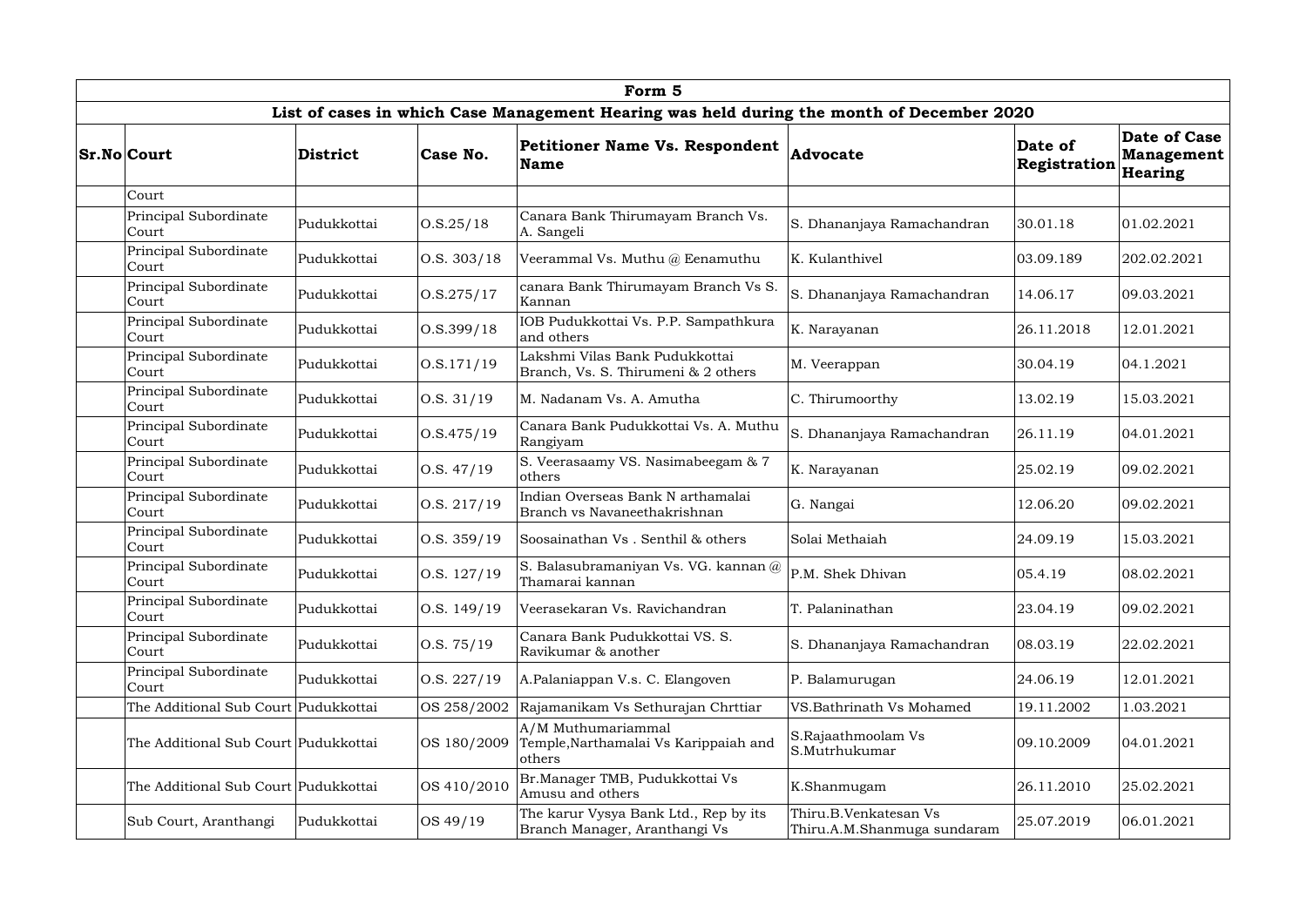| Form 5 | | | | | | | |
|---|---|---|---|---|---|---|---|
| **List of cases in which Case Management Hearing was held during the month of December 2020** | | | | | | | |
| **Sr.No** | **Court** | **District** | **Case No.** | **Petitioner Name Vs. Respondent Name** | **Advocate** | **Date of Registration** | **Date of Case Management Hearing** |
| | Court | | | | | | |
| | Principal Subordinate Court | Pudukkottai | O.S.25/18 | Canara Bank Thirumayam Branch Vs. A. Sangeli | S. Dhananjaya Ramachandran | 30.01.18 | 01.02.2021 |
| | Principal Subordinate Court | Pudukkottai | O.S. 303/18 | Veerammal Vs. Muthu @ Eenamuthu | K. Kulanthivel | 03.09.189 | 202.02.2021 |
| | Principal Subordinate Court | Pudukkottai | O.S.275/17 | canara Bank Thirumayam Branch Vs S. Kannan | S. Dhananjaya Ramachandran | 14.06.17 | 09.03.2021 |
| | Principal Subordinate Court | Pudukkottai | O.S.399/18 | IOB Pudukkottai Vs. P.P. Sampathkura and others | K. Narayanan | 26.11.2018 | 12.01.2021 |
| | Principal Subordinate Court | Pudukkottai | O.S.171/19 | Lakshmi Vilas Bank Pudukkottai Branch, Vs. S. Thirumeni & 2 others | M. Veerappan | 30.04.19 | 04.1.2021 |
| | Principal Subordinate Court | Pudukkottai | O.S. 31/19 | M. Nadanam Vs. A. Amutha | C. Thirumoorthy | 13.02.19 | 15.03.2021 |
| | Principal Subordinate Court | Pudukkottai | O.S.475/19 | Canara Bank Pudukkottai Vs. A. Muthu Rangiyam | S. Dhananjaya Ramachandran | 26.11.19 | 04.01.2021 |
| | Principal Subordinate Court | Pudukkottai | O.S. 47/19 | S. Veerasaamy VS. Nasimabeegam & 7 others | K. Narayanan | 25.02.19 | 09.02.2021 |
| | Principal Subordinate Court | Pudukkottai | O.S. 217/19 | Indian Overseas Bank N arthamalai Branch vs Navaneethakrishnan | G. Nangai | 12.06.20 | 09.02.2021 |
| | Principal Subordinate Court | Pudukkottai | O.S. 359/19 | Soosainathan Vs . Senthil & others | Solai Methaiah | 24.09.19 | 15.03.2021 |
| | Principal Subordinate Court | Pudukkottai | O.S. 127/19 | S. Balasubramaniyan Vs. VG. kannan @ Thamarai kannan | P.M. Shek Dhivan | 05.4.19 | 08.02.2021 |
| | Principal Subordinate Court | Pudukkottai | O.S. 149/19 | Veerasekaran Vs. Ravichandran | T. Palaninathan | 23.04.19 | 09.02.2021 |
| | Principal Subordinate Court | Pudukkottai | O.S. 75/19 | Canara Bank Pudukkottai VS. S. Ravikumar & another | S. Dhananjaya Ramachandran | 08.03.19 | 22.02.2021 |
| | Principal Subordinate Court | Pudukkottai | O.S. 227/19 | A.Palaniappan V.s. C. Elangoven | P. Balamurugan | 24.06.19 | 12.01.2021 |
| | The Additional Sub Court | Pudukkottai | OS 258/2002 | Rajamanikam Vs Sethurajan Chrttiar | VS.Bathrinath Vs Mohamed | 19.11.2002 | 1.03.2021 |
| | The Additional Sub Court | Pudukkottai | OS 180/2009 | A/M Muthumariammal Temple,Narthamalai Vs Karippaiah and others | S.Rajaathmoolam Vs S.Mutrhukumar | 09.10.2009 | 04.01.2021 |
| | The Additional Sub Court | Pudukkottai | OS 410/2010 | Br.Manager TMB, Pudukkottai Vs Amusu and others | K.Shanmugam | 26.11.2010 | 25.02.2021 |
| | Sub Court, Aranthangi | Pudukkottai | OS 49/19 | The karur Vysya Bank Ltd., Rep by its Branch Manager, Aranthangi Vs | Thiru.B.Venkatesan Vs Thiru.A.M.Shanmuga sundaram | 25.07.2019 | 06.01.2021 |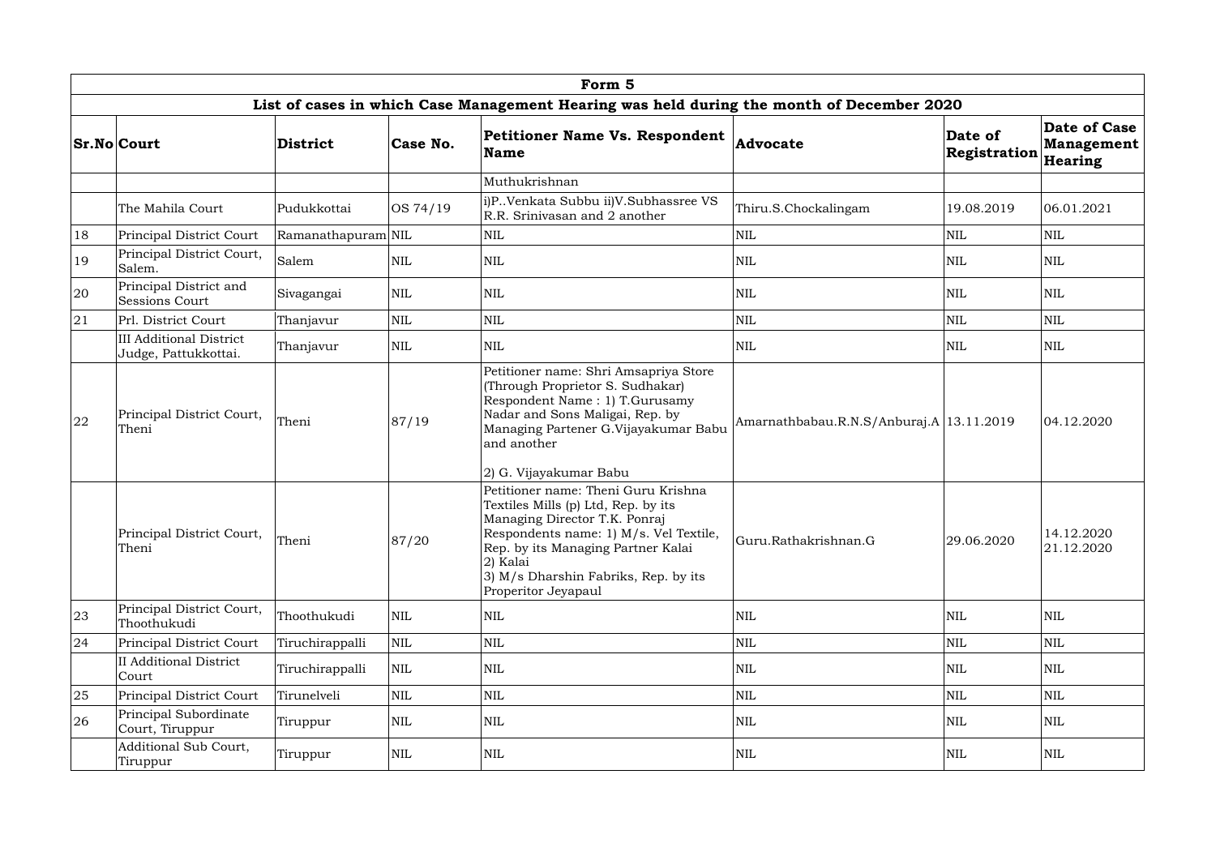| Form 5 | | | | | | | |
|---|---|---|---|---|---|---|---|
| **List of cases in which Case Management Hearing was held during the month of December 2020** | | | | | | | |
| **Sr.No** | **Court** | **District** | **Case No.** | **Petitioner Name Vs. Respondent Name** | **Advocate** | **Date of Registration** | **Date of Case Management Hearing** |
| | | | | Muthukrishnan | | | |
| | The Mahila Court | Pudukkottai | OS 74/19 | i)P..Venkata Subbu ii)V.Subhassree VS R.R. Srinivasan and 2 another | Thiru.S.Chockalingam | 19.08.2019 | 06.01.2021 |
| 18 | Principal District Court | Ramanathapuram | NIL | NIL | NIL | NIL | NIL |
| 19 | Principal District Court, Salem. | Salem | NIL | NIL | NIL | NIL | NIL |
| 20 | Principal District and Sessions Court | Sivagangai | NIL | NIL | NIL | NIL | NIL |
| 21 | Prl. District Court | Thanjavur | NIL | NIL | NIL | NIL | NIL |
| | III Additional District Judge, Pattukkottai. | Thanjavur | NIL | NIL | NIL | NIL | NIL |
| 22 | Principal District Court, Theni | Theni | 87/19 | Petitioner name: Shri Amsapriya Store (Through Proprietor S. Sudhakar) Respondent Name : 1) T.Gurusamy Nadar and Sons Maligai, Rep. by Managing Partener G.Vijayakumar Babu and another 2) G. Vijayakumar Babu | Amarnathbabau.R.N.S/Anburaj.A | 13.11.2019 | 04.12.2020 |
| | Principal District Court, Theni | Theni | 87/20 | Petitioner name: Theni Guru Krishna Textiles Mills (p) Ltd, Rep. by its Managing Director T.K. Ponraj Respondents name: 1) M/s. Vel Textile, Rep. by its Managing Partner Kalai 2) Kalai 3) M/s Dharshin Fabriks, Rep. by its Properitor Jeyapaul | Guru.Rathakrishnan.G | 29.06.2020 | 14.12.2020 21.12.2020 |
| 23 | Principal District Court, Thoothukudi | Thoothukudi | NIL | NIL | NIL | NIL | NIL |
| 24 | Principal District Court | Tiruchirappalli | NIL | NIL | NIL | NIL | NIL |
| | II Additional District Court | Tiruchirappalli | NIL | NIL | NIL | NIL | NIL |
| 25 | Principal District Court | Tirunelveli | NIL | NIL | NIL | NIL | NIL |
| 26 | Principal Subordinate Court, Tiruppur | Tiruppur | NIL | NIL | NIL | NIL | NIL |
| | Additional Sub Court, Tiruppur | Tiruppur | NIL | NIL | NIL | NIL | NIL |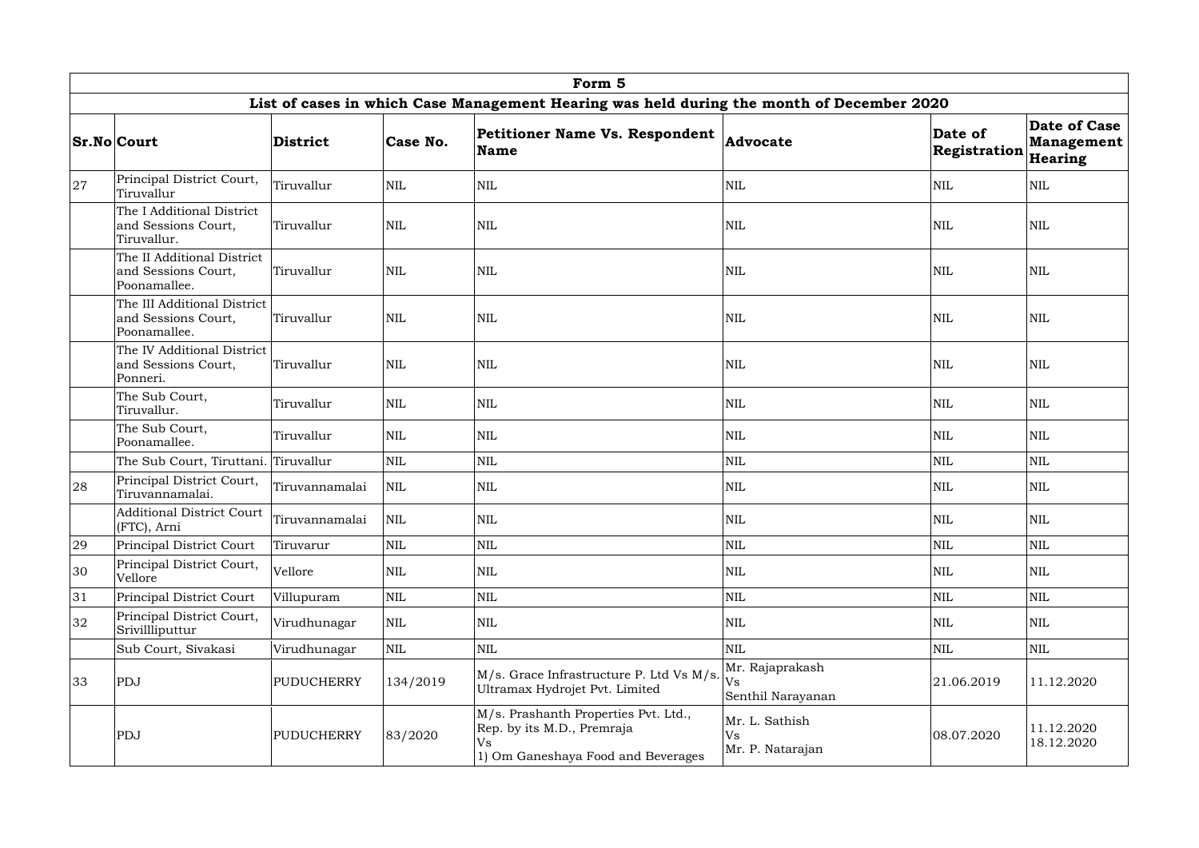# Form 5

## List of cases in which Case Management Hearing was held during the month of December 2020

| Sr.No | Court | District | Case No. | Petitioner Name Vs. Respondent Name | Advocate | Date of Registration | Date of Case Management Hearing |
|---|---|---|---|---|---|---|---|
| 27 | Principal District Court, Tiruvallur | Tiruvallur | NIL | NIL | NIL | NIL | NIL |
| | The I Additional District and Sessions Court, Tiruvallur. | Tiruvallur | NIL | NIL | NIL | NIL | NIL |
| | The II Additional District and Sessions Court, Poonamallee. | Tiruvallur | NIL | NIL | NIL | NIL | NIL |
| | The III Additional District and Sessions Court, Poonamallee. | Tiruvallur | NIL | NIL | NIL | NIL | NIL |
| | The IV Additional District and Sessions Court, Ponneri. | Tiruvallur | NIL | NIL | NIL | NIL | NIL |
| | The Sub Court, Tiruvallur. | Tiruvallur | NIL | NIL | NIL | NIL | NIL |
| | The Sub Court, Poonamallee. | Tiruvallur | NIL | NIL | NIL | NIL | NIL |
| | The Sub Court, Tiruttani. | Tiruvallur | NIL | NIL | NIL | NIL | NIL |
| 28 | Principal District Court, Tiruvannamalai. | Tiruvannamalai | NIL | NIL | NIL | NIL | NIL |
| | Additional District Court (FTC), Arni | Tiruvannamalai | NIL | NIL | NIL | NIL | NIL |
| 29 | Principal District Court | Tiruvarur | NIL | NIL | NIL | NIL | NIL |
| 30 | Principal District Court, Vellore | Vellore | NIL | NIL | NIL | NIL | NIL |
| 31 | Principal District Court | Villupuram | NIL | NIL | NIL | NIL | NIL |
| 32 | Principal District Court, Srivillliputtur | Virudhunagar | NIL | NIL | NIL | NIL | NIL |
| | Sub Court, Sivakasi | Virudhunagar | NIL | NIL | NIL | NIL | NIL |
| 33 | PDJ | PUDUCHERRY | 134/2019 | M/s. Grace Infrastructure P. Ltd Vs M/s. Ultramax Hydrojet Pvt. Limited | Mr. Rajaprakash Vs Senthil Narayanan | 21.06.2019 | 11.12.2020 |
| | PDJ | PUDUCHERRY | 83/2020 | M/s. Prashanth Properties Pvt. Ltd., Rep. by its M.D., Premraja Vs 1) Om Ganeshaya Food and Beverages | Mr. L. Sathish Vs Mr. P. Natarajan | 08.07.2020 | 11.12.2020 18.12.2020 |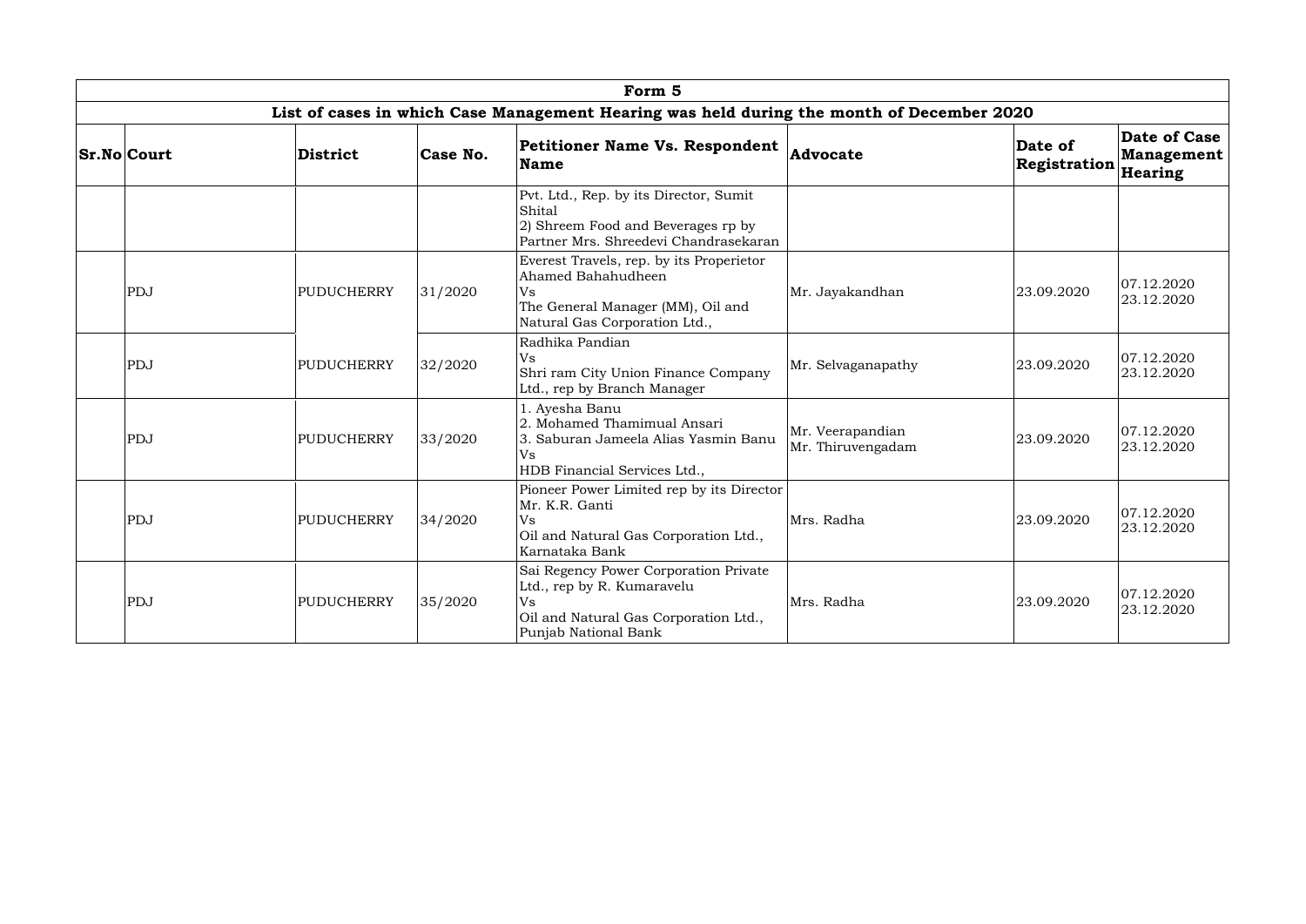| Form 5 | | | | | | | |
|---|---|---|---|---|---|---|---|
| **List of cases in which Case Management Hearing was held during the month of December 2020** | | | | | | | |
| **Sr.No** | **Court** | **District** | **Case No.** | **Petitioner Name Vs. Respondent Name** | **Advocate** | **Date of Registration** | **Date of Case Management Hearing** |
| | | | | Pvt. Ltd., Rep. by its Director, Sumit Shital<br>2) Shreem Food and Beverages rp by Partner Mrs. Shreedevi Chandrasekaran | | | |
| | PDJ | PUDUCHERRY | 31/2020 | Everest Travels, rep. by its Properietor Ahamed Bahahudheen<br>Vs<br>The General Manager (MM), Oil and Natural Gas Corporation Ltd., | Mr. Jayakandhan | 23.09.2020 | 07.12.2020<br>23.12.2020 |
| | PDJ | PUDUCHERRY | 32/2020 | Radhika Pandian<br>Vs<br>Shri ram City Union Finance Company Ltd., rep by Branch Manager | Mr. Selvaganapathy | 23.09.2020 | 07.12.2020<br>23.12.2020 |
| | PDJ | PUDUCHERRY | 33/2020 | 1. Ayesha Banu<br>2. Mohamed Thamimual Ansari<br>3. Saburan Jameela Alias Yasmin Banu<br>Vs<br>HDB Financial Services Ltd., | Mr. Veerapandian<br>Mr. Thiruvengadam | 23.09.2020 | 07.12.2020<br>23.12.2020 |
| | PDJ | PUDUCHERRY | 34/2020 | Pioneer Power Limited rep by its Director Mr. K.R. Ganti<br>Vs<br>Oil and Natural Gas Corporation Ltd., Karnataka Bank | Mrs. Radha | 23.09.2020 | 07.12.2020<br>23.12.2020 |
| | PDJ | PUDUCHERRY | 35/2020 | Sai Regency Power Corporation Private Ltd., rep by R. Kumaravelu<br>Vs<br>Oil and Natural Gas Corporation Ltd., Punjab National Bank | Mrs. Radha | 23.09.2020 | 07.12.2020<br>23.12.2020 |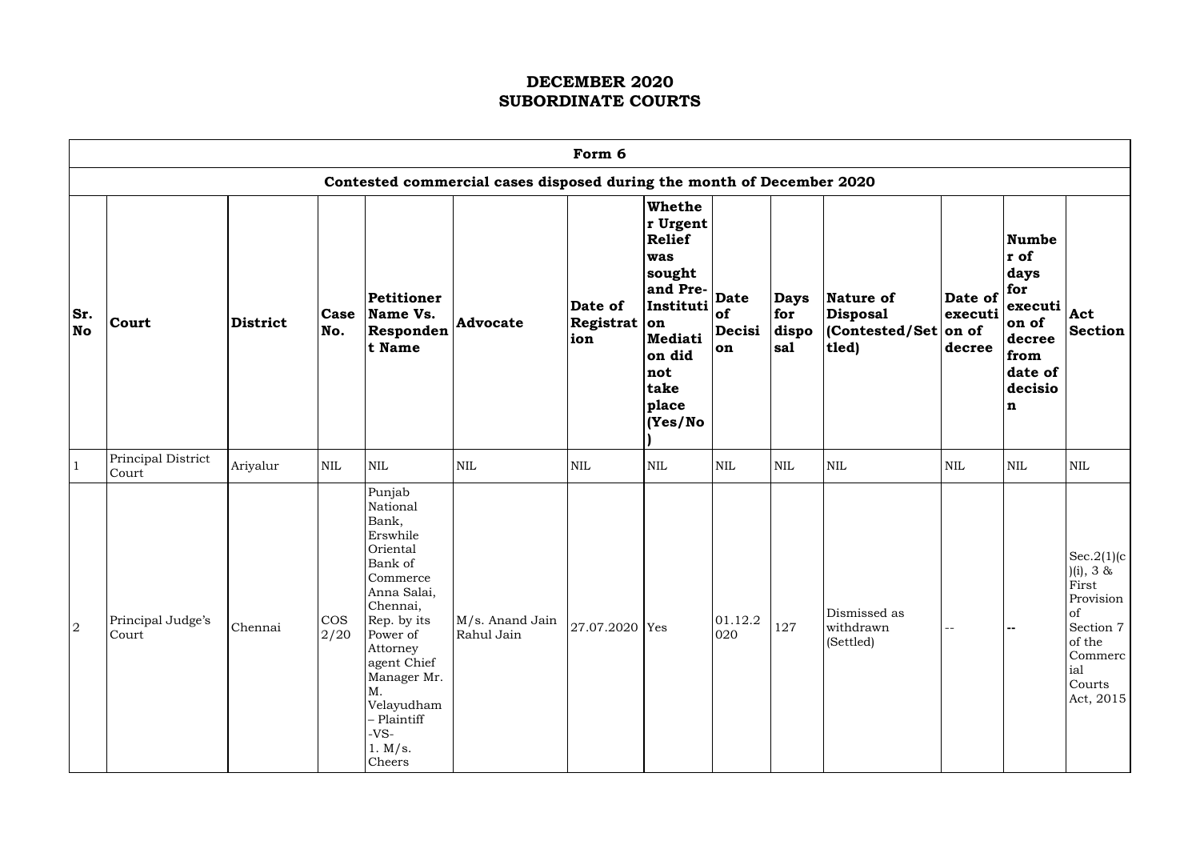# DECEMBER 2020
# SUBORDINATE COURTS

| Form 6 | | | | | | | | | | | | | |
|---|---|---|---|---|---|---|---|---|---|---|---|---|---|
| **Contested commercial cases disposed during the month of December 2020** | | | | | | | | | | | | | |
| **Sr. No** | **Court** | **District** | **Case No.** | **Petitioner Name Vs. Respondent Name** | **Advocate** | **Date of Registration** | **Whether Urgent Relief was sought and Pre-Institution Mediation did not take place (Yes/No)** | **Date of Decision** | **Days for disposal** | **Nature of Disposal (Contested/Settled)** | **Date of execution of decree** | **Number of days for execution of decree from date of decision** | **Act Section** |
| 1 | Principal District Court | Ariyalur | NIL | NIL | NIL | NIL | NIL | NIL | NIL | NIL | NIL | NIL | NIL |
| 2 | Principal Judge's Court | Chennai | COS 2/20 | Punjab National Bank, Erswhile Oriental Bank of Commerce Anna Salai, Chennai, Rep. by its Power of Attorney agent Chief Manager Mr. M. Velayudham – Plaintiff -VS- 1. M/s. Cheers | M/s. Anand Jain Rahul Jain | 27.07.2020 | Yes | 01.12.2020 | 127 | Dismissed as withdrawn (Settled) | -- | -- | Sec.2(1)(c)(i), 3 & First Provision of Section 7 of the Commercial Courts Act, 2015 |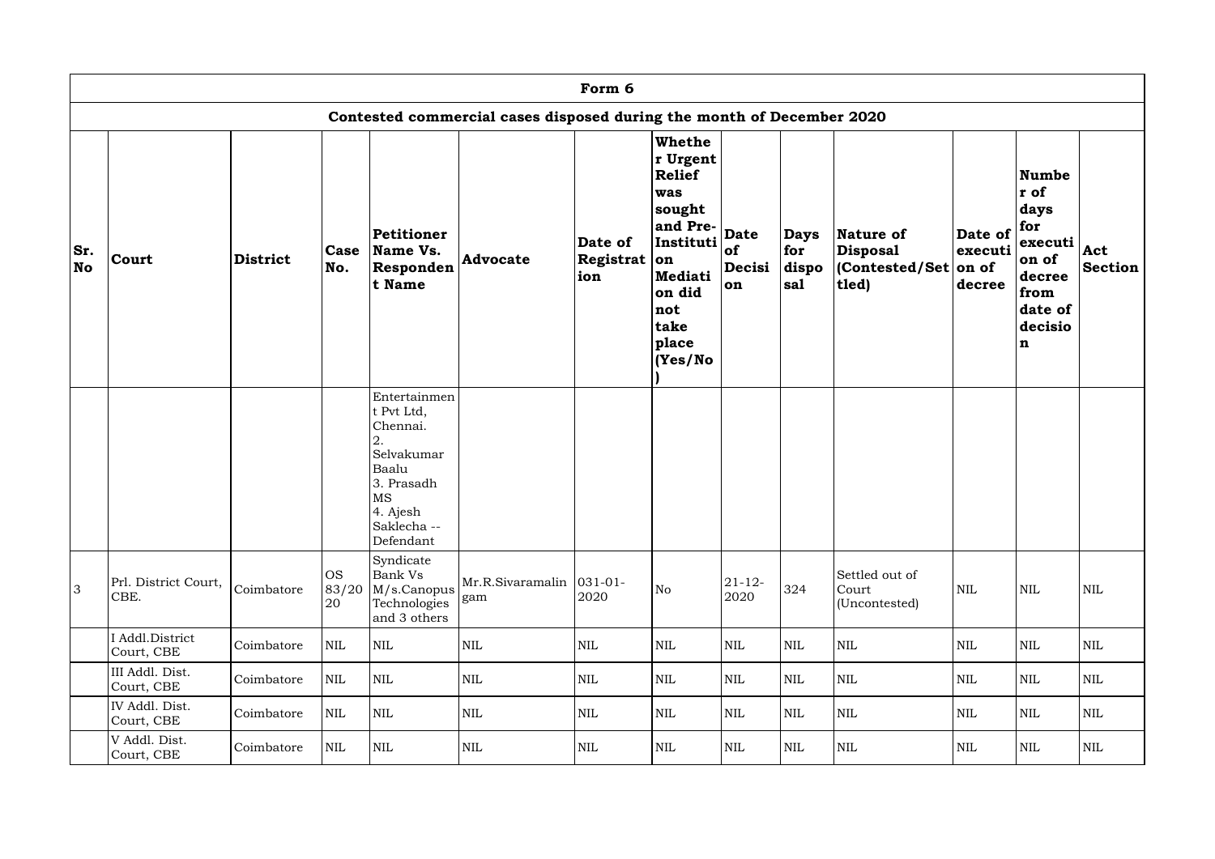| Form 6 | | | | | | | | | | | | | |
|---|---|---|---|---|---|---|---|---|---|---|---|---|---|
| Contested commercial cases disposed during the month of December 2020 | | | | | | | | | | | | | |
| **Sr. No** | **Court** | **District** | **Case No.** | **Petitioner Name Vs. Respondent Name** | **Advocate** | **Date of Registration** | **Whether Urgent Relief was sought and Pre-Institution Mediation did not take place (Yes/No)** | **Date of Decision** | **Days for disposal** | **Nature of Disposal (Contested/Settled)** | **Date of execution of decree** | **Number of days for execution of decree from date of decision** | **Act Section** |
| | | | | Entertainment Pvt Ltd, Chennai. 2. Selvakumar Baalu 3. Prasadh MS 4. Ajesh Saklecha -- Defendant | | | | | | | | | |
| 3 | Prl. District Court, CBE. | Coimbatore | OS 83/2020 | Syndicate Bank Vs M/s.Canopus Technologies and 3 others | Mr.R.Sivaramalingam | 031-01-2020 | No | 21-12-2020 | 324 | Settled out of Court (Uncontested) | NIL | NIL | NIL |
| | I Addl.District Court, CBE | Coimbatore | NIL | NIL | NIL | NIL | NIL | NIL | NIL | NIL | NIL | NIL | NIL |
| | III Addl. Dist. Court, CBE | Coimbatore | NIL | NIL | NIL | NIL | NIL | NIL | NIL | NIL | NIL | NIL | NIL |
| | IV Addl. Dist. Court, CBE | Coimbatore | NIL | NIL | NIL | NIL | NIL | NIL | NIL | NIL | NIL | NIL | NIL |
| | V Addl. Dist. Court, CBE | Coimbatore | NIL | NIL | NIL | NIL | NIL | NIL | NIL | NIL | NIL | NIL | NIL |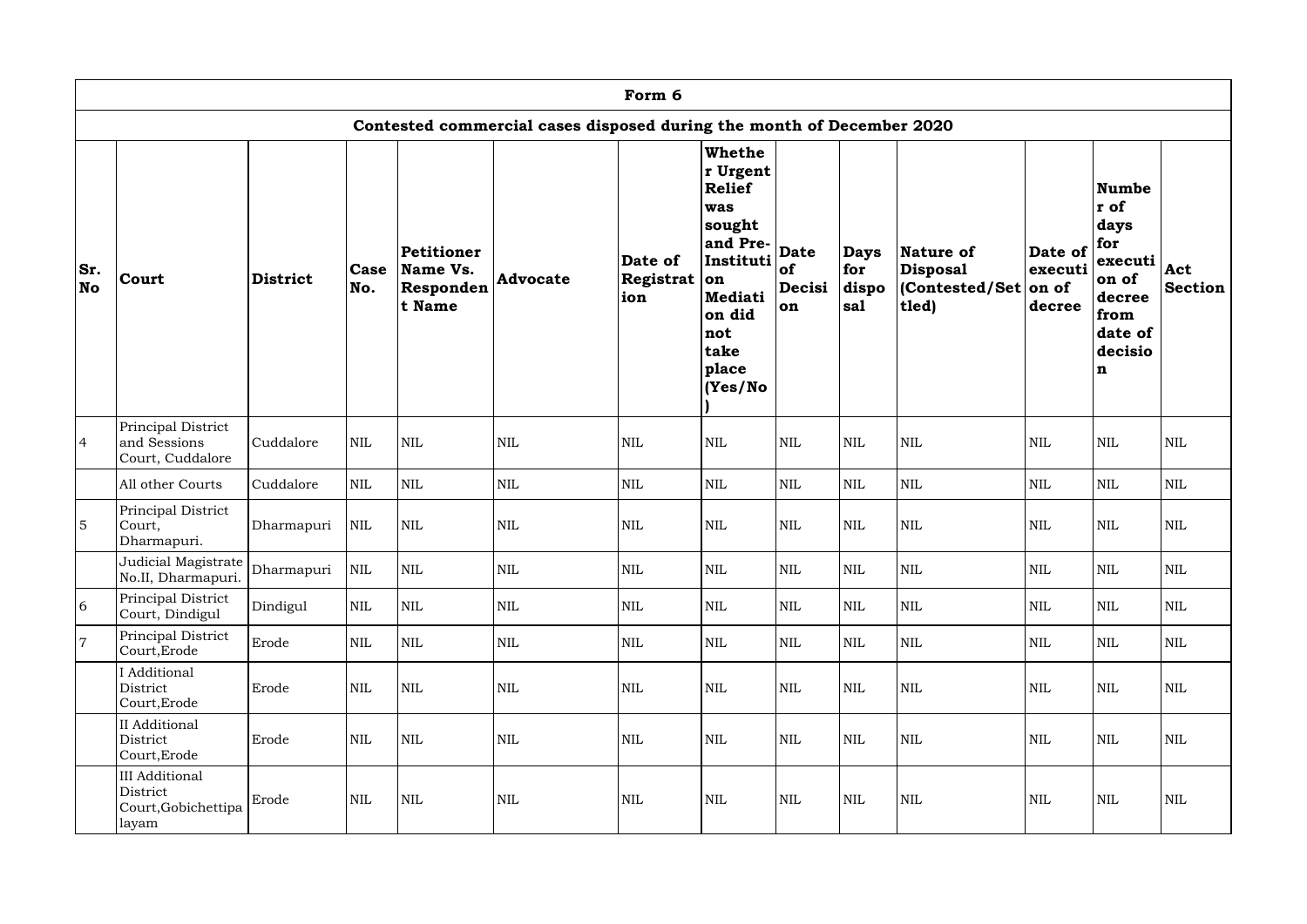| Form 6 | | | | | | | | | | | | | |
|---|---|---|---|---|---|---|---|---|---|---|---|---|---|
| Contested commercial cases disposed during the month of December 2020 | | | | | | | | | | | | | |
| Sr. No | Court | District | Case No. | Petitioner Name Vs. Respondent Name | Advocate | Date of Registration | Whether Urgent Relief was sought and Pre-Institution Mediation did not take place (Yes/No) | Date of Decision | Days for disposal | Nature of Disposal (Contested/Settled) | Date of execution of decree | Number of days for execution of decree from date of decision | Act Section |
| 4 | Principal District and Sessions Court, Cuddalore | Cuddalore | NIL | NIL | NIL | NIL | NIL | NIL | NIL | NIL | NIL | NIL | NIL |
| | All other Courts | Cuddalore | NIL | NIL | NIL | NIL | NIL | NIL | NIL | NIL | NIL | NIL | NIL |
| 5 | Principal District Court, Dharmapuri. | Dharmapuri | NIL | NIL | NIL | NIL | NIL | NIL | NIL | NIL | NIL | NIL | NIL |
| | Judicial Magistrate No.II, Dharmapuri. | Dharmapuri | NIL | NIL | NIL | NIL | NIL | NIL | NIL | NIL | NIL | NIL | NIL |
| 6 | Principal District Court, Dindigul | Dindigul | NIL | NIL | NIL | NIL | NIL | NIL | NIL | NIL | NIL | NIL | NIL |
| 7 | Principal District Court,Erode | Erode | NIL | NIL | NIL | NIL | NIL | NIL | NIL | NIL | NIL | NIL | NIL |
| | I Additional District Court,Erode | Erode | NIL | NIL | NIL | NIL | NIL | NIL | NIL | NIL | NIL | NIL | NIL |
| | II Additional District Court,Erode | Erode | NIL | NIL | NIL | NIL | NIL | NIL | NIL | NIL | NIL | NIL | NIL |
| | III Additional District Court,Gobichettipalayam | Erode | NIL | NIL | NIL | NIL | NIL | NIL | NIL | NIL | NIL | NIL | NIL |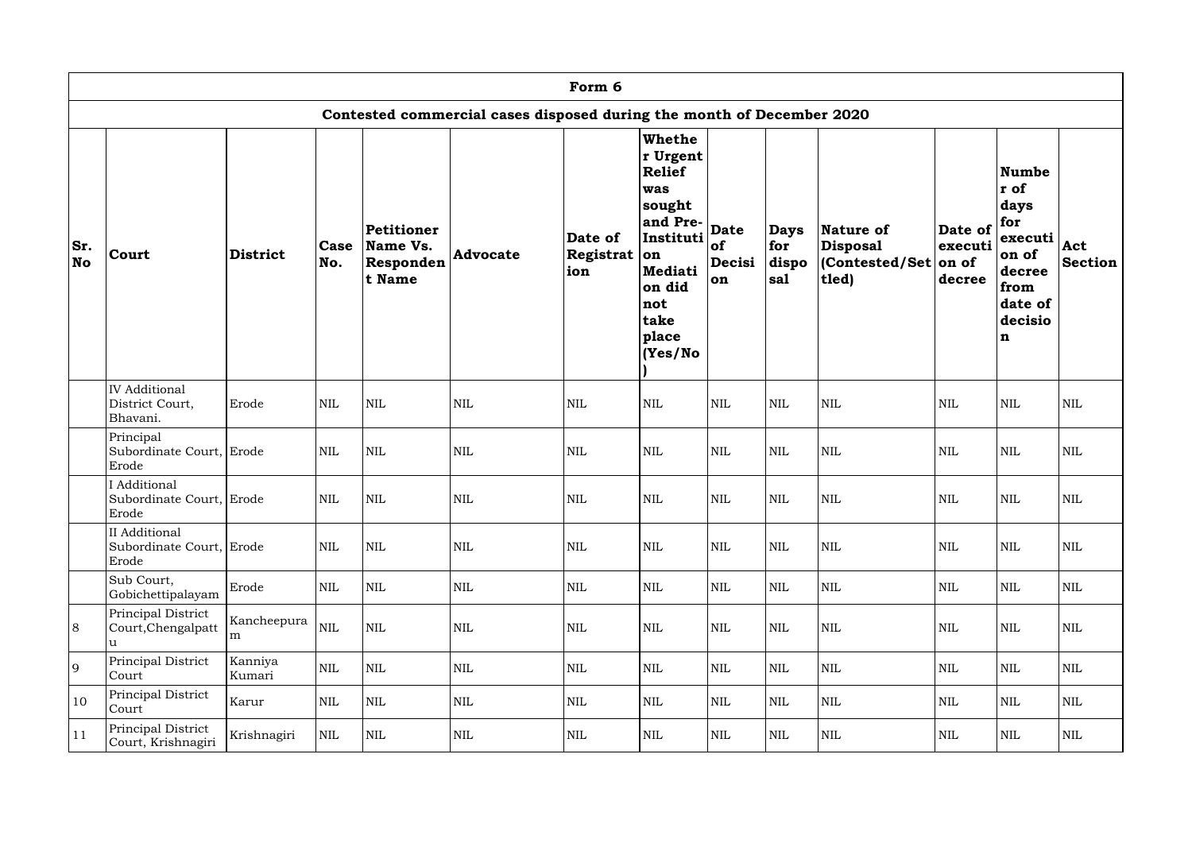| Form 6 | | | | | | | | | | | | | |
|---|---|---|---|---|---|---|---|---|---|---|---|---|---|
| Contested commercial cases disposed during the month of December 2020 | | | | | | | | | | | | | |
| Sr. No | Court | District | Case No. | Petitioner Name Vs. Respondent Name | Advocate | Date of Registration | Whether Urgent Relief was sought and Pre-Institution Mediation did not take place (Yes/No) | Date of Decision | Days for disposal | Nature of Disposal (Contested/Settled) | Date of execution of decree | Number of days for execution of decree from date of decision | Act Section |
| | IV Additional District Court, Bhavani. | Erode | NIL | NIL | NIL | NIL | NIL | NIL | NIL | NIL | NIL | NIL | NIL |
| | Principal Subordinate Court, Erode | Erode | NIL | NIL | NIL | NIL | NIL | NIL | NIL | NIL | NIL | NIL | NIL |
| | I Additional Subordinate Court, Erode | Erode | NIL | NIL | NIL | NIL | NIL | NIL | NIL | NIL | NIL | NIL | NIL |
| | II Additional Subordinate Court, Erode | Erode | NIL | NIL | NIL | NIL | NIL | NIL | NIL | NIL | NIL | NIL | NIL |
| | Sub Court, Gobichettipalayam | Erode | NIL | NIL | NIL | NIL | NIL | NIL | NIL | NIL | NIL | NIL | NIL |
| 8 | Principal District Court,Chengalpattu | Kancheepuram | NIL | NIL | NIL | NIL | NIL | NIL | NIL | NIL | NIL | NIL | NIL |
| 9 | Principal District Court | Kanniya Kumari | NIL | NIL | NIL | NIL | NIL | NIL | NIL | NIL | NIL | NIL | NIL |
| 10 | Principal District Court | Karur | NIL | NIL | NIL | NIL | NIL | NIL | NIL | NIL | NIL | NIL | NIL |
| 11 | Principal District Court, Krishnagiri | Krishnagiri | NIL | NIL | NIL | NIL | NIL | NIL | NIL | NIL | NIL | NIL | NIL |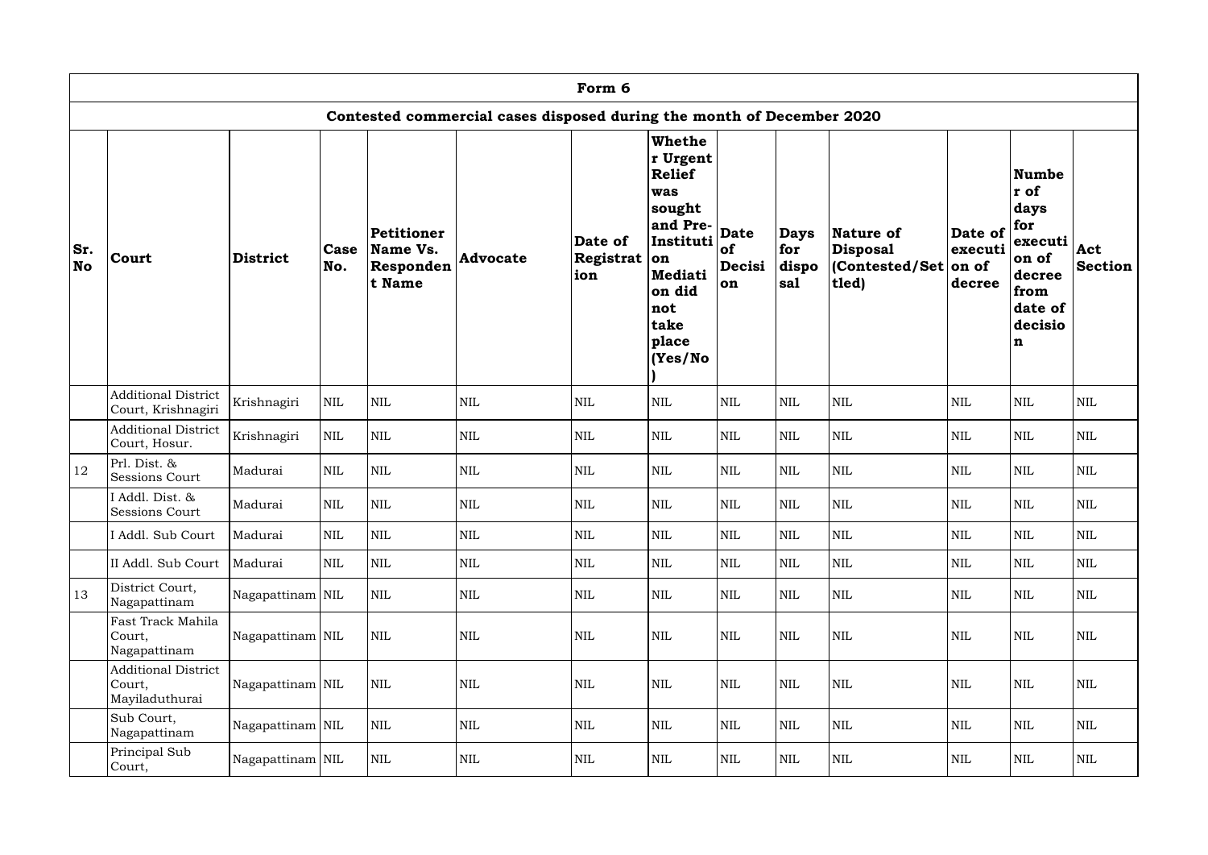## Form 6

### Contested commercial cases disposed during the month of December 2020

| Sr. No | Court | District | Case No. | Petitioner Name Vs. Respondent Name | Advocate | Date of Registration | Whether Urgent Relief was sought and Pre-Institution Mediation did not take place (Yes/No) | Date of Decision | Days for disposal | Nature of Disposal (Contested/Settled) | Date of execution of decree | Number of days for execution of decree from date of decision | Act Section |
|---|---|---|---|---|---|---|---|---|---|---|---|---|---|
| | Additional District Court, Krishnagiri | Krishnagiri | NIL | NIL | NIL | NIL | NIL | NIL | NIL | NIL | NIL | NIL | NIL |
| | Additional District Court, Hosur. | Krishnagiri | NIL | NIL | NIL | NIL | NIL | NIL | NIL | NIL | NIL | NIL | NIL |
| 12 | Prl. Dist. & Sessions Court | Madurai | NIL | NIL | NIL | NIL | NIL | NIL | NIL | NIL | NIL | NIL | NIL |
| | I Addl. Dist. & Sessions Court | Madurai | NIL | NIL | NIL | NIL | NIL | NIL | NIL | NIL | NIL | NIL | NIL |
| | I Addl. Sub Court | Madurai | NIL | NIL | NIL | NIL | NIL | NIL | NIL | NIL | NIL | NIL | NIL |
| | II Addl. Sub Court | Madurai | NIL | NIL | NIL | NIL | NIL | NIL | NIL | NIL | NIL | NIL | NIL |
| 13 | District Court, Nagapattinam | Nagapattinam | NIL | NIL | NIL | NIL | NIL | NIL | NIL | NIL | NIL | NIL | NIL |
| | Fast Track Mahila Court, Nagapattinam | Nagapattinam | NIL | NIL | NIL | NIL | NIL | NIL | NIL | NIL | NIL | NIL | NIL |
| | Additional District Court, Mayiladuthurai | Nagapattinam | NIL | NIL | NIL | NIL | NIL | NIL | NIL | NIL | NIL | NIL | NIL |
| | Sub Court, Nagapattinam | Nagapattinam | NIL | NIL | NIL | NIL | NIL | NIL | NIL | NIL | NIL | NIL | NIL |
| | Principal Sub Court, | Nagapattinam | NIL | NIL | NIL | NIL | NIL | NIL | NIL | NIL | NIL | NIL | NIL |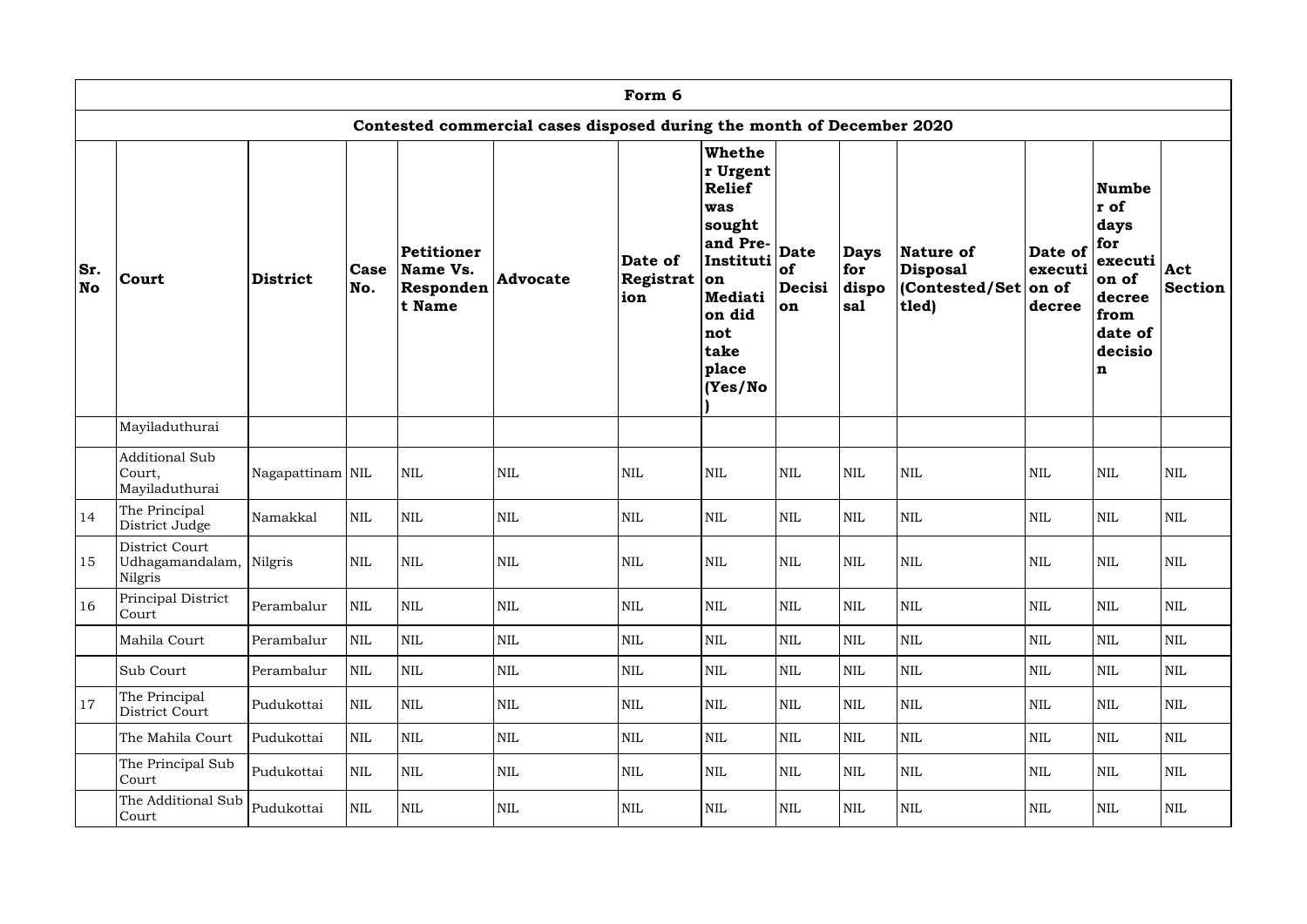| Form 6 | | | | | | | | | | | | | |
|---|---|---|---|---|---|---|---|---|---|---|---|---|---|
| **Contested commercial cases disposed during the month of December 2020** | | | | | | | | | | | | | |
| **Sr. No** | **Court** | **District** | **Case No.** | **Petitioner Name Vs. Respondent Name** | **Advocate** | **Date of Registration** | **Whether Urgent Relief was sought and Pre-Institution Mediation did not take place (Yes/No)** | **Date of Decision** | **Days for disposal** | **Nature of Disposal (Contested/Settled)** | **Date of execution of decree** | **Number of days for execution of decree from date of decision** | **Act Section** |
| | Mayiladuthurai | | | | | | | | | | | | |
| | Additional Sub Court, Mayiladuthurai | Nagapattinam | NIL | NIL | NIL | NIL | NIL | NIL | NIL | NIL | NIL | NIL | NIL |
| 14 | The Principal District Judge | Namakkal | NIL | NIL | NIL | NIL | NIL | NIL | NIL | NIL | NIL | NIL | NIL |
| 15 | District Court Udhagamandalam, Nilgris | Nilgris | NIL | NIL | NIL | NIL | NIL | NIL | NIL | NIL | NIL | NIL | NIL |
| 16 | Principal District Court | Perambalur | NIL | NIL | NIL | NIL | NIL | NIL | NIL | NIL | NIL | NIL | NIL |
| | Mahila Court | Perambalur | NIL | NIL | NIL | NIL | NIL | NIL | NIL | NIL | NIL | NIL | NIL |
| | Sub Court | Perambalur | NIL | NIL | NIL | NIL | NIL | NIL | NIL | NIL | NIL | NIL | NIL |
| 17 | The Principal District Court | Pudukottai | NIL | NIL | NIL | NIL | NIL | NIL | NIL | NIL | NIL | NIL | NIL |
| | The Mahila Court | Pudukottai | NIL | NIL | NIL | NIL | NIL | NIL | NIL | NIL | NIL | NIL | NIL |
| | The Principal Sub Court | Pudukottai | NIL | NIL | NIL | NIL | NIL | NIL | NIL | NIL | NIL | NIL | NIL |
| | The Additional Sub Court | Pudukottai | NIL | NIL | NIL | NIL | NIL | NIL | NIL | NIL | NIL | NIL | NIL |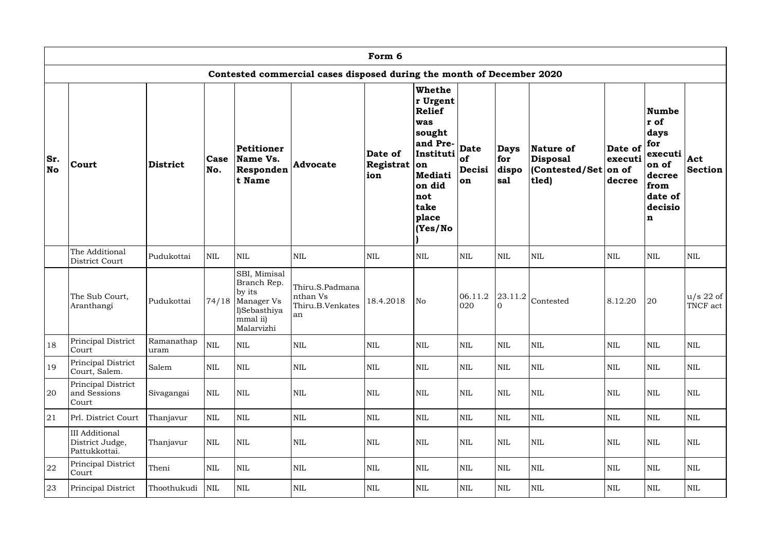## Form 6

### Contested commercial cases disposed during the month of December 2020

| Sr. No | Court | District | Case No. | Petitioner Name Vs. Respondent Name | Advocate | Date of Registration | Whether Urgent Relief was sought and Pre-Institution Mediation did not take place (Yes/No) | Date of Decision | Days for disposal | Nature of Disposal (Contested/Settled) | Date of execution of decree | Number of days for execution of decree from date of decision | Act Section |
|---|---|---|---|---|---|---|---|---|---|---|---|---|---|
| | The Additional District Court | Pudukottai | NIL | NIL | NIL | NIL | NIL | NIL | NIL | NIL | NIL | NIL | NIL |
| | The Sub Court, Aranthangi | Pudukottai | 74/18 | SBI, Mimisal Branch Rep. by its Manager Vs I)Sebasthiyammal ii) Malarvizhi | Thiru.S.Padmanathan Vs Thiru.B.Venkatesan | 18.4.2018 | No | 06.11.2020 | 23.11.20 | Contested | 8.12.20 | 20 | u/s 22 of TNCF act |
| 18 | Principal District Court | Ramanathapuram | NIL | NIL | NIL | NIL | NIL | NIL | NIL | NIL | NIL | NIL | NIL |
| 19 | Principal District Court, Salem. | Salem | NIL | NIL | NIL | NIL | NIL | NIL | NIL | NIL | NIL | NIL | NIL |
| 20 | Principal District and Sessions Court | Sivagangai | NIL | NIL | NIL | NIL | NIL | NIL | NIL | NIL | NIL | NIL | NIL |
| 21 | Prl. District Court | Thanjavur | NIL | NIL | NIL | NIL | NIL | NIL | NIL | NIL | NIL | NIL | NIL |
| | III Additional District Judge, Pattukkottai. | Thanjavur | NIL | NIL | NIL | NIL | NIL | NIL | NIL | NIL | NIL | NIL | NIL |
| 22 | Principal District Court | Theni | NIL | NIL | NIL | NIL | NIL | NIL | NIL | NIL | NIL | NIL | NIL |
| 23 | Principal District | Thoothukudi | NIL | NIL | NIL | NIL | NIL | NIL | NIL | NIL | NIL | NIL | NIL |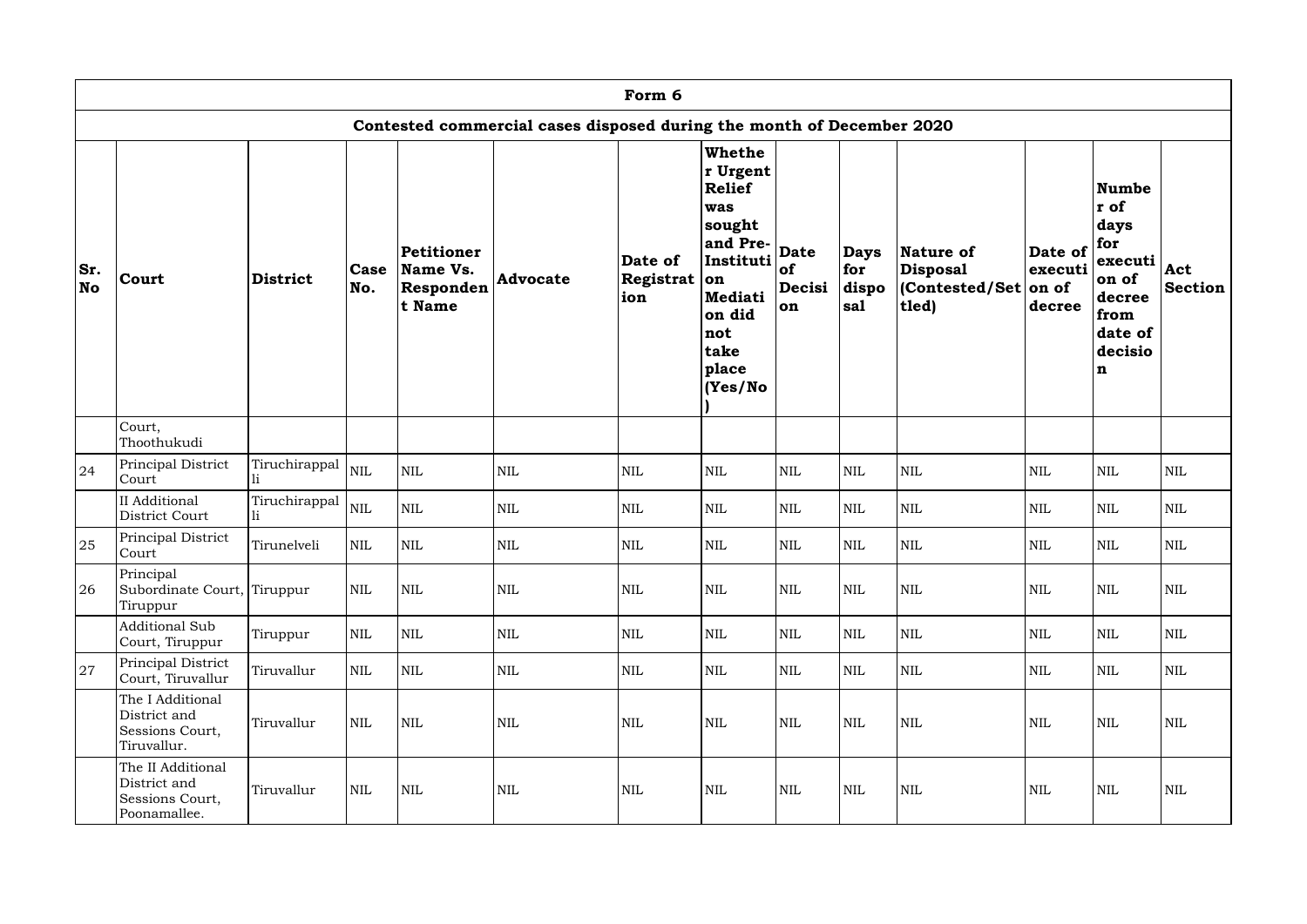# Form 6

## Contested commercial cases disposed during the month of December 2020

| Sr. No | Court | District | Case No. | Petitioner Name Vs. Respondent Name | Advocate | Date of Registration | Whether Urgent Relief was sought and Pre-Institution Mediation did not take place (Yes/No) | Date of Decision | Days for disposal | Nature of Disposal (Contested/Settled) | Date of execution of decree | Number of days for execution of decree from date of decision | Act Section |
|---|---|---|---|---|---|---|---|---|---|---|---|---|---|
| | Court, Thoothukudi | | | | | | | | | | | | |
| 24 | Principal District Court | Tiruchirappalli | NIL | NIL | NIL | NIL | NIL | NIL | NIL | NIL | NIL | NIL | NIL |
| | II Additional District Court | Tiruchirappalli | NIL | NIL | NIL | NIL | NIL | NIL | NIL | NIL | NIL | NIL | NIL |
| 25 | Principal District Court | Tirunelveli | NIL | NIL | NIL | NIL | NIL | NIL | NIL | NIL | NIL | NIL | NIL |
| 26 | Principal Subordinate Court, Tiruppur | Tiruppur | NIL | NIL | NIL | NIL | NIL | NIL | NIL | NIL | NIL | NIL | NIL |
| | Additional Sub Court, Tiruppur | Tiruppur | NIL | NIL | NIL | NIL | NIL | NIL | NIL | NIL | NIL | NIL | NIL |
| 27 | Principal District Court, Tiruvallur | Tiruvallur | NIL | NIL | NIL | NIL | NIL | NIL | NIL | NIL | NIL | NIL | NIL |
| | The I Additional District and Sessions Court, Tiruvallur. | Tiruvallur | NIL | NIL | NIL | NIL | NIL | NIL | NIL | NIL | NIL | NIL | NIL |
| | The II Additional District and Sessions Court, Poonamallee. | Tiruvallur | NIL | NIL | NIL | NIL | NIL | NIL | NIL | NIL | NIL | NIL | NIL |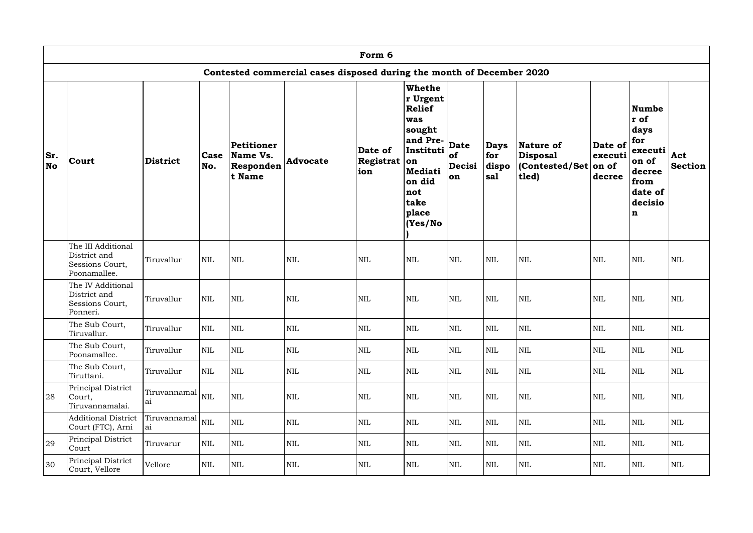| Form 6 | | | | | | | | | | | | | |
|---|---|---|---|---|---|---|---|---|---|---|---|---|---|
| Contested commercial cases disposed during the month of December 2020 | | | | | | | | | | | | | |
| **Sr. No** | **Court** | **District** | **Case No.** | **Petitioner Name Vs. Respondent Name** | **Advocate** | **Date of Registration** | **Whether Urgent Relief was sought and Pre-Institution Mediation did not take place (Yes/No)** | **Date of Decision** | **Days for disposal** | **Nature of Disposal (Contested/Settled)** | **Date of execution of decree** | **Number of days for execution of decree from date of decision** | **Act Section** |
| | The III Additional District and Sessions Court, Poonamallee. | Tiruvallur | NIL | NIL | NIL | NIL | NIL | NIL | NIL | NIL | NIL | NIL | NIL |
| | The IV Additional District and Sessions Court, Ponneri. | Tiruvallur | NIL | NIL | NIL | NIL | NIL | NIL | NIL | NIL | NIL | NIL | NIL |
| | The Sub Court, Tiruvallur. | Tiruvallur | NIL | NIL | NIL | NIL | NIL | NIL | NIL | NIL | NIL | NIL | NIL |
| | The Sub Court, Poonamallee. | Tiruvallur | NIL | NIL | NIL | NIL | NIL | NIL | NIL | NIL | NIL | NIL | NIL |
| | The Sub Court, Tiruttani. | Tiruvallur | NIL | NIL | NIL | NIL | NIL | NIL | NIL | NIL | NIL | NIL | NIL |
| 28 | Principal District Court, Tiruvannamalai. | Tiruvannamalai | NIL | NIL | NIL | NIL | NIL | NIL | NIL | NIL | NIL | NIL | NIL |
| | Additional District Court (FTC), Arni | Tiruvannamalai | NIL | NIL | NIL | NIL | NIL | NIL | NIL | NIL | NIL | NIL | NIL |
| 29 | Principal District Court | Tiruvarur | NIL | NIL | NIL | NIL | NIL | NIL | NIL | NIL | NIL | NIL | NIL |
| 30 | Principal District Court, Vellore | Vellore | NIL | NIL | NIL | NIL | NIL | NIL | NIL | NIL | NIL | NIL | NIL |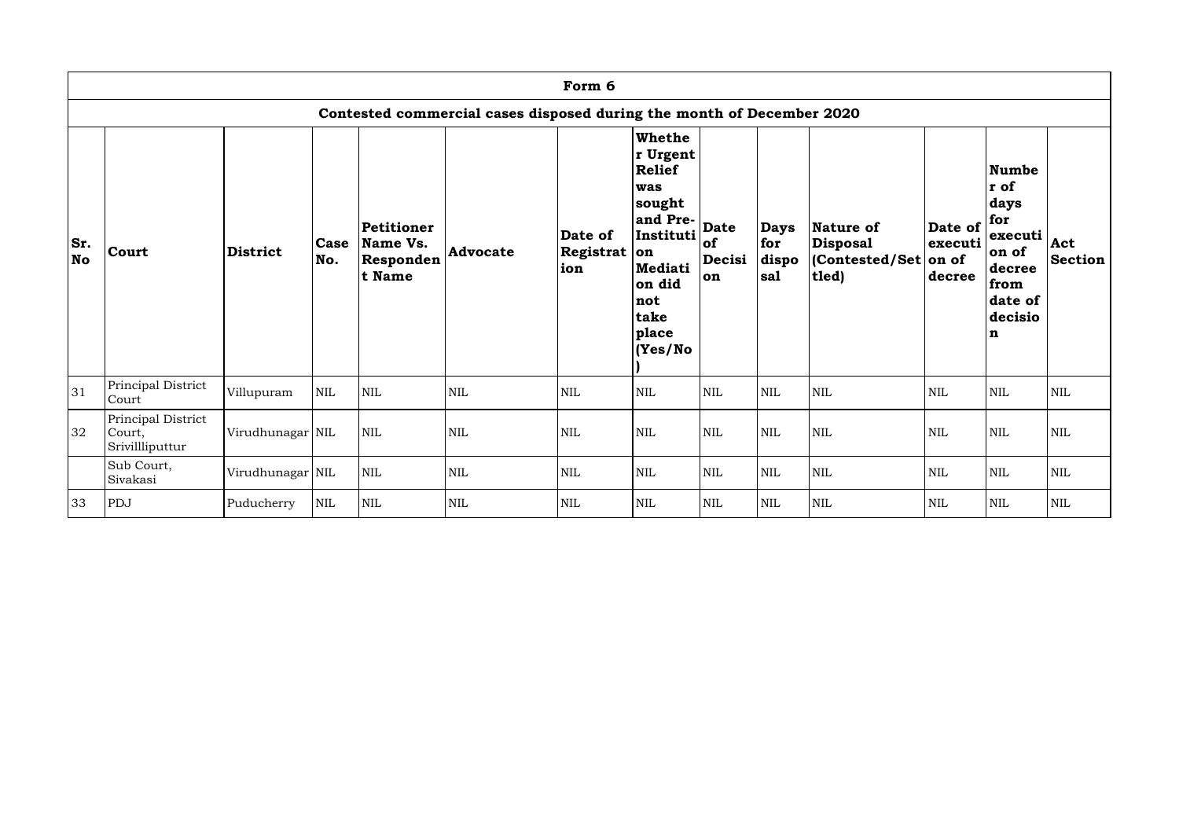| Form 6 | | | | | | | | | | | | | |
|---|---|---|---|---|---|---|---|---|---|---|---|---|---|
| Contested commercial cases disposed during the month of December 2020 | | | | | | | | | | | | | |
| Sr. No | Court | District | Case No. | Petitioner Name Vs. Respondent Name | Advocate | Date of Registration | Whether Urgent Relief was sought and Pre-Institution Mediation did not take place (Yes/No) | Date of Decision | Days for disposal | Nature of Disposal (Contested/Settled) | Date of execution of decree | Number of days for execution of decree from date of decision | Act Section |
| 31 | Principal District Court | Villupuram | NIL | NIL | NIL | NIL | NIL | NIL | NIL | NIL | NIL | NIL | NIL |
| 32 | Principal District Court, Srivillliputtur | Virudhunagar | NIL | NIL | NIL | NIL | NIL | NIL | NIL | NIL | NIL | NIL | NIL |
| | Sub Court, Sivakasi | Virudhunagar | NIL | NIL | NIL | NIL | NIL | NIL | NIL | NIL | NIL | NIL | NIL |
| 33 | PDJ | Puducherry | NIL | NIL | NIL | NIL | NIL | NIL | NIL | NIL | NIL | NIL | NIL |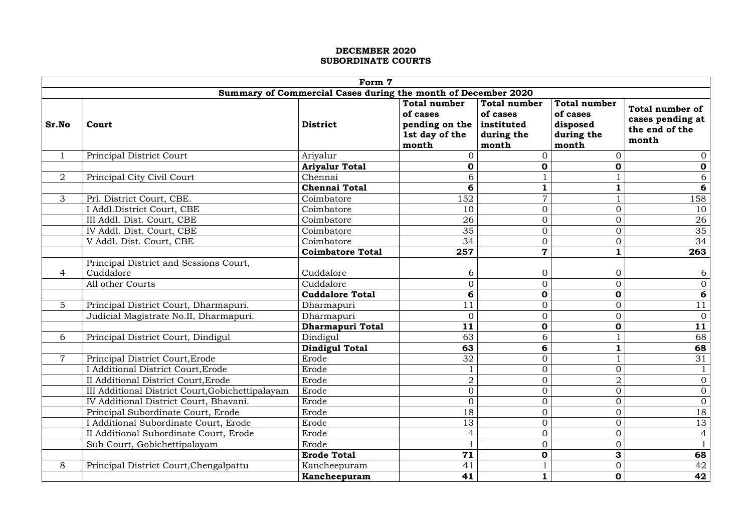**DECEMBER 2020**
**SUBORDINATE COURTS**

| Form 7 | | | | | | |
|---|---|---|---|---|---|---|
| **Summary of Commercial Cases during the month of December 2020** | | | | | | |
| **Sr.No** | **Court** | **District** | **Total number of cases pending on the 1st day of the month** | **Total number of cases instituted during the month** | **Total number of cases disposed during the month** | **Total number of cases pending at the end of the month** |
| 1 | Principal District Court | Ariyalur | 0 | 0 | 0 | 0 |
| | | **Ariyalur Total** | **0** | **0** | **0** | **0** |
| 2 | Principal City Civil Court | Chennai | 6 | 1 | 1 | 6 |
| | | **Chennai Total** | **6** | **1** | **1** | **6** |
| 3 | Prl. District Court, CBE. | Coimbatore | 152 | 7 | 1 | 158 |
| | I Addl.District Court, CBE | Coimbatore | 10 | 0 | 0 | 10 |
| | III Addl. Dist. Court, CBE | Coimbatore | 26 | 0 | 0 | 26 |
| | IV Addl. Dist. Court, CBE | Coimbatore | 35 | 0 | 0 | 35 |
| | V Addl. Dist. Court, CBE | Coimbatore | 34 | 0 | 0 | 34 |
| | | **Coimbatore Total** | **257** | **7** | **1** | **263** |
| 4 | Principal District and Sessions Court, Cuddalore | Cuddalore | 6 | 0 | 0 | 6 |
| | All other Courts | Cuddalore | 0 | 0 | 0 | 0 |
| | | **Cuddalore Total** | **6** | **0** | **0** | **6** |
| 5 | Principal District Court, Dharmapuri. | Dharmapuri | 11 | 0 | 0 | 11 |
| | Judicial Magistrate No.II, Dharmapuri. | Dharmapuri | 0 | 0 | 0 | 0 |
| | | **Dharmapuri Total** | **11** | **0** | **0** | **11** |
| 6 | Principal District Court, Dindigul | Dindigul | 63 | 6 | 1 | 68 |
| | | **Dindigul Total** | **63** | **6** | **1** | **68** |
| 7 | Principal District Court,Erode | Erode | 32 | 0 | 1 | 31 |
| | I Additional District Court,Erode | Erode | 1 | 0 | 0 | 1 |
| | II Additional District Court,Erode | Erode | 2 | 0 | 2 | 0 |
| | III Additional District Court,Gobichettipalayam | Erode | 0 | 0 | 0 | 0 |
| | IV Additional District Court, Bhavani. | Erode | 0 | 0 | 0 | 0 |
| | Principal Subordinate Court, Erode | Erode | 18 | 0 | 0 | 18 |
| | I Additional Subordinate Court, Erode | Erode | 13 | 0 | 0 | 13 |
| | II Additional Subordinate Court, Erode | Erode | 4 | 0 | 0 | 4 |
| | Sub Court, Gobichettipalayam | Erode | 1 | 0 | 0 | 1 |
| | | **Erode Total** | **71** | **0** | **3** | **68** |
| 8 | Principal District Court,Chengalpattu | Kancheepuram | 41 | 1 | 0 | 42 |
| | | **Kancheepuram** | **41** | **1** | **0** | **42** |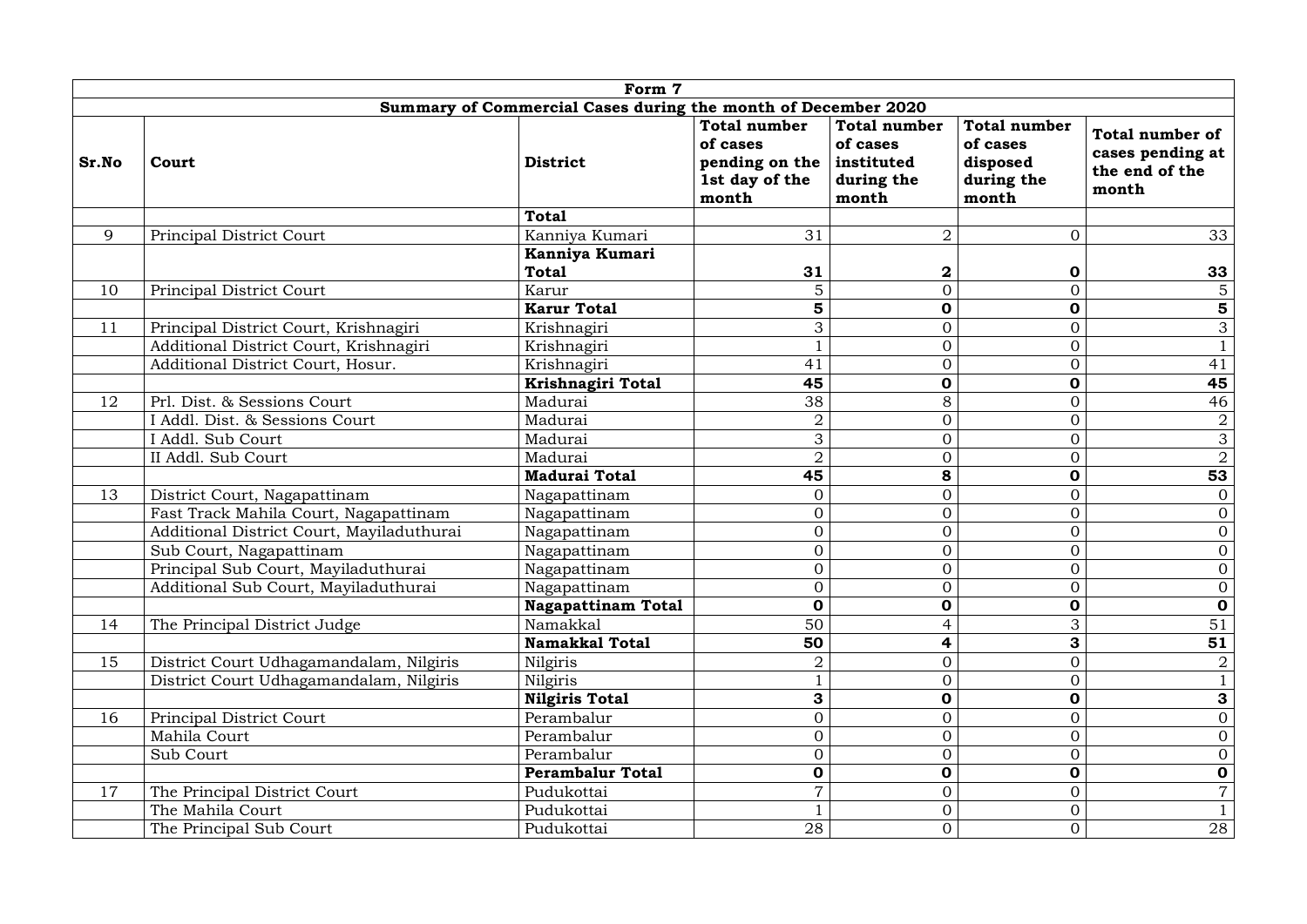| Form 7 | | | | | | |
|---|---|---|---|---|---|---|
| **Summary of Commercial Cases during the month of December 2020** | | | | | | |
| **Sr.No** | **Court** | **District** | **Total number of cases pending on the 1st day of the month** | **Total number of cases instituted during the month** | **Total number of cases disposed during the month** | **Total number of cases pending at the end of the month** |
| | | **Total** | | | | |
| 9 | Principal District Court | Kanniya Kumari | 31 | 2 | 0 | 33 |
| | | **Kanniya Kumari Total** | **31** | **2** | **0** | **33** |
| 10 | Principal District Court | Karur | 5 | 0 | 0 | 5 |
| | | **Karur Total** | **5** | **0** | **0** | **5** |
| 11 | Principal District Court, Krishnagiri | Krishnagiri | 3 | 0 | 0 | 3 |
| | Additional District Court, Krishnagiri | Krishnagiri | 1 | 0 | 0 | 1 |
| | Additional District Court, Hosur. | Krishnagiri | 41 | 0 | 0 | 41 |
| | | **Krishnagiri Total** | **45** | **0** | **0** | **45** |
| 12 | Prl. Dist. & Sessions Court | Madurai | 38 | 8 | 0 | 46 |
| | I Addl. Dist. & Sessions Court | Madurai | 2 | 0 | 0 | 2 |
| | I Addl. Sub Court | Madurai | 3 | 0 | 0 | 3 |
| | II Addl. Sub Court | Madurai | 2 | 0 | 0 | 2 |
| | | **Madurai Total** | **45** | **8** | **0** | **53** |
| 13 | District Court, Nagapattinam | Nagapattinam | 0 | 0 | 0 | 0 |
| | Fast Track Mahila Court, Nagapattinam | Nagapattinam | 0 | 0 | 0 | 0 |
| | Additional District Court, Mayiladuthurai | Nagapattinam | 0 | 0 | 0 | 0 |
| | Sub Court, Nagapattinam | Nagapattinam | 0 | 0 | 0 | 0 |
| | Principal Sub Court, Mayiladuthurai | Nagapattinam | 0 | 0 | 0 | 0 |
| | Additional Sub Court, Mayiladuthurai | Nagapattinam | 0 | 0 | 0 | 0 |
| | | **Nagapattinam Total** | **0** | **0** | **0** | **0** |
| 14 | The Principal District Judge | Namakkal | 50 | 4 | 3 | 51 |
| | | **Namakkal Total** | **50** | **4** | **3** | **51** |
| 15 | District Court Udhagamandalam, Nilgiris | Nilgiris | 2 | 0 | 0 | 2 |
| | District Court Udhagamandalam, Nilgiris | Nilgiris | 1 | 0 | 0 | 1 |
| | | **Nilgiris Total** | **3** | **0** | **0** | **3** |
| 16 | Principal District Court | Perambalur | 0 | 0 | 0 | 0 |
| | Mahila Court | Perambalur | 0 | 0 | 0 | 0 |
| | Sub Court | Perambalur | 0 | 0 | 0 | 0 |
| | | **Perambalur Total** | **0** | **0** | **0** | **0** |
| 17 | The Principal District Court | Pudukottai | 7 | 0 | 0 | 7 |
| | The Mahila Court | Pudukottai | 1 | 0 | 0 | 1 |
| | The Principal Sub Court | Pudukottai | 28 | 0 | 0 | 28 |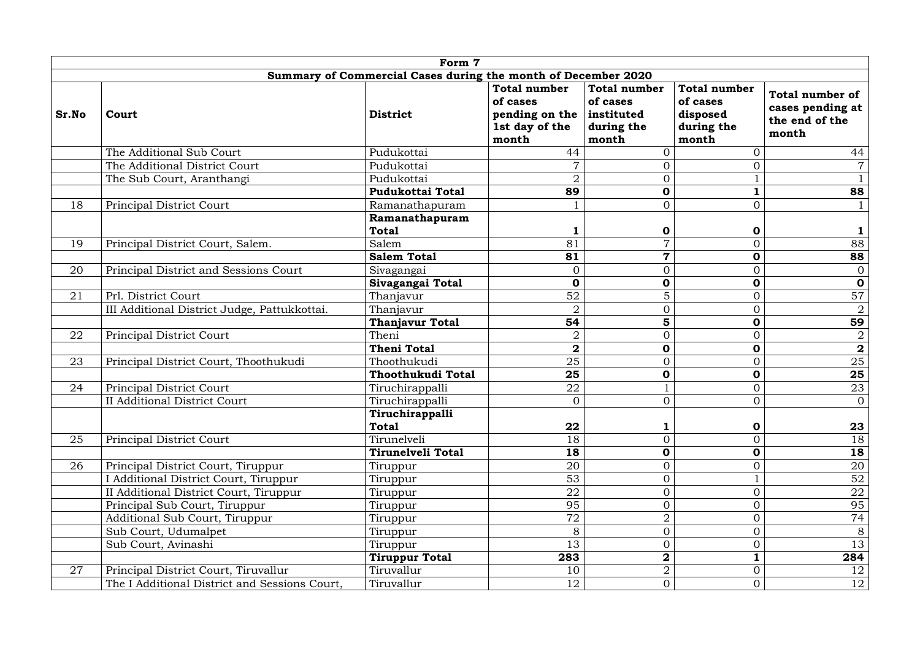| Form 7 | | | | | | |
|---|---|---|---|---|---|---|
| **Summary of Commercial Cases during the month of December 2020** | | | | | | |
| **Sr.No** | **Court** | **District** | **Total number of cases pending on the 1st day of the month** | **Total number of cases instituted during the month** | **Total number of cases disposed during the month** | **Total number of cases pending at the end of the month** |
| | The Additional Sub Court | Pudukottai | 44 | 0 | 0 | 44 |
| | The Additional District Court | Pudukottai | 7 | 0 | 0 | 7 |
| | The Sub Court, Aranthangi | Pudukottai | 2 | 0 | 1 | 1 |
| | | **Pudukottai Total** | **89** | **0** | **1** | **88** |
| 18 | Principal District Court | Ramanathapuram | 1 | 0 | 0 | 1 |
| | | **Ramanathapuram Total** | **1** | **0** | **0** | **1** |
| 19 | Principal District Court, Salem. | Salem | 81 | 7 | 0 | 88 |
| | | **Salem Total** | **81** | **7** | **0** | **88** |
| 20 | Principal District and Sessions Court | Sivagangai | 0 | 0 | 0 | 0 |
| | | **Sivagangai Total** | **0** | **0** | **0** | **0** |
| 21 | Prl. District Court | Thanjavur | 52 | 5 | 0 | 57 |
| | III Additional District Judge, Pattukkottai. | Thanjavur | 2 | 0 | 0 | 2 |
| | | **Thanjavur Total** | **54** | **5** | **0** | **59** |
| 22 | Principal District Court | Theni | 2 | 0 | 0 | 2 |
| | | **Theni Total** | **2** | **0** | **0** | **2** |
| 23 | Principal District Court, Thoothukudi | Thoothukudi | 25 | 0 | 0 | 25 |
| | | **Thoothukudi Total** | **25** | **0** | **0** | **25** |
| 24 | Principal District Court | Tiruchirappalli | 22 | 1 | 0 | 23 |
| | II Additional District Court | Tiruchirappalli | 0 | 0 | 0 | 0 |
| | | **Tiruchirappalli Total** | **22** | **1** | **0** | **23** |
| 25 | Principal District Court | Tirunelveli | 18 | 0 | 0 | 18 |
| | | **Tirunelveli Total** | **18** | **0** | **0** | **18** |
| 26 | Principal District Court, Tiruppur | Tiruppur | 20 | 0 | 0 | 20 |
| | I Additional District Court, Tiruppur | Tiruppur | 53 | 0 | 1 | 52 |
| | II Additional District Court, Tiruppur | Tiruppur | 22 | 0 | 0 | 22 |
| | Principal Sub Court, Tiruppur | Tiruppur | 95 | 0 | 0 | 95 |
| | Additional Sub Court, Tiruppur | Tiruppur | 72 | 2 | 0 | 74 |
| | Sub Court, Udumalpet | Tiruppur | 8 | 0 | 0 | 8 |
| | Sub Court, Avinashi | Tiruppur | 13 | 0 | 0 | 13 |
| | | **Tiruppur Total** | **283** | **2** | **1** | **284** |
| 27 | Principal District Court, Tiruvallur | Tiruvallur | 10 | 2 | 0 | 12 |
| | The I Additional District and Sessions Court, | Tiruvallur | 12 | 0 | 0 | 12 |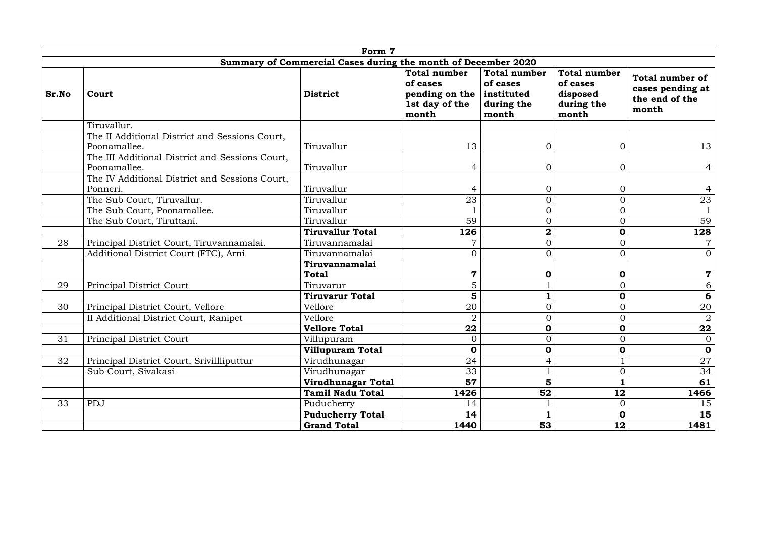| Form 7 | | | | | | |
|---|---|---|---|---|---|---|
| **Summary of Commercial Cases during the month of December 2020** | | | | | | |
| **Sr.No** | **Court** | **District** | **Total number of cases pending on the 1st day of the month** | **Total number of cases instituted during the month** | **Total number of cases disposed during the month** | **Total number of cases pending at the end of the month** |
| | Tiruvallur. | | | | | |
| | The II Additional District and Sessions Court, Poonamallee. | Tiruvallur | 13 | 0 | 0 | 13 |
| | The III Additional District and Sessions Court, Poonamallee. | Tiruvallur | 4 | 0 | 0 | 4 |
| | The IV Additional District and Sessions Court, Ponneri. | Tiruvallur | 4 | 0 | 0 | 4 |
| | The Sub Court, Tiruvallur. | Tiruvallur | 23 | 0 | 0 | 23 |
| | The Sub Court, Poonamallee. | Tiruvallur | 1 | 0 | 0 | 1 |
| | The Sub Court, Tiruttani. | Tiruvallur | 59 | 0 | 0 | 59 |
| | | **Tiruvallur Total** | **126** | **2** | **0** | **128** |
| 28 | Principal District Court, Tiruvannamalai. | Tiruvannamalai | 7 | 0 | 0 | 7 |
| | Additional District Court (FTC), Arni | Tiruvannamalai | 0 | 0 | 0 | 0 |
| | | **Tiruvannamalai Total** | **7** | **0** | **0** | **7** |
| 29 | Principal District Court | Tiruvarur | 5 | 1 | 0 | 6 |
| | | **Tiruvarur Total** | **5** | **1** | **0** | **6** |
| 30 | Principal District Court, Vellore | Vellore | 20 | 0 | 0 | 20 |
| | II Additional District Court, Ranipet | Vellore | 2 | 0 | 0 | 2 |
| | | **Vellore Total** | **22** | **0** | **0** | **22** |
| 31 | Principal District Court | Villupuram | 0 | 0 | 0 | 0 |
| | | **Villupuram Total** | **0** | **0** | **0** | **0** |
| 32 | Principal District Court, Srivillliputtur | Virudhunagar | 24 | 4 | 1 | 27 |
| | Sub Court, Sivakasi | Virudhunagar | 33 | 1 | 0 | 34 |
| | | **Virudhunagar Total** | **57** | **5** | **1** | **61** |
| | | **Tamil Nadu Total** | **1426** | **52** | **12** | **1466** |
| 33 | PDJ | Puducherry | 14 | 1 | 0 | 15 |
| | | **Puducherry Total** | **14** | **1** | **0** | **15** |
| | | **Grand Total** | **1440** | **53** | **12** | **1481** |